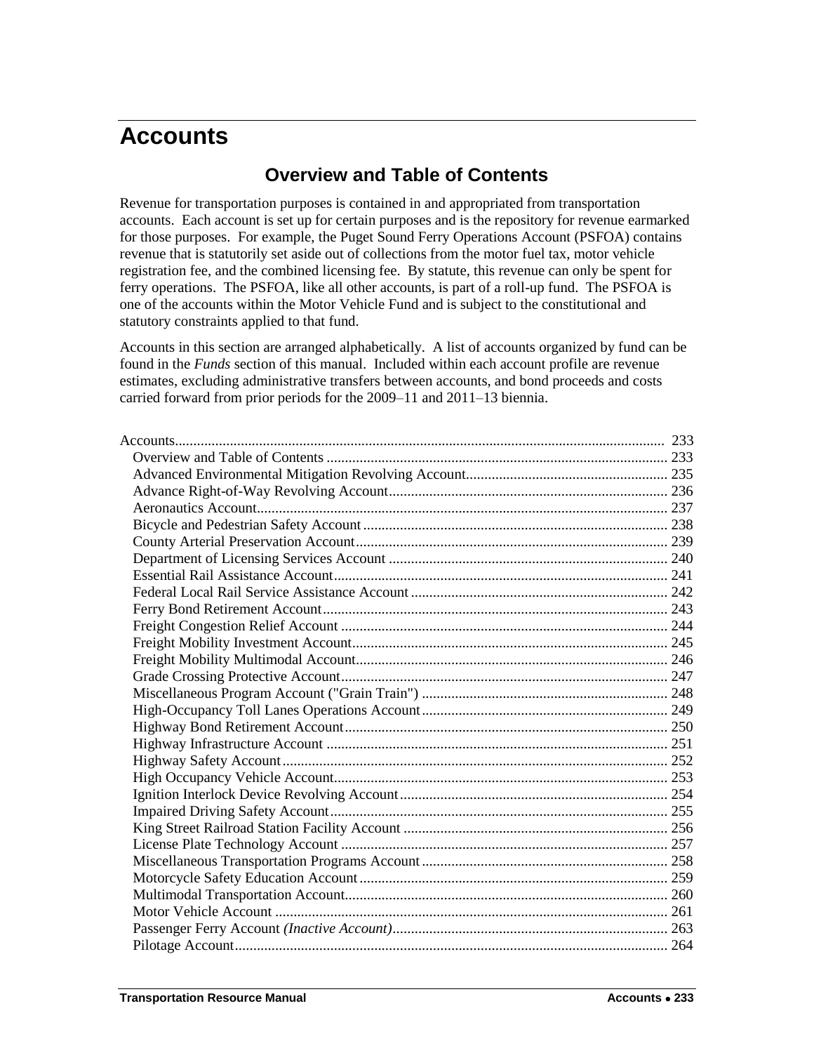# Accounts

## Overview and Table of Contents

Revenue for transportation purposes is contained in and appropriated from transportation accounts. Each account is set up for certain purposes and is the repository for revenue earmarked for those purposes. For example, the Puget Sound Ferry Operations Account (PSFOA) contains revenue that is statutorily set aside out of collections from the motor fuel tax, motor vehicle registration fee, and the combined licensing fee. By statute, this revenue can only be spent for ferry operations. The PSFOA, like all other accounts, is part of a roll-up fund. The PSFOA is one of the accounts within the Motor Vehicle Fund and is subject to the constitutional and statutory constraints applied to that fund.

Accounts in this section are arranged alphabetically. A list of accounts organized by fund can be found in the *Funds* section of this manual. Included within each account profile are revenue estimates, excluding administrative transfers between accounts, and bond proceeds and costs carried forward from prior periods for the 2009–11 and 2011–13 biennia.

Accounts .................................................. 233
- Overview and Table of Contents .................................................. 233
- Advanced Environmental Mitigation Revolving Account .................................................. 235
- Advance Right-of-Way Revolving Account .................................................. 236
- Aeronautics Account .................................................. 237
- Bicycle and Pedestrian Safety Account .................................................. 238
- County Arterial Preservation Account .................................................. 239
- Department of Licensing Services Account .................................................. 240
- Essential Rail Assistance Account .................................................. 241
- Federal Local Rail Service Assistance Account .................................................. 242
- Ferry Bond Retirement Account .................................................. 243
- Freight Congestion Relief Account .................................................. 244
- Freight Mobility Investment Account .................................................. 245
- Freight Mobility Multimodal Account .................................................. 246
- Grade Crossing Protective Account .................................................. 247
- Miscellaneous Program Account ("Grain Train") .................................................. 248
- High-Occupancy Toll Lanes Operations Account .................................................. 249
- Highway Bond Retirement Account .................................................. 250
- Highway Infrastructure Account .................................................. 251
- Highway Safety Account .................................................. 252
- High Occupancy Vehicle Account .................................................. 253
- Ignition Interlock Device Revolving Account .................................................. 254
- Impaired Driving Safety Account .................................................. 255
- King Street Railroad Station Facility Account .................................................. 256
- License Plate Technology Account .................................................. 257
- Miscellaneous Transportation Programs Account .................................................. 258
- Motorcycle Safety Education Account .................................................. 259
- Multimodal Transportation Account .................................................. 260
- Motor Vehicle Account .................................................. 261
- Passenger Ferry Account *(Inactive Account)* .................................................. 263
- Pilotage Account .................................................. 264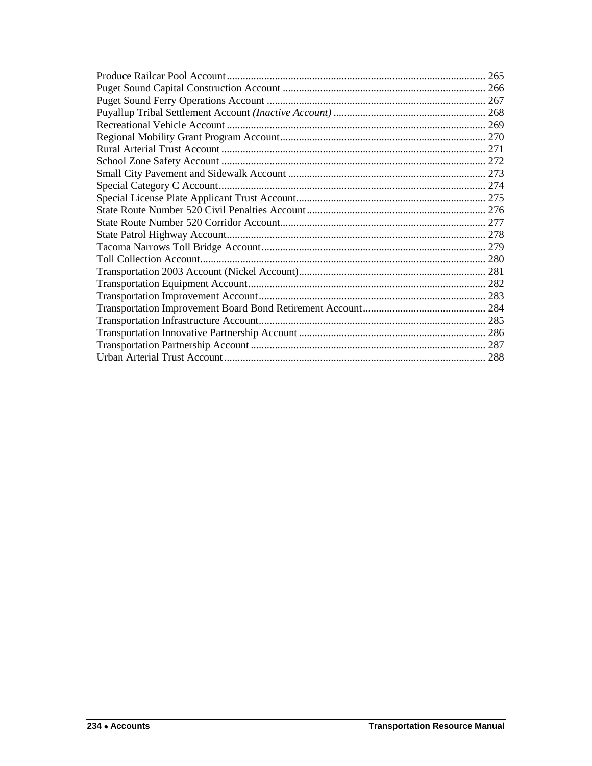Produce Railcar Pool Account ................................................................................................ 265
Puget Sound Capital Construction Account ........................................................................... 266
Puget Sound Ferry Operations Account ................................................................................. 267
Puyallup Tribal Settlement Account *(Inactive Account)* ......................................................... 268
Recreational Vehicle Account ................................................................................................ 269
Regional Mobility Grant Program Account............................................................................ 270
Rural Arterial Trust Account .................................................................................................. 271
School Zone Safety Account .................................................................................................. 272
Small City Pavement and Sidewalk Account ......................................................................... 273
Special Category C Account................................................................................................... 274
Special License Plate Applicant Trust Account...................................................................... 275
State Route Number 520 Civil Penalties Account................................................................... 276
State Route Number 520 Corridor Account............................................................................ 277
State Patrol Highway Account................................................................................................ 278
Tacoma Narrows Toll Bridge Account................................................................................... 279
Toll Collection Account.......................................................................................................... 280
Transportation 2003 Account (Nickel Account)..................................................................... 281
Transportation Equipment Account........................................................................................ 282
Transportation Improvement Account.................................................................................... 283
Transportation Improvement Board Bond Retirement Account............................................. 284
Transportation Infrastructure Account.................................................................................... 285
Transportation Innovative Partnership Account ..................................................................... 286
Transportation Partnership Account ....................................................................................... 287
Urban Arterial Trust Account ................................................................................................. 288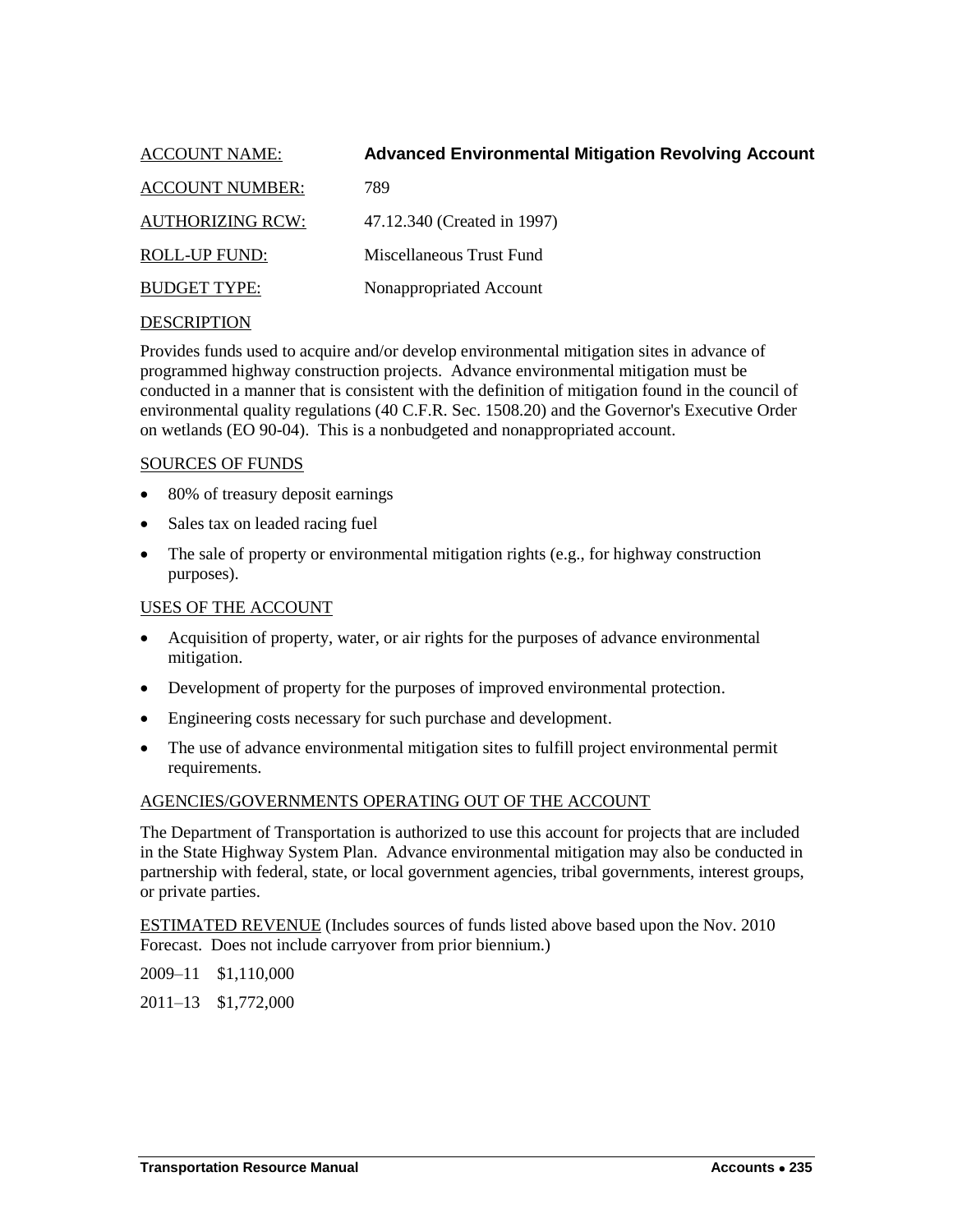ACCOUNT NAME: **Advanced Environmental Mitigation Revolving Account**

ACCOUNT NUMBER: 789

AUTHORIZING RCW: 47.12.340 (Created in 1997)

ROLL-UP FUND: Miscellaneous Trust Fund

BUDGET TYPE: Nonappropriated Account

DESCRIPTION

Provides funds used to acquire and/or develop environmental mitigation sites in advance of programmed highway construction projects. Advance environmental mitigation must be conducted in a manner that is consistent with the definition of mitigation found in the council of environmental quality regulations (40 C.F.R. Sec. 1508.20) and the Governor's Executive Order on wetlands (EO 90-04). This is a nonbudgeted and nonappropriated account.

SOURCES OF FUNDS

- 80% of treasury deposit earnings
- Sales tax on leaded racing fuel
- The sale of property or environmental mitigation rights (e.g., for highway construction purposes).

USES OF THE ACCOUNT

- Acquisition of property, water, or air rights for the purposes of advance environmental mitigation.
- Development of property for the purposes of improved environmental protection.
- Engineering costs necessary for such purchase and development.
- The use of advance environmental mitigation sites to fulfill project environmental permit requirements.

AGENCIES/GOVERNMENTS OPERATING OUT OF THE ACCOUNT

The Department of Transportation is authorized to use this account for projects that are included in the State Highway System Plan. Advance environmental mitigation may also be conducted in partnership with federal, state, or local government agencies, tribal governments, interest groups, or private parties.

ESTIMATED REVENUE (Includes sources of funds listed above based upon the Nov. 2010 Forecast. Does not include carryover from prior biennium.)

2009–11 $1,110,000

2011–13 $1,772,000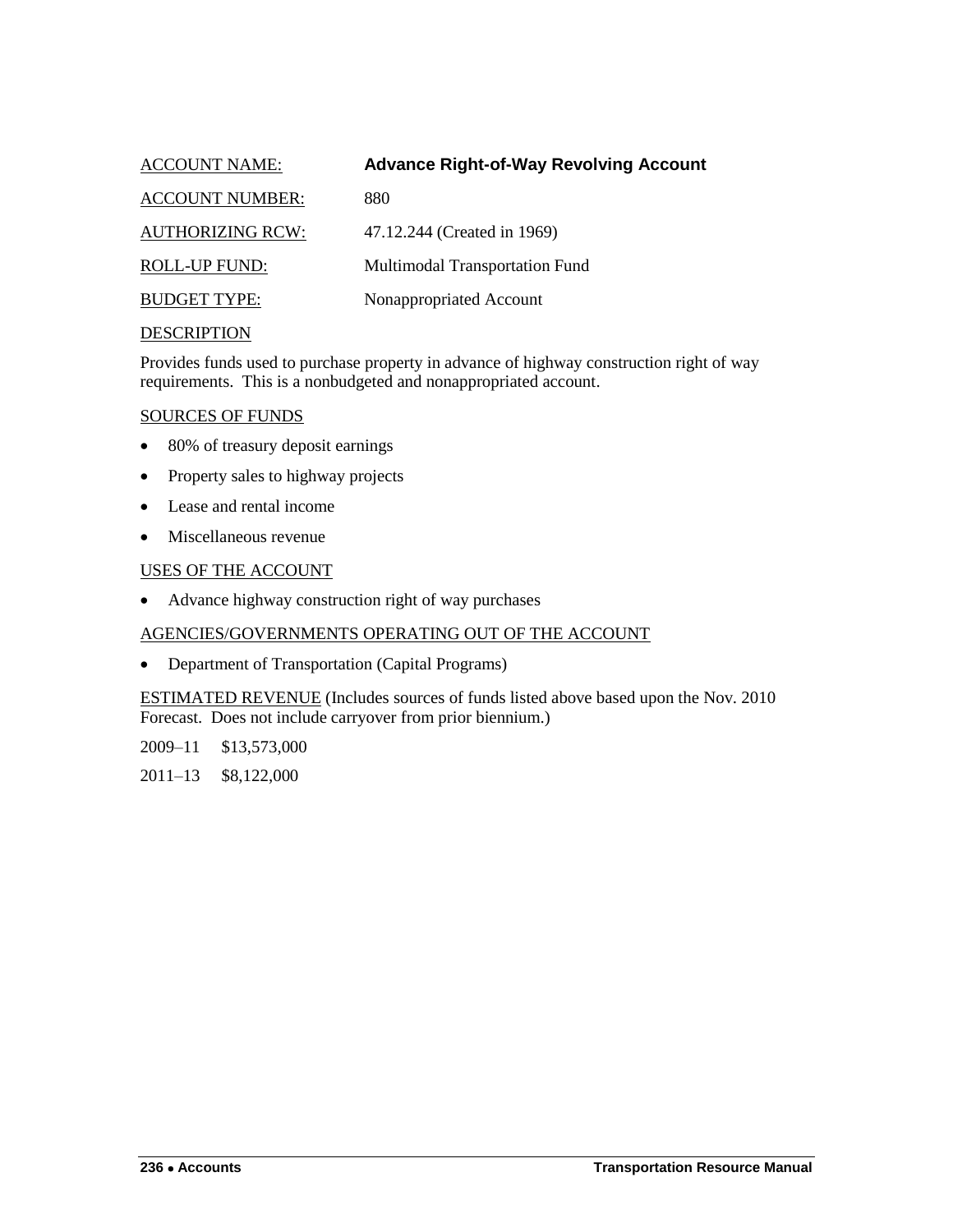ACCOUNT NAME: **Advance Right-of-Way Revolving Account**

ACCOUNT NUMBER: 880

AUTHORIZING RCW: 47.12.244 (Created in 1969)

ROLL-UP FUND: Multimodal Transportation Fund

BUDGET TYPE: Nonappropriated Account

DESCRIPTION

Provides funds used to purchase property in advance of highway construction right of way requirements. This is a nonbudgeted and nonappropriated account.

SOURCES OF FUNDS

- 80% of treasury deposit earnings
- Property sales to highway projects
- Lease and rental income
- Miscellaneous revenue

USES OF THE ACCOUNT

- Advance highway construction right of way purchases

AGENCIES/GOVERNMENTS OPERATING OUT OF THE ACCOUNT

- Department of Transportation (Capital Programs)

ESTIMATED REVENUE (Includes sources of funds listed above based upon the Nov. 2010 Forecast. Does not include carryover from prior biennium.)

2009–11 $13,573,000

2011–13 $8,122,000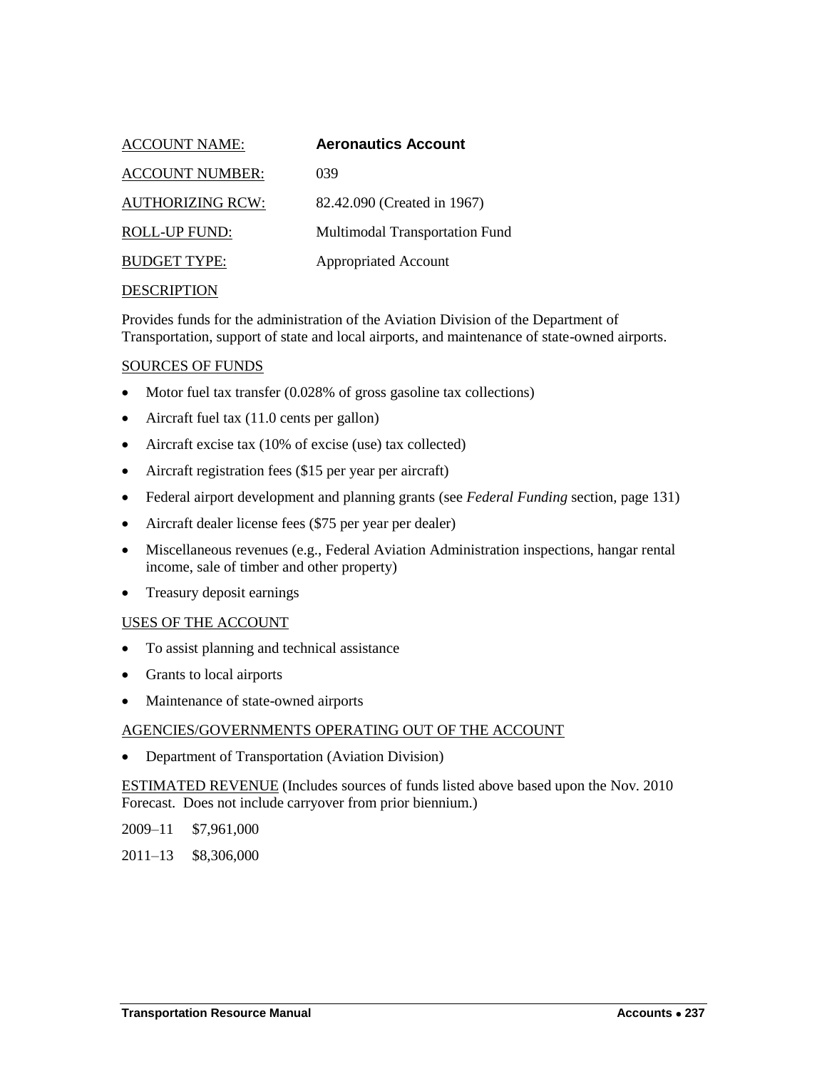ACCOUNT NAME: **Aeronautics Account**

ACCOUNT NUMBER: 039

AUTHORIZING RCW: 82.42.090 (Created in 1967)

ROLL-UP FUND: Multimodal Transportation Fund

BUDGET TYPE: Appropriated Account

DESCRIPTION

Provides funds for the administration of the Aviation Division of the Department of Transportation, support of state and local airports, and maintenance of state-owned airports.

SOURCES OF FUNDS

- Motor fuel tax transfer (0.028% of gross gasoline tax collections)
- Aircraft fuel tax (11.0 cents per gallon)
- Aircraft excise tax (10% of excise (use) tax collected)
- Aircraft registration fees ($15 per year per aircraft)
- Federal airport development and planning grants (see *Federal Funding* section, page 131)
- Aircraft dealer license fees ($75 per year per dealer)
- Miscellaneous revenues (e.g., Federal Aviation Administration inspections, hangar rental income, sale of timber and other property)
- Treasury deposit earnings

USES OF THE ACCOUNT

- To assist planning and technical assistance
- Grants to local airports
- Maintenance of state-owned airports

AGENCIES/GOVERNMENTS OPERATING OUT OF THE ACCOUNT

- Department of Transportation (Aviation Division)

ESTIMATED REVENUE (Includes sources of funds listed above based upon the Nov. 2010 Forecast. Does not include carryover from prior biennium.)

2009–11 $7,961,000

2011–13 $8,306,000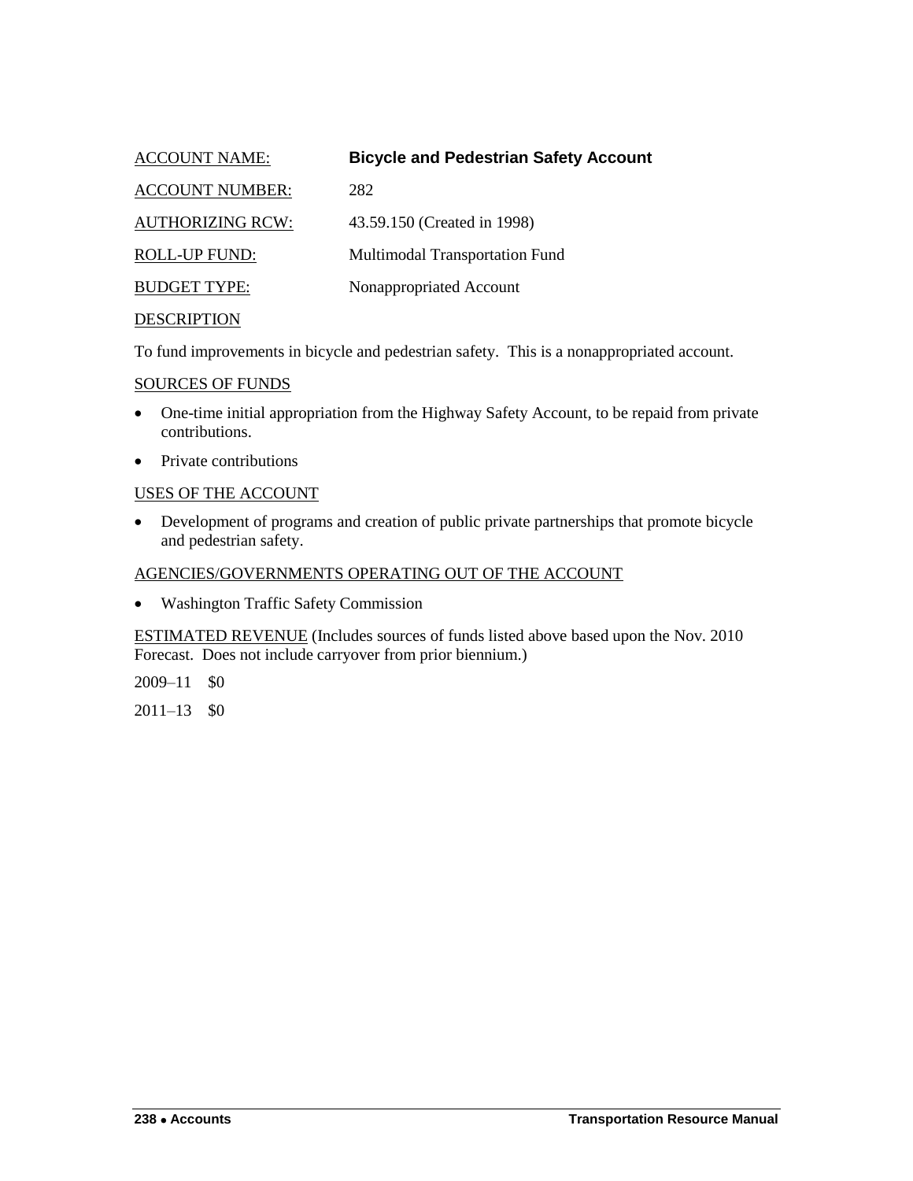ACCOUNT NAME: **Bicycle and Pedestrian Safety Account**

ACCOUNT NUMBER: 282

AUTHORIZING RCW: 43.59.150 (Created in 1998)

ROLL-UP FUND: Multimodal Transportation Fund

BUDGET TYPE: Nonappropriated Account

DESCRIPTION

To fund improvements in bicycle and pedestrian safety. This is a nonappropriated account.

SOURCES OF FUNDS

- One-time initial appropriation from the Highway Safety Account, to be repaid from private contributions.
- Private contributions

USES OF THE ACCOUNT

- Development of programs and creation of public private partnerships that promote bicycle and pedestrian safety.

AGENCIES/GOVERNMENTS OPERATING OUT OF THE ACCOUNT

- Washington Traffic Safety Commission

ESTIMATED REVENUE (Includes sources of funds listed above based upon the Nov. 2010 Forecast. Does not include carryover from prior biennium.)

2009–11 $0

2011–13 $0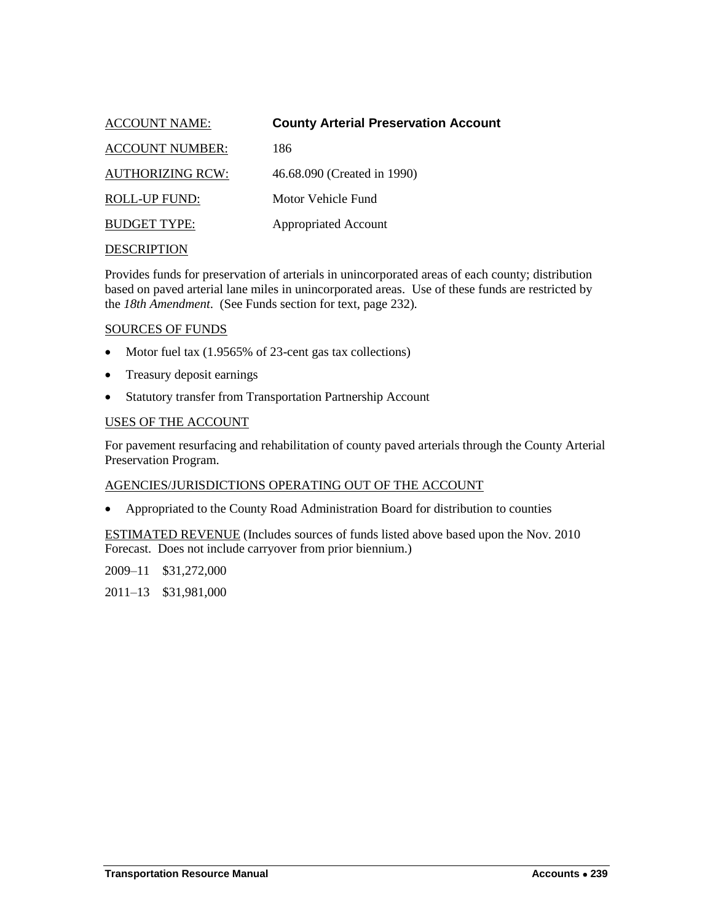ACCOUNT NAME: **County Arterial Preservation Account**

ACCOUNT NUMBER: 186

AUTHORIZING RCW: 46.68.090 (Created in 1990)

ROLL-UP FUND: Motor Vehicle Fund

BUDGET TYPE: Appropriated Account

DESCRIPTION

Provides funds for preservation of arterials in unincorporated areas of each county; distribution based on paved arterial lane miles in unincorporated areas. Use of these funds are restricted by the *18th Amendment*. (See Funds section for text, page 232).

SOURCES OF FUNDS

- Motor fuel tax (1.9565% of 23-cent gas tax collections)
- Treasury deposit earnings
- Statutory transfer from Transportation Partnership Account

USES OF THE ACCOUNT

For pavement resurfacing and rehabilitation of county paved arterials through the County Arterial Preservation Program.

AGENCIES/JURISDICTIONS OPERATING OUT OF THE ACCOUNT

- Appropriated to the County Road Administration Board for distribution to counties

ESTIMATED REVENUE (Includes sources of funds listed above based upon the Nov. 2010 Forecast. Does not include carryover from prior biennium.)

2009–11 $31,272,000

2011–13 $31,981,000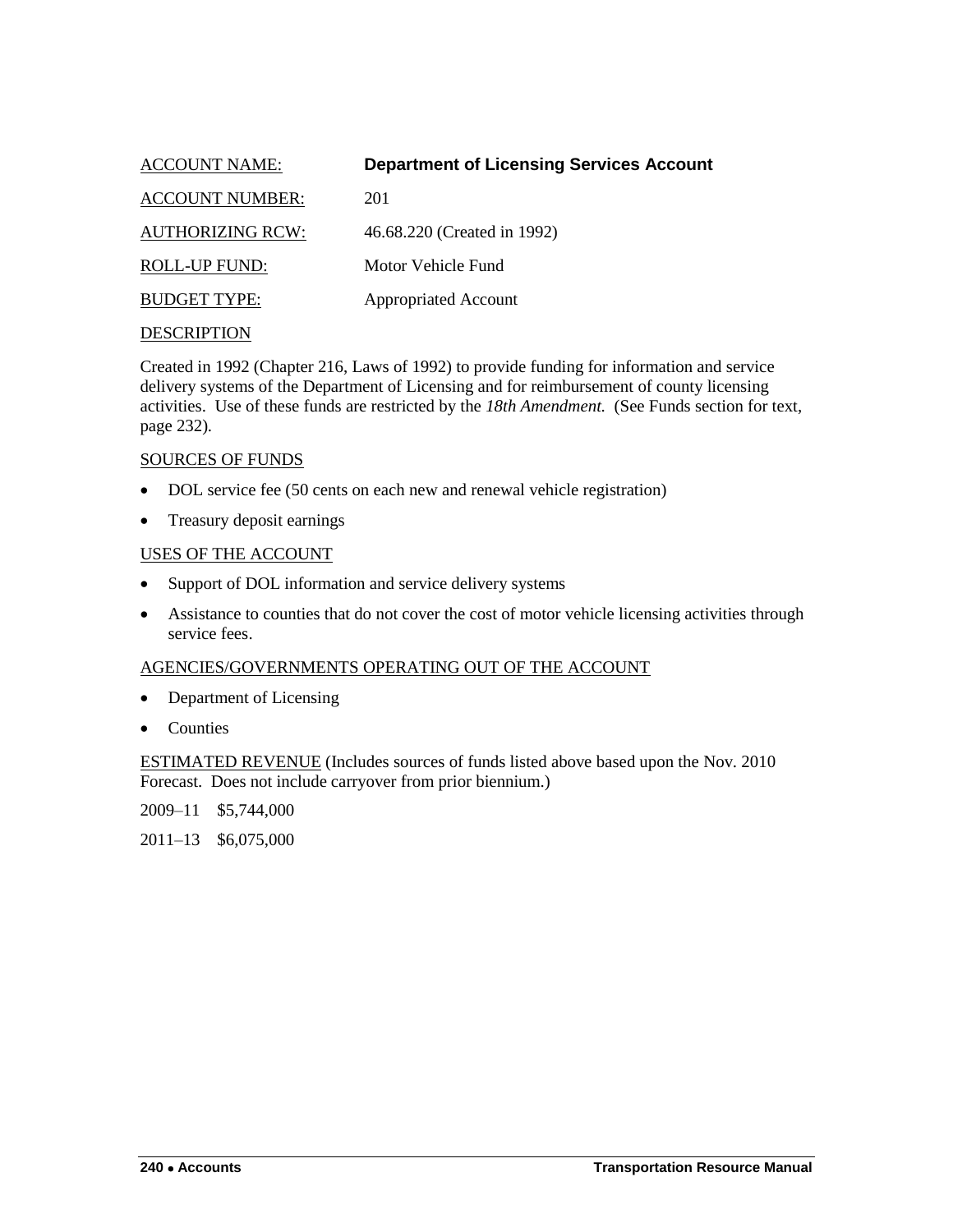ACCOUNT NAME: **Department of Licensing Services Account**

ACCOUNT NUMBER: 201

AUTHORIZING RCW: 46.68.220 (Created in 1992)

ROLL-UP FUND: Motor Vehicle Fund

BUDGET TYPE: Appropriated Account

DESCRIPTION

Created in 1992 (Chapter 216, Laws of 1992) to provide funding for information and service delivery systems of the Department of Licensing and for reimbursement of county licensing activities. Use of these funds are restricted by the *18th Amendment.* (See Funds section for text, page 232).

SOURCES OF FUNDS

- DOL service fee (50 cents on each new and renewal vehicle registration)
- Treasury deposit earnings

USES OF THE ACCOUNT

- Support of DOL information and service delivery systems
- Assistance to counties that do not cover the cost of motor vehicle licensing activities through service fees.

AGENCIES/GOVERNMENTS OPERATING OUT OF THE ACCOUNT

- Department of Licensing
- Counties

ESTIMATED REVENUE (Includes sources of funds listed above based upon the Nov. 2010 Forecast. Does not include carryover from prior biennium.)

2009–11 $5,744,000

2011–13 $6,075,000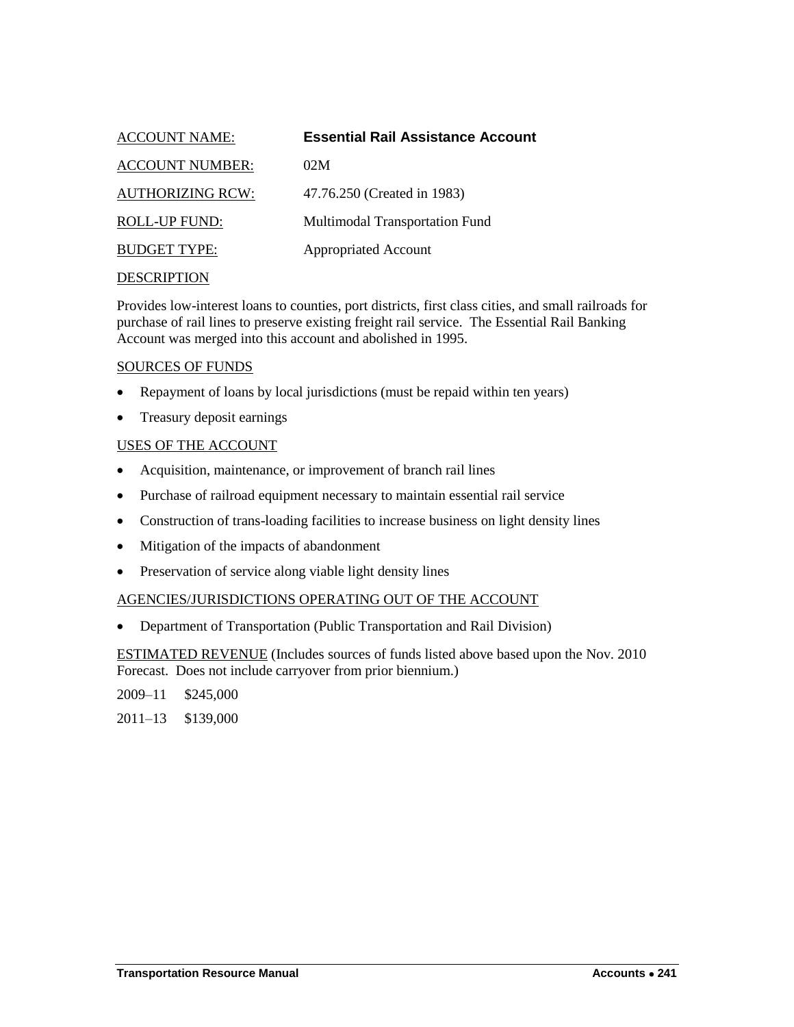ACCOUNT NAME: **Essential Rail Assistance Account**

ACCOUNT NUMBER: 02M

AUTHORIZING RCW: 47.76.250 (Created in 1983)

ROLL-UP FUND: Multimodal Transportation Fund

BUDGET TYPE: Appropriated Account

DESCRIPTION

Provides low-interest loans to counties, port districts, first class cities, and small railroads for purchase of rail lines to preserve existing freight rail service. The Essential Rail Banking Account was merged into this account and abolished in 1995.

SOURCES OF FUNDS

- Repayment of loans by local jurisdictions (must be repaid within ten years)
- Treasury deposit earnings

USES OF THE ACCOUNT

- Acquisition, maintenance, or improvement of branch rail lines
- Purchase of railroad equipment necessary to maintain essential rail service
- Construction of trans-loading facilities to increase business on light density lines
- Mitigation of the impacts of abandonment
- Preservation of service along viable light density lines

AGENCIES/JURISDICTIONS OPERATING OUT OF THE ACCOUNT

- Department of Transportation (Public Transportation and Rail Division)

ESTIMATED REVENUE (Includes sources of funds listed above based upon the Nov. 2010 Forecast. Does not include carryover from prior biennium.)

2009–11 $245,000

2011–13 $139,000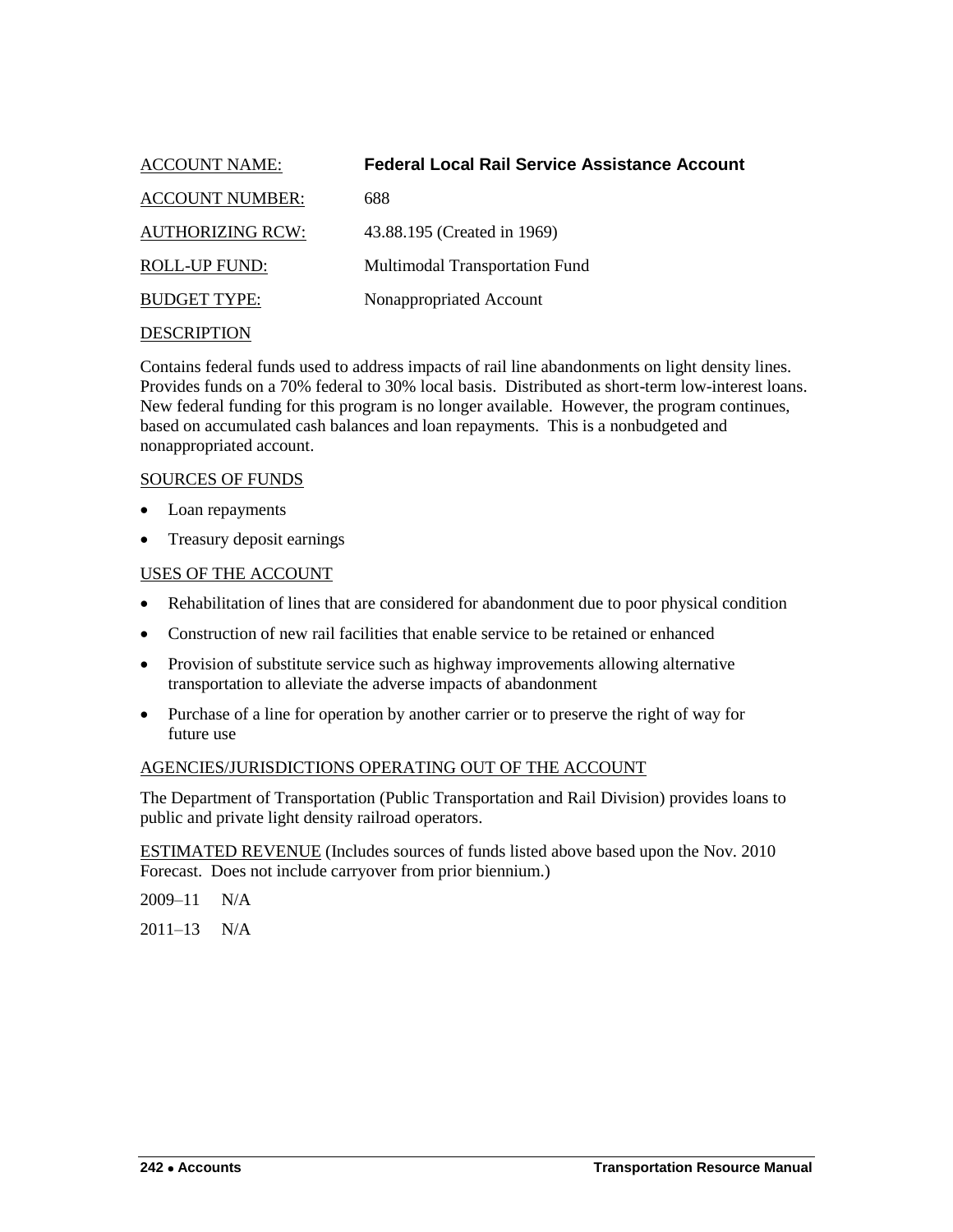ACCOUNT NAME: **Federal Local Rail Service Assistance Account**

ACCOUNT NUMBER: 688

AUTHORIZING RCW: 43.88.195 (Created in 1969)

ROLL-UP FUND: Multimodal Transportation Fund

BUDGET TYPE: Nonappropriated Account

DESCRIPTION

Contains federal funds used to address impacts of rail line abandonments on light density lines. Provides funds on a 70% federal to 30% local basis. Distributed as short-term low-interest loans. New federal funding for this program is no longer available. However, the program continues, based on accumulated cash balances and loan repayments. This is a nonbudgeted and nonappropriated account.

SOURCES OF FUNDS

- Loan repayments
- Treasury deposit earnings

USES OF THE ACCOUNT

- Rehabilitation of lines that are considered for abandonment due to poor physical condition
- Construction of new rail facilities that enable service to be retained or enhanced
- Provision of substitute service such as highway improvements allowing alternative transportation to alleviate the adverse impacts of abandonment
- Purchase of a line for operation by another carrier or to preserve the right of way for future use

AGENCIES/JURISDICTIONS OPERATING OUT OF THE ACCOUNT

The Department of Transportation (Public Transportation and Rail Division) provides loans to public and private light density railroad operators.

ESTIMATED REVENUE (Includes sources of funds listed above based upon the Nov. 2010 Forecast. Does not include carryover from prior biennium.)

2009–11 N/A

2011–13 N/A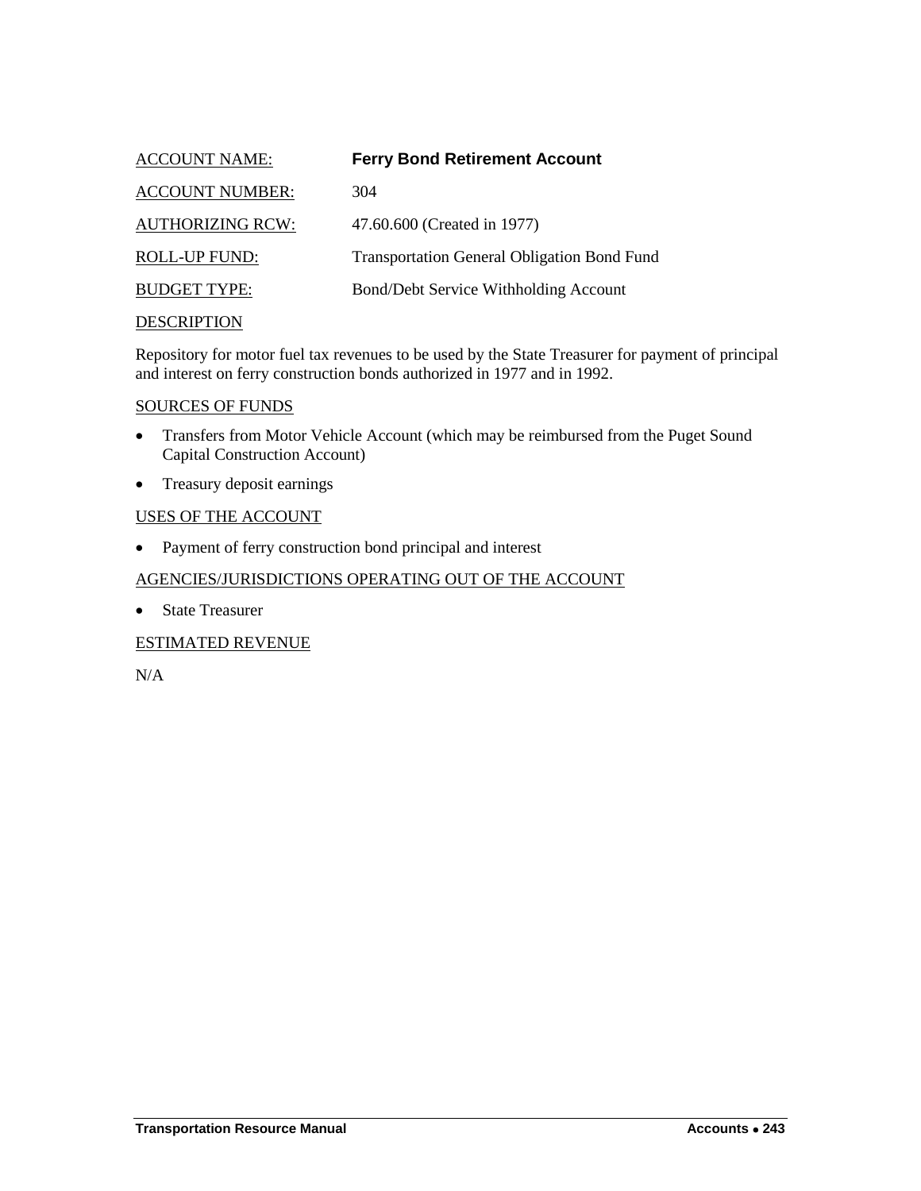ACCOUNT NAME: **Ferry Bond Retirement Account**

ACCOUNT NUMBER: 304

AUTHORIZING RCW: 47.60.600 (Created in 1977)

ROLL-UP FUND: Transportation General Obligation Bond Fund

BUDGET TYPE: Bond/Debt Service Withholding Account

DESCRIPTION

Repository for motor fuel tax revenues to be used by the State Treasurer for payment of principal and interest on ferry construction bonds authorized in 1977 and in 1992.

SOURCES OF FUNDS

- Transfers from Motor Vehicle Account (which may be reimbursed from the Puget Sound Capital Construction Account)
- Treasury deposit earnings

USES OF THE ACCOUNT

- Payment of ferry construction bond principal and interest

AGENCIES/JURISDICTIONS OPERATING OUT OF THE ACCOUNT

- State Treasurer

ESTIMATED REVENUE

N/A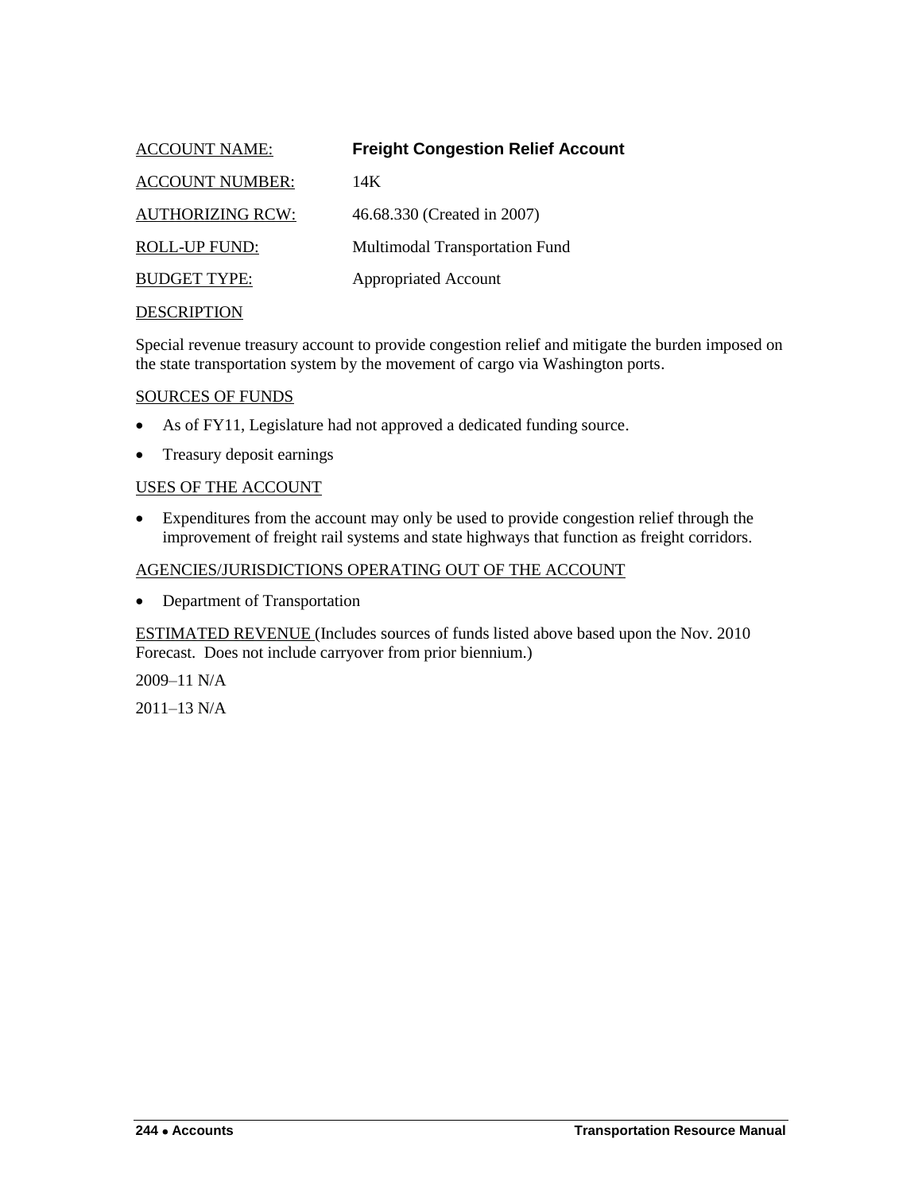ACCOUNT NAME: **Freight Congestion Relief Account**

ACCOUNT NUMBER: 14K

AUTHORIZING RCW: 46.68.330 (Created in 2007)

ROLL-UP FUND: Multimodal Transportation Fund

BUDGET TYPE: Appropriated Account

DESCRIPTION

Special revenue treasury account to provide congestion relief and mitigate the burden imposed on the state transportation system by the movement of cargo via Washington ports.

SOURCES OF FUNDS

- As of FY11, Legislature had not approved a dedicated funding source.
- Treasury deposit earnings

USES OF THE ACCOUNT

- Expenditures from the account may only be used to provide congestion relief through the improvement of freight rail systems and state highways that function as freight corridors.

AGENCIES/JURISDICTIONS OPERATING OUT OF THE ACCOUNT

- Department of Transportation

ESTIMATED REVENUE (Includes sources of funds listed above based upon the Nov. 2010 Forecast. Does not include carryover from prior biennium.)

2009–11 N/A

2011–13 N/A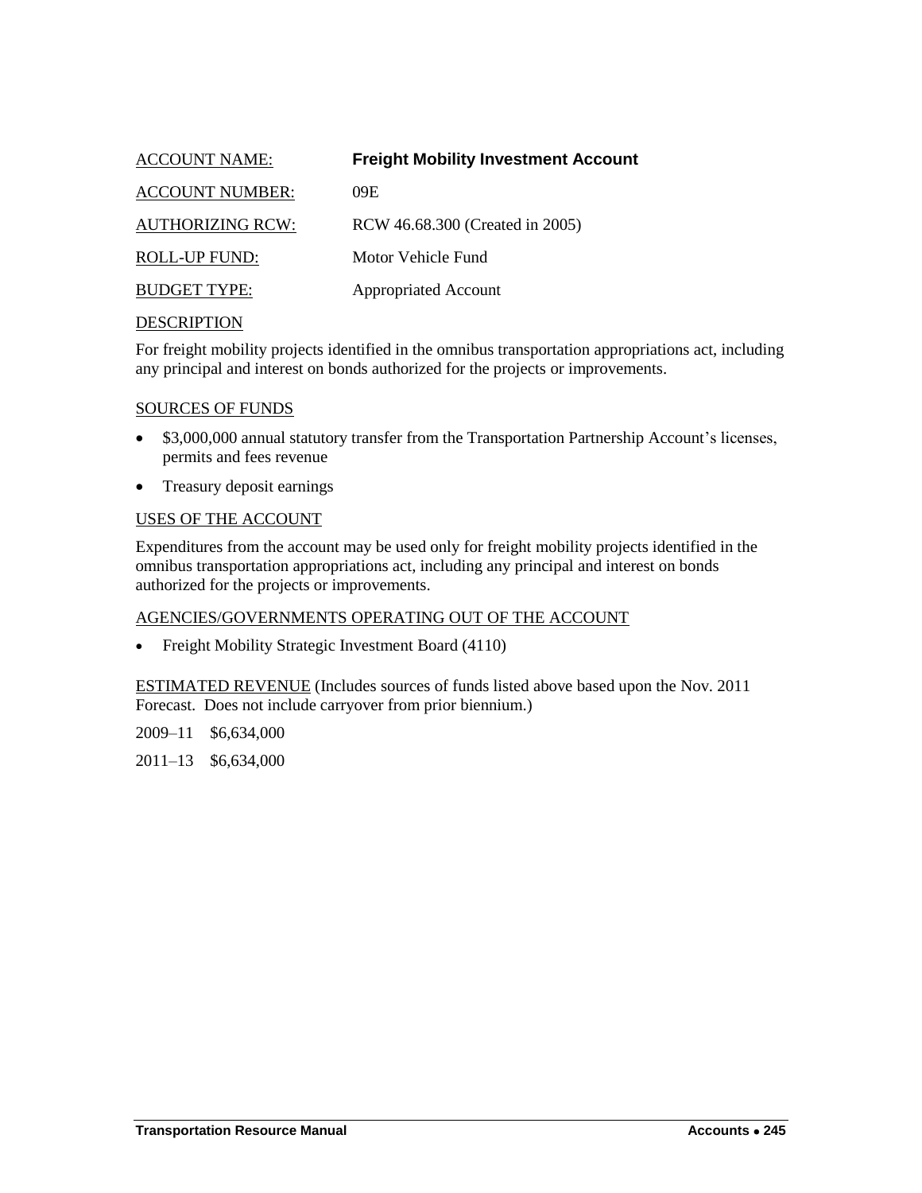ACCOUNT NAME: **Freight Mobility Investment Account**

ACCOUNT NUMBER: 09E

AUTHORIZING RCW: RCW 46.68.300 (Created in 2005)

ROLL-UP FUND: Motor Vehicle Fund

BUDGET TYPE: Appropriated Account

DESCRIPTION

For freight mobility projects identified in the omnibus transportation appropriations act, including any principal and interest on bonds authorized for the projects or improvements.

SOURCES OF FUNDS

- $3,000,000 annual statutory transfer from the Transportation Partnership Account's licenses, permits and fees revenue
- Treasury deposit earnings

USES OF THE ACCOUNT

Expenditures from the account may be used only for freight mobility projects identified in the omnibus transportation appropriations act, including any principal and interest on bonds authorized for the projects or improvements.

AGENCIES/GOVERNMENTS OPERATING OUT OF THE ACCOUNT

- Freight Mobility Strategic Investment Board (4110)

ESTIMATED REVENUE (Includes sources of funds listed above based upon the Nov. 2011 Forecast. Does not include carryover from prior biennium.)

2009–11 $6,634,000

2011–13 $6,634,000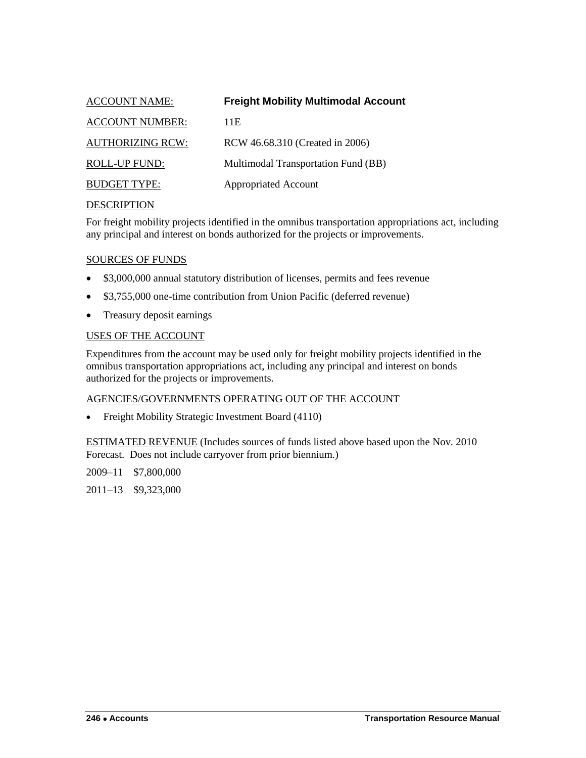ACCOUNT NAME: **Freight Mobility Multimodal Account**

ACCOUNT NUMBER: 11E

AUTHORIZING RCW: RCW 46.68.310 (Created in 2006)

ROLL-UP FUND: Multimodal Transportation Fund (BB)

BUDGET TYPE: Appropriated Account

DESCRIPTION

For freight mobility projects identified in the omnibus transportation appropriations act, including any principal and interest on bonds authorized for the projects or improvements.

SOURCES OF FUNDS

- $3,000,000 annual statutory distribution of licenses, permits and fees revenue
- $3,755,000 one-time contribution from Union Pacific (deferred revenue)
- Treasury deposit earnings

USES OF THE ACCOUNT

Expenditures from the account may be used only for freight mobility projects identified in the omnibus transportation appropriations act, including any principal and interest on bonds authorized for the projects or improvements.

AGENCIES/GOVERNMENTS OPERATING OUT OF THE ACCOUNT

- Freight Mobility Strategic Investment Board (4110)

ESTIMATED REVENUE (Includes sources of funds listed above based upon the Nov. 2010 Forecast. Does not include carryover from prior biennium.)

2009–11 $7,800,000

2011–13 $9,323,000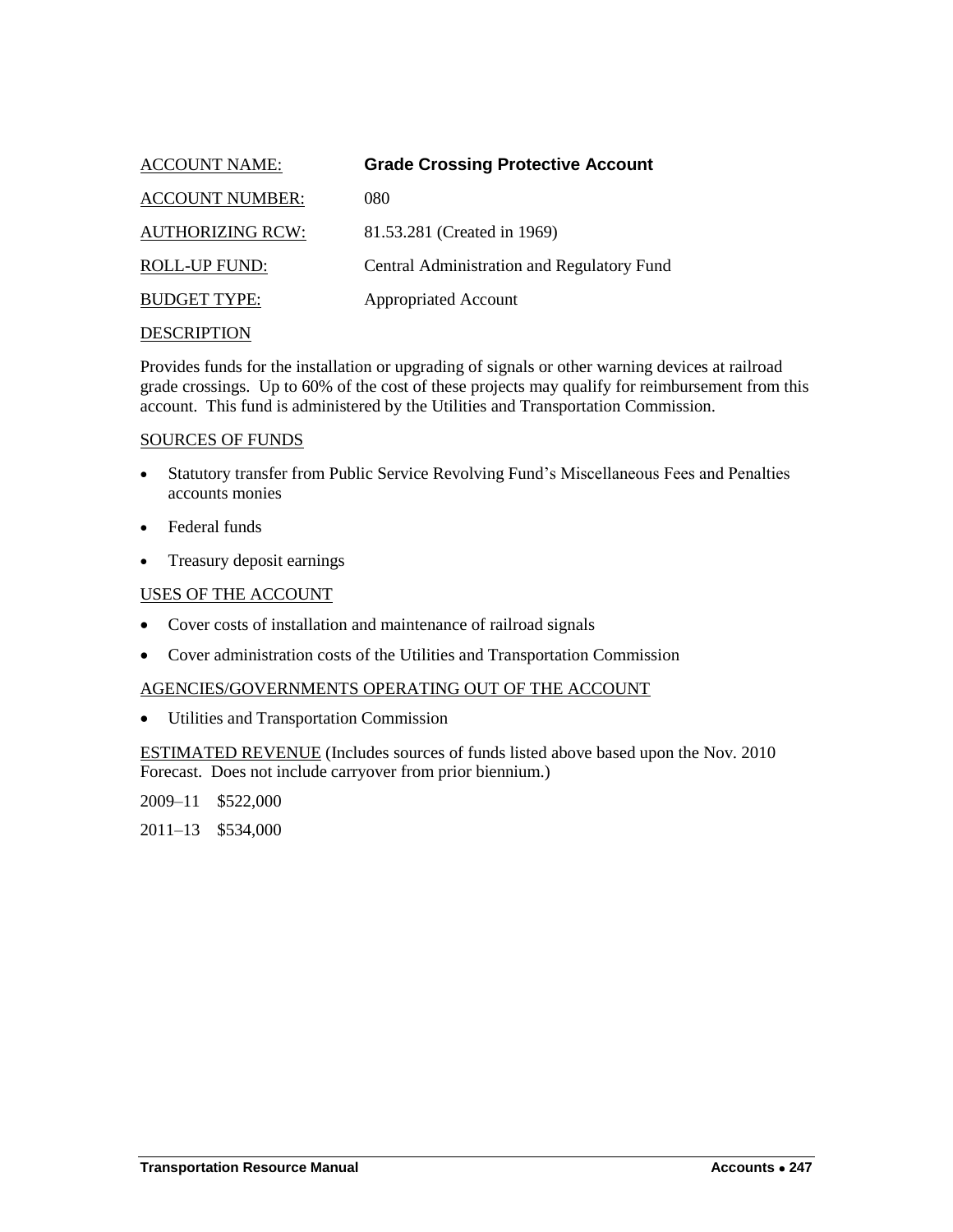ACCOUNT NAME: **Grade Crossing Protective Account**

ACCOUNT NUMBER: 080

AUTHORIZING RCW: 81.53.281 (Created in 1969)

ROLL-UP FUND: Central Administration and Regulatory Fund

BUDGET TYPE: Appropriated Account

DESCRIPTION

Provides funds for the installation or upgrading of signals or other warning devices at railroad grade crossings. Up to 60% of the cost of these projects may qualify for reimbursement from this account. This fund is administered by the Utilities and Transportation Commission.

SOURCES OF FUNDS

- Statutory transfer from Public Service Revolving Fund's Miscellaneous Fees and Penalties accounts monies
- Federal funds
- Treasury deposit earnings

USES OF THE ACCOUNT

- Cover costs of installation and maintenance of railroad signals
- Cover administration costs of the Utilities and Transportation Commission

AGENCIES/GOVERNMENTS OPERATING OUT OF THE ACCOUNT

- Utilities and Transportation Commission

ESTIMATED REVENUE (Includes sources of funds listed above based upon the Nov. 2010 Forecast. Does not include carryover from prior biennium.)

2009–11 $522,000

2011–13 $534,000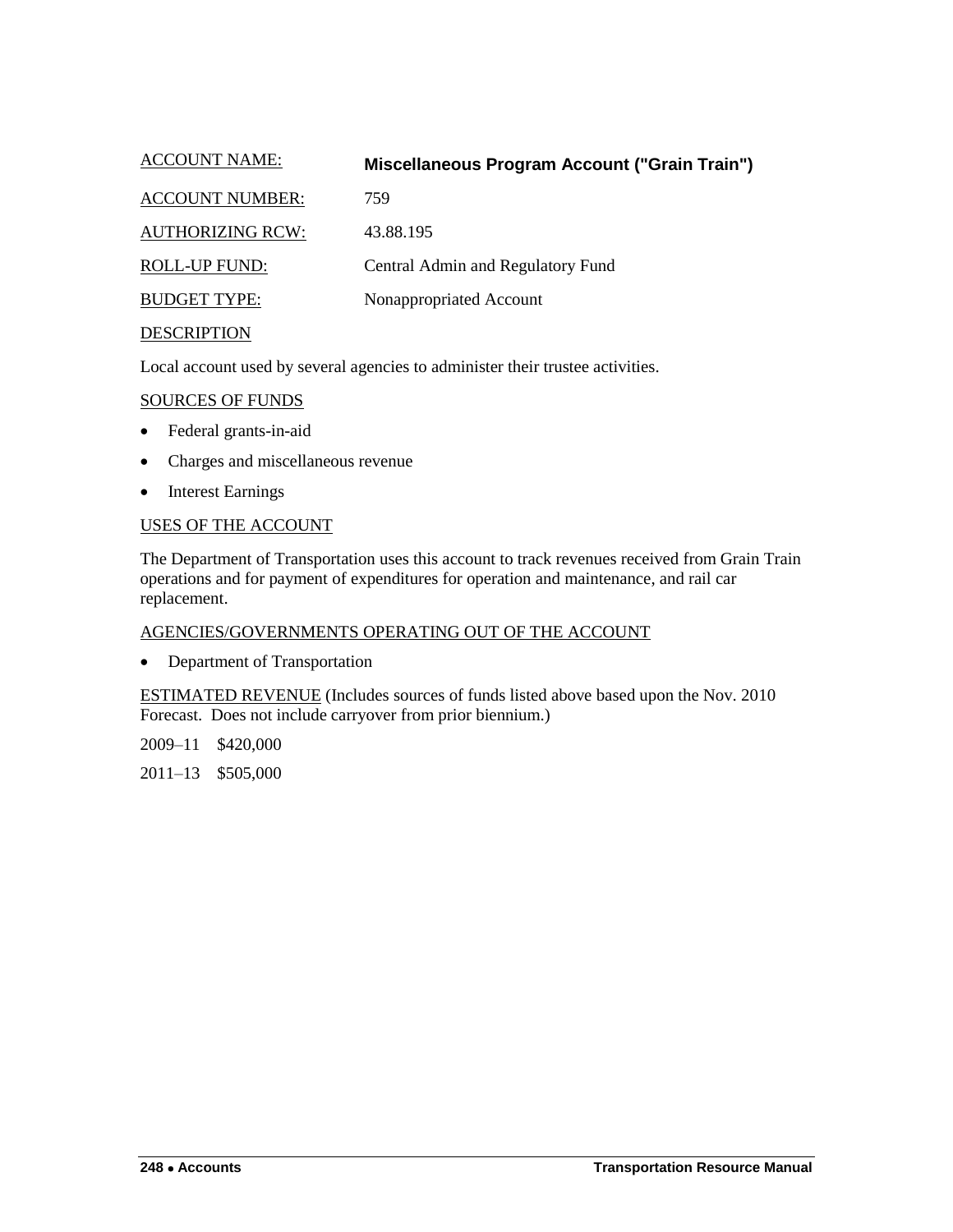ACCOUNT NAME: **Miscellaneous Program Account ("Grain Train")**

ACCOUNT NUMBER: 759

AUTHORIZING RCW: 43.88.195

ROLL-UP FUND: Central Admin and Regulatory Fund

BUDGET TYPE: Nonappropriated Account

DESCRIPTION

Local account used by several agencies to administer their trustee activities.

SOURCES OF FUNDS

- Federal grants-in-aid
- Charges and miscellaneous revenue
- Interest Earnings

USES OF THE ACCOUNT

The Department of Transportation uses this account to track revenues received from Grain Train operations and for payment of expenditures for operation and maintenance, and rail car replacement.

AGENCIES/GOVERNMENTS OPERATING OUT OF THE ACCOUNT

- Department of Transportation

ESTIMATED REVENUE (Includes sources of funds listed above based upon the Nov. 2010 Forecast. Does not include carryover from prior biennium.)

2009–11 $420,000

2011–13 $505,000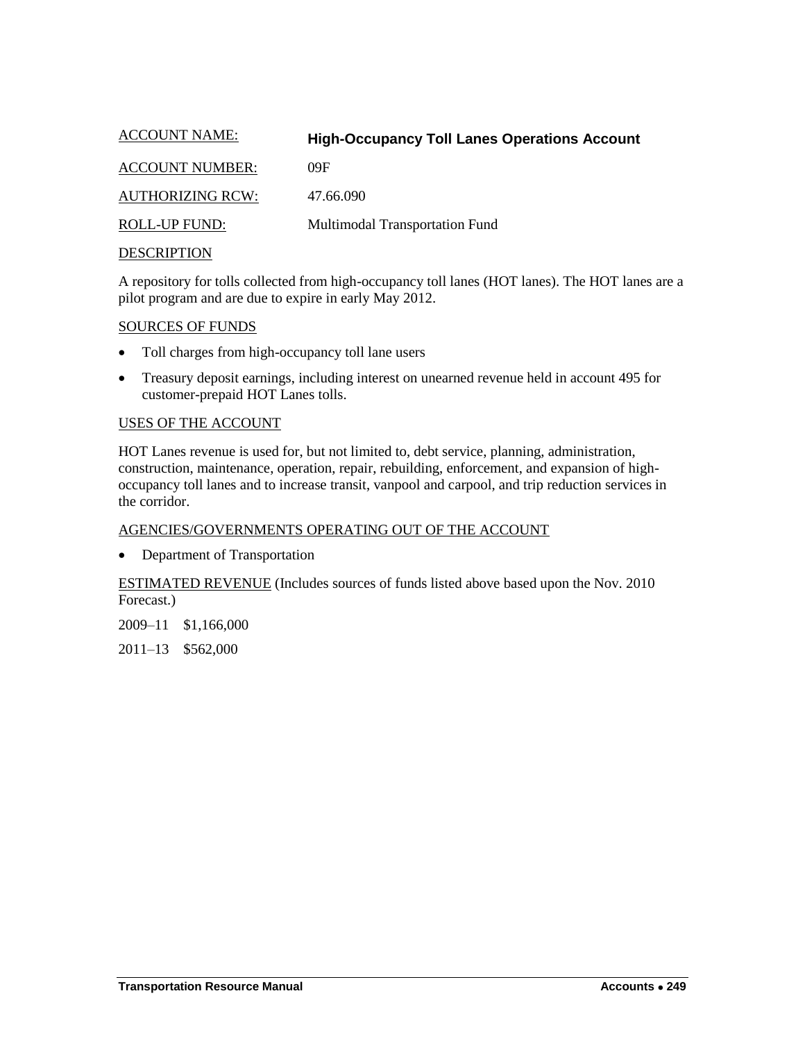ACCOUNT NAME: **High-Occupancy Toll Lanes Operations Account**

ACCOUNT NUMBER: 09F

AUTHORIZING RCW: 47.66.090

ROLL-UP FUND: Multimodal Transportation Fund

DESCRIPTION

A repository for tolls collected from high-occupancy toll lanes (HOT lanes). The HOT lanes are a pilot program and are due to expire in early May 2012.

SOURCES OF FUNDS

- Toll charges from high-occupancy toll lane users
- Treasury deposit earnings, including interest on unearned revenue held in account 495 for customer-prepaid HOT Lanes tolls.

USES OF THE ACCOUNT

HOT Lanes revenue is used for, but not limited to, debt service, planning, administration, construction, maintenance, operation, repair, rebuilding, enforcement, and expansion of high-occupancy toll lanes and to increase transit, vanpool and carpool, and trip reduction services in the corridor.

AGENCIES/GOVERNMENTS OPERATING OUT OF THE ACCOUNT

- Department of Transportation

ESTIMATED REVENUE (Includes sources of funds listed above based upon the Nov. 2010 Forecast.)

2009–11 $1,166,000

2011–13 $562,000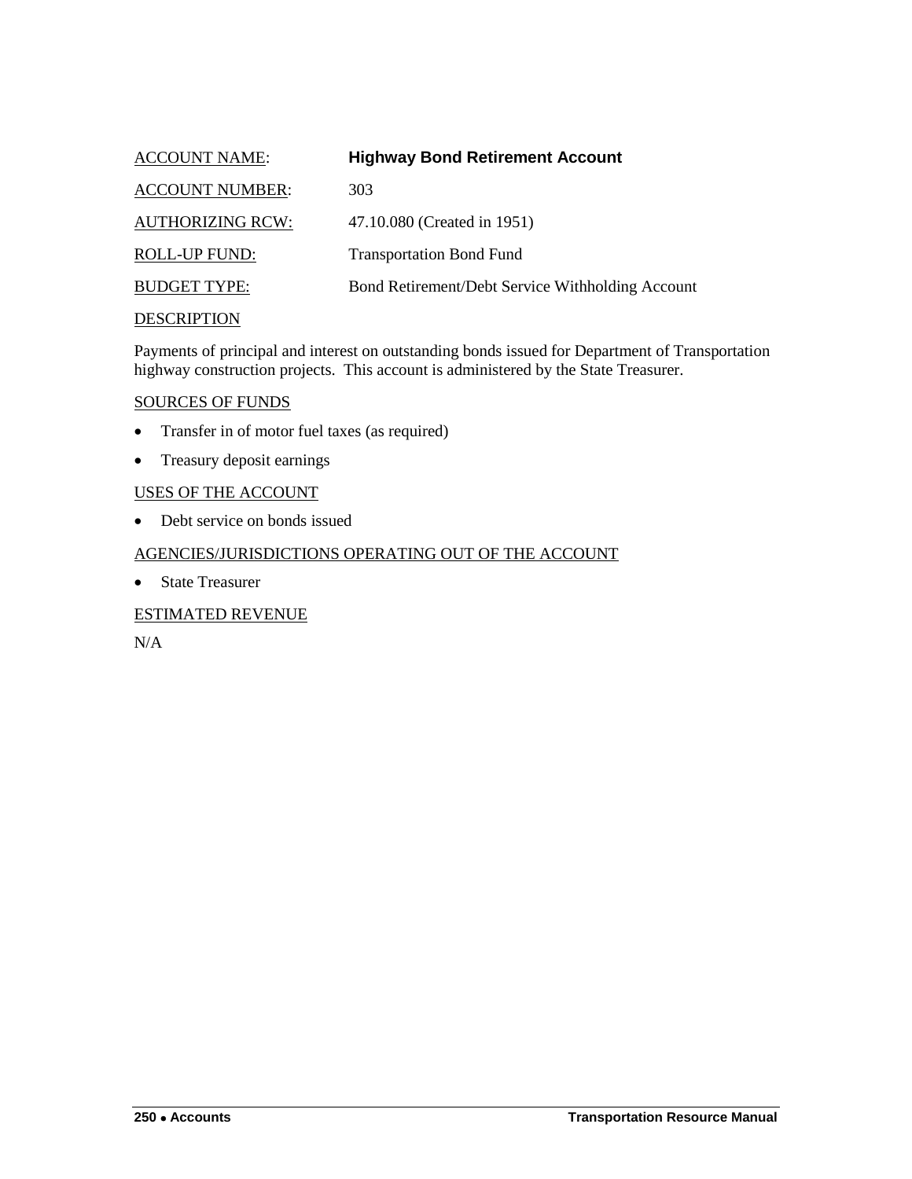ACCOUNT NAME: **Highway Bond Retirement Account**

ACCOUNT NUMBER: 303

AUTHORIZING RCW: 47.10.080 (Created in 1951)

ROLL-UP FUND: Transportation Bond Fund

BUDGET TYPE: Bond Retirement/Debt Service Withholding Account

DESCRIPTION

Payments of principal and interest on outstanding bonds issued for Department of Transportation highway construction projects. This account is administered by the State Treasurer.

SOURCES OF FUNDS

- Transfer in of motor fuel taxes (as required)
- Treasury deposit earnings

USES OF THE ACCOUNT

- Debt service on bonds issued

AGENCIES/JURISDICTIONS OPERATING OUT OF THE ACCOUNT

- State Treasurer

ESTIMATED REVENUE

N/A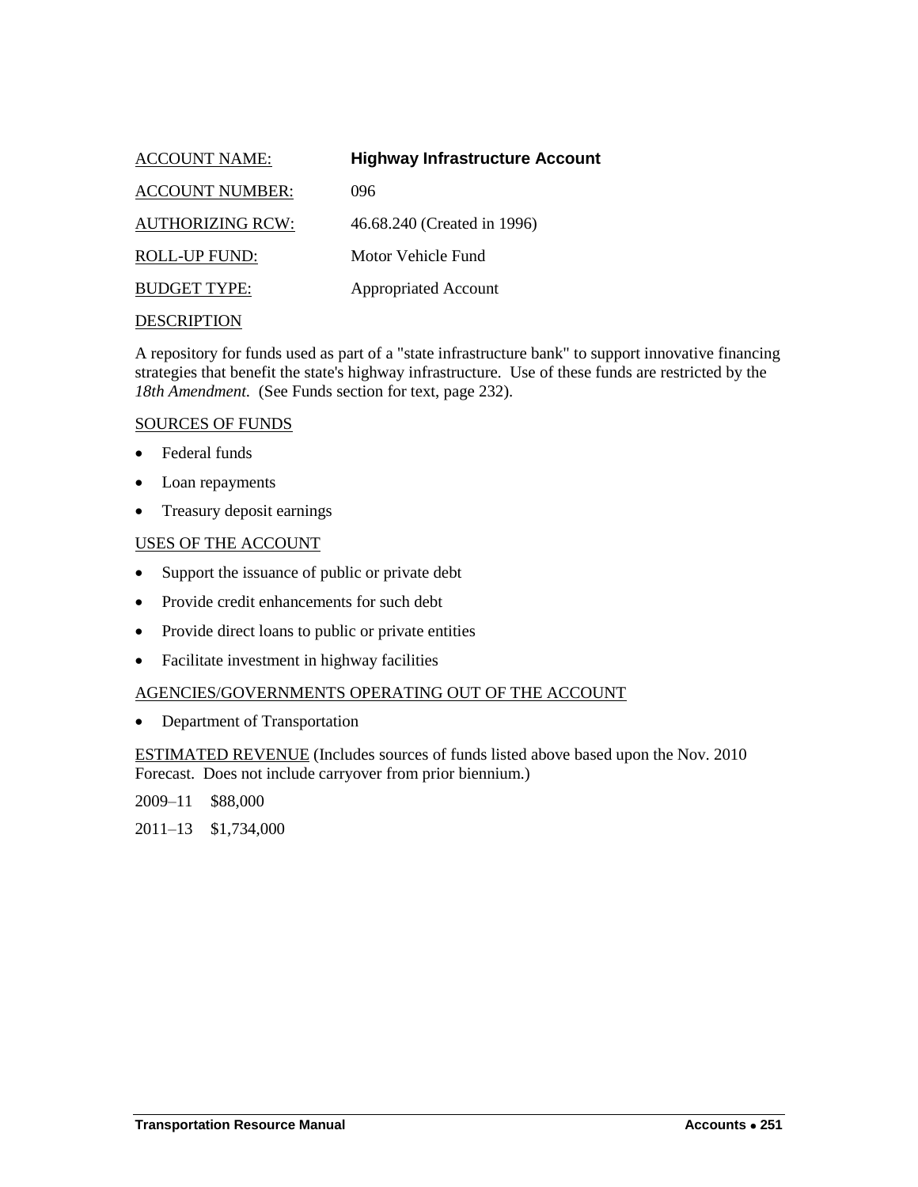ACCOUNT NAME: **Highway Infrastructure Account**

ACCOUNT NUMBER: 096

AUTHORIZING RCW: 46.68.240 (Created in 1996)

ROLL-UP FUND: Motor Vehicle Fund

BUDGET TYPE: Appropriated Account

DESCRIPTION

A repository for funds used as part of a "state infrastructure bank" to support innovative financing strategies that benefit the state's highway infrastructure. Use of these funds are restricted by the *18th Amendment*. (See Funds section for text, page 232).

SOURCES OF FUNDS

- Federal funds
- Loan repayments
- Treasury deposit earnings

USES OF THE ACCOUNT

- Support the issuance of public or private debt
- Provide credit enhancements for such debt
- Provide direct loans to public or private entities
- Facilitate investment in highway facilities

AGENCIES/GOVERNMENTS OPERATING OUT OF THE ACCOUNT

- Department of Transportation

ESTIMATED REVENUE (Includes sources of funds listed above based upon the Nov. 2010 Forecast. Does not include carryover from prior biennium.)

2009–11 $88,000

2011–13 $1,734,000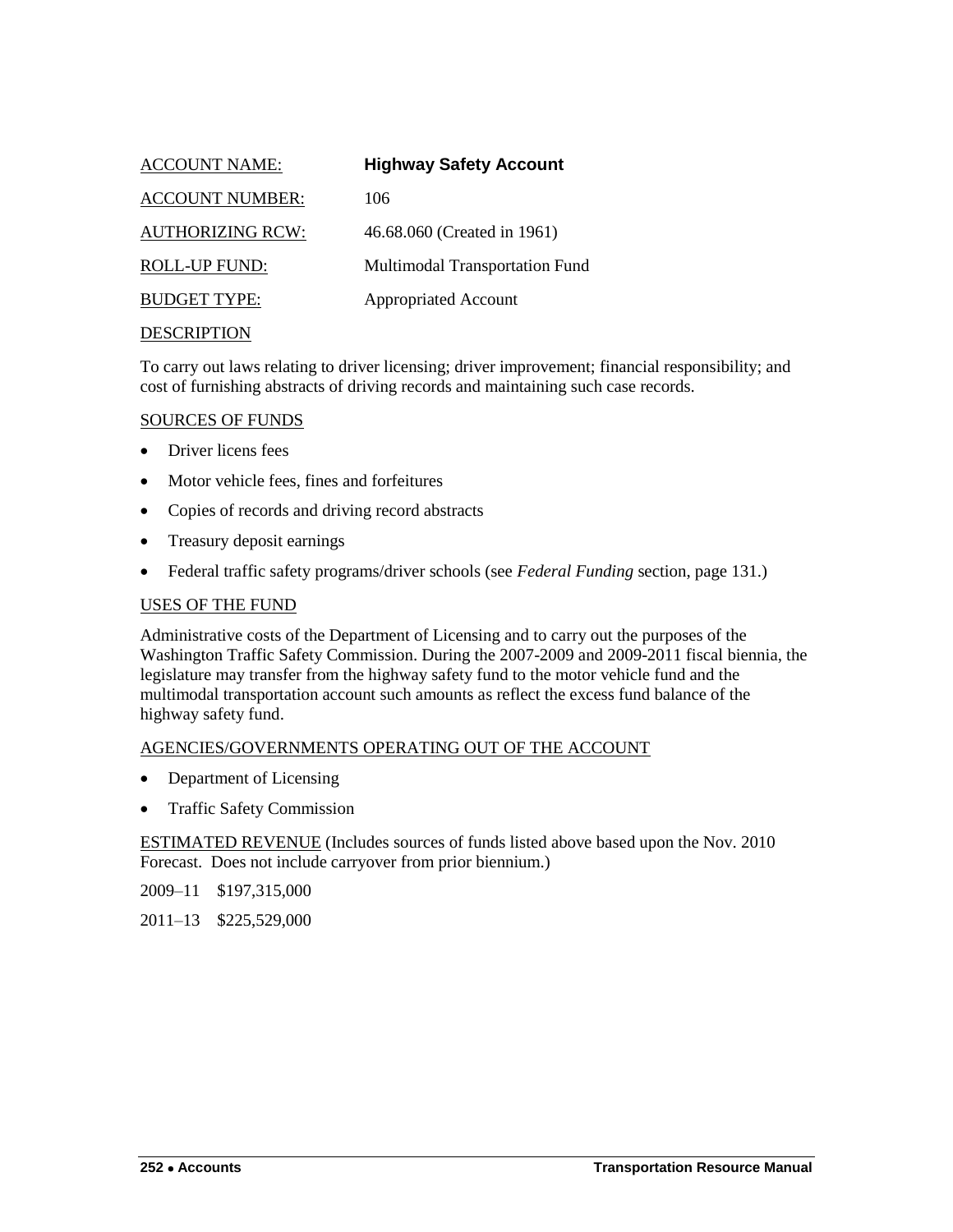| ACCOUNT NAME: | **Highway Safety Account** |
|---|---|
| ACCOUNT NUMBER: | 106 |
| AUTHORIZING RCW: | 46.68.060 (Created in 1961) |
| ROLL-UP FUND: | Multimodal Transportation Fund |
| BUDGET TYPE: | Appropriated Account |

DESCRIPTION

To carry out laws relating to driver licensing; driver improvement; financial responsibility; and cost of furnishing abstracts of driving records and maintaining such case records.

SOURCES OF FUNDS

- Driver licens fees
- Motor vehicle fees, fines and forfeitures
- Copies of records and driving record abstracts
- Treasury deposit earnings
- Federal traffic safety programs/driver schools (see *Federal Funding* section, page 131.)

USES OF THE FUND

Administrative costs of the Department of Licensing and to carry out the purposes of the Washington Traffic Safety Commission. During the 2007-2009 and 2009-2011 fiscal biennia, the legislature may transfer from the highway safety fund to the motor vehicle fund and the multimodal transportation account such amounts as reflect the excess fund balance of the highway safety fund.

AGENCIES/GOVERNMENTS OPERATING OUT OF THE ACCOUNT

- Department of Licensing
- Traffic Safety Commission

ESTIMATED REVENUE (Includes sources of funds listed above based upon the Nov. 2010 Forecast. Does not include carryover from prior biennium.)

2009–11 $197,315,000

2011–13 $225,529,000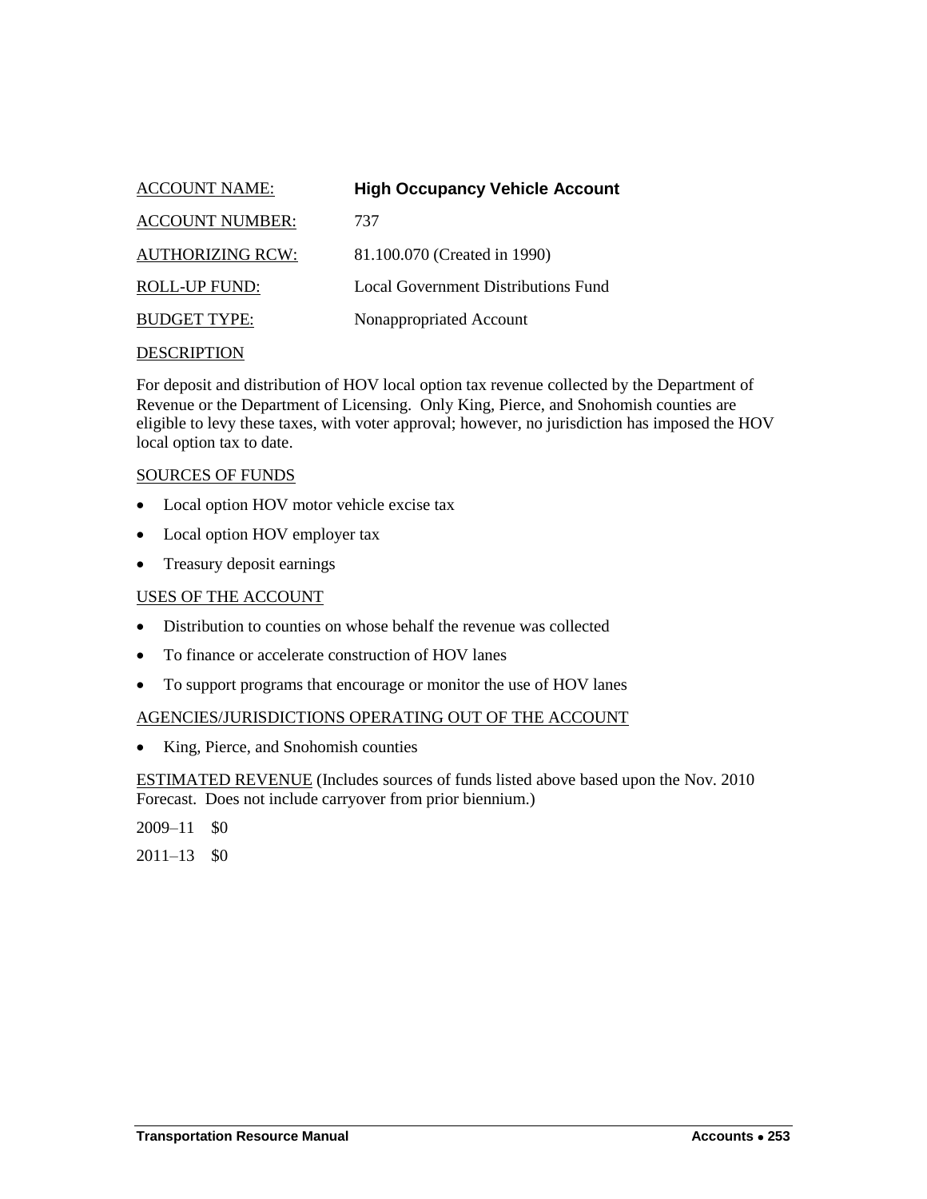ACCOUNT NAME: **High Occupancy Vehicle Account**

ACCOUNT NUMBER: 737

AUTHORIZING RCW: 81.100.070 (Created in 1990)

ROLL-UP FUND: Local Government Distributions Fund

BUDGET TYPE: Nonappropriated Account

DESCRIPTION

For deposit and distribution of HOV local option tax revenue collected by the Department of Revenue or the Department of Licensing. Only King, Pierce, and Snohomish counties are eligible to levy these taxes, with voter approval; however, no jurisdiction has imposed the HOV local option tax to date.

SOURCES OF FUNDS

- Local option HOV motor vehicle excise tax
- Local option HOV employer tax
- Treasury deposit earnings

USES OF THE ACCOUNT

- Distribution to counties on whose behalf the revenue was collected
- To finance or accelerate construction of HOV lanes
- To support programs that encourage or monitor the use of HOV lanes

AGENCIES/JURISDICTIONS OPERATING OUT OF THE ACCOUNT

- King, Pierce, and Snohomish counties

ESTIMATED REVENUE (Includes sources of funds listed above based upon the Nov. 2010 Forecast. Does not include carryover from prior biennium.)

2009–11 $0

2011–13 $0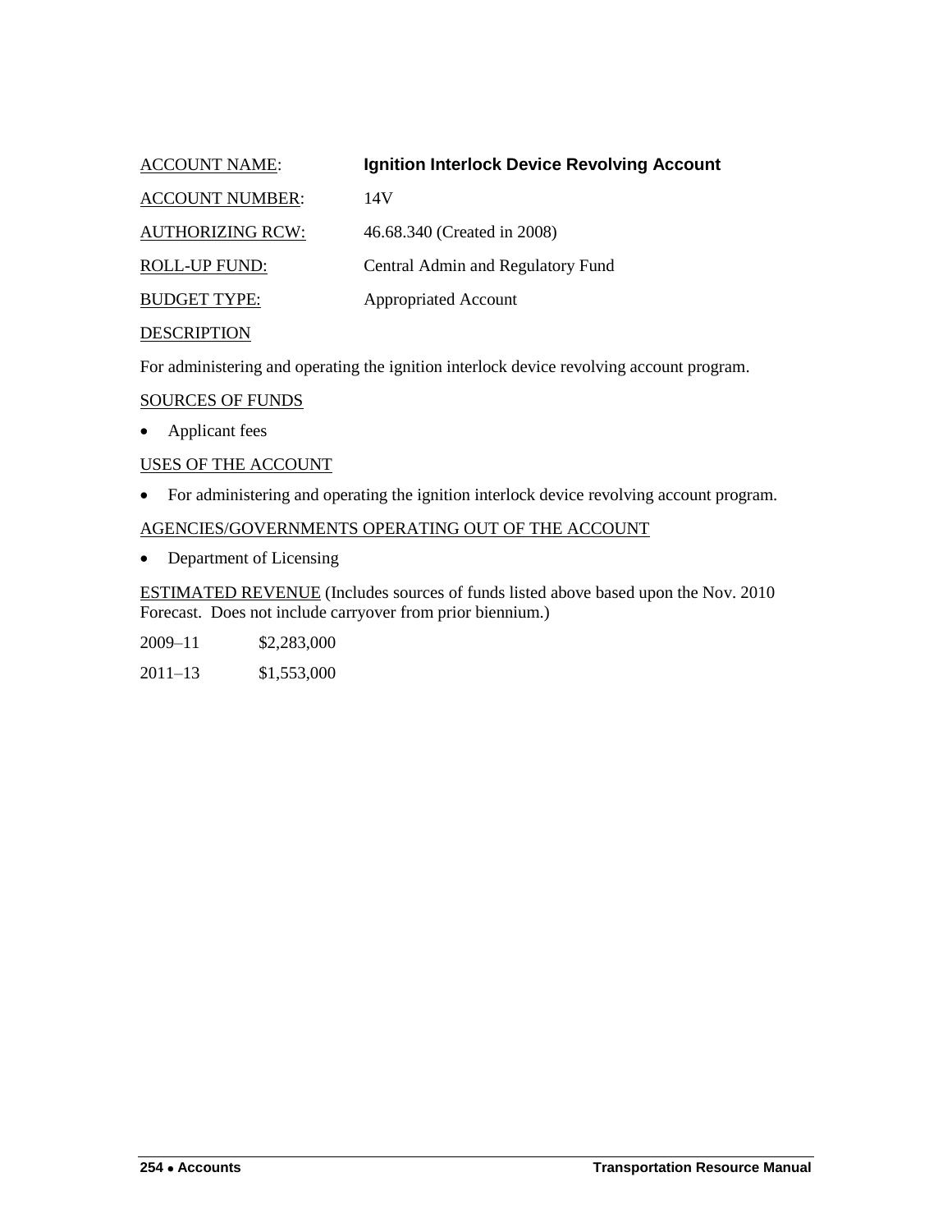ACCOUNT NAME: **Ignition Interlock Device Revolving Account**

ACCOUNT NUMBER: 14V

AUTHORIZING RCW: 46.68.340 (Created in 2008)

ROLL-UP FUND: Central Admin and Regulatory Fund

BUDGET TYPE: Appropriated Account

DESCRIPTION

For administering and operating the ignition interlock device revolving account program.

SOURCES OF FUNDS

- Applicant fees

USES OF THE ACCOUNT

- For administering and operating the ignition interlock device revolving account program.

AGENCIES/GOVERNMENTS OPERATING OUT OF THE ACCOUNT

- Department of Licensing

ESTIMATED REVENUE (Includes sources of funds listed above based upon the Nov. 2010 Forecast. Does not include carryover from prior biennium.)

2009–11 $2,283,000

2011–13 $1,553,000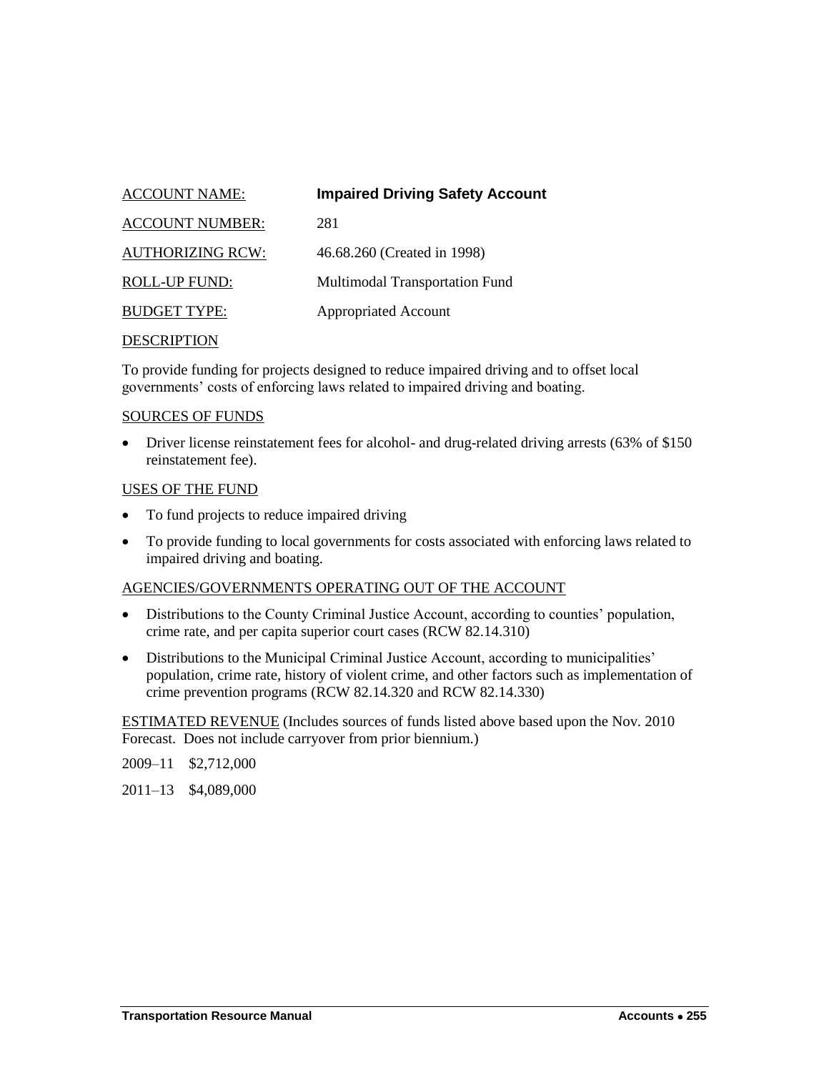ACCOUNT NAME: **Impaired Driving Safety Account**

ACCOUNT NUMBER: 281

AUTHORIZING RCW: 46.68.260 (Created in 1998)

ROLL-UP FUND: Multimodal Transportation Fund

BUDGET TYPE: Appropriated Account

DESCRIPTION

To provide funding for projects designed to reduce impaired driving and to offset local governments' costs of enforcing laws related to impaired driving and boating.

SOURCES OF FUNDS

- Driver license reinstatement fees for alcohol- and drug-related driving arrests (63% of $150 reinstatement fee).

USES OF THE FUND

- To fund projects to reduce impaired driving
- To provide funding to local governments for costs associated with enforcing laws related to impaired driving and boating.

AGENCIES/GOVERNMENTS OPERATING OUT OF THE ACCOUNT

- Distributions to the County Criminal Justice Account, according to counties' population, crime rate, and per capita superior court cases (RCW 82.14.310)
- Distributions to the Municipal Criminal Justice Account, according to municipalities' population, crime rate, history of violent crime, and other factors such as implementation of crime prevention programs (RCW 82.14.320 and RCW 82.14.330)

ESTIMATED REVENUE (Includes sources of funds listed above based upon the Nov. 2010 Forecast. Does not include carryover from prior biennium.)

2009–11 $2,712,000

2011–13 $4,089,000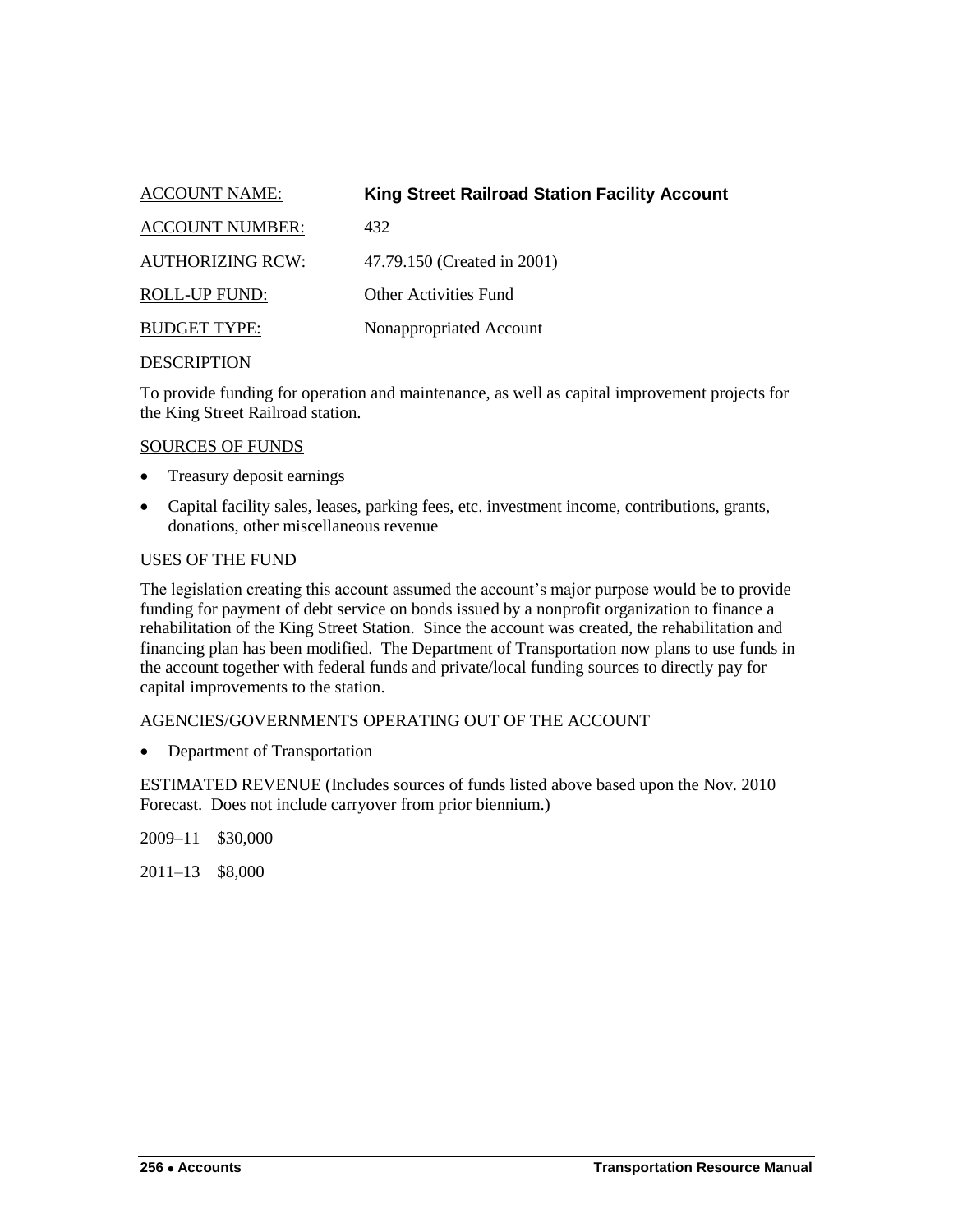ACCOUNT NAME: **King Street Railroad Station Facility Account**

ACCOUNT NUMBER: 432

AUTHORIZING RCW: 47.79.150 (Created in 2001)

ROLL-UP FUND: Other Activities Fund

BUDGET TYPE: Nonappropriated Account

DESCRIPTION

To provide funding for operation and maintenance, as well as capital improvement projects for the King Street Railroad station.

SOURCES OF FUNDS

- Treasury deposit earnings
- Capital facility sales, leases, parking fees, etc. investment income, contributions, grants, donations, other miscellaneous revenue

USES OF THE FUND

The legislation creating this account assumed the account's major purpose would be to provide funding for payment of debt service on bonds issued by a nonprofit organization to finance a rehabilitation of the King Street Station. Since the account was created, the rehabilitation and financing plan has been modified. The Department of Transportation now plans to use funds in the account together with federal funds and private/local funding sources to directly pay for capital improvements to the station.

AGENCIES/GOVERNMENTS OPERATING OUT OF THE ACCOUNT

- Department of Transportation

ESTIMATED REVENUE (Includes sources of funds listed above based upon the Nov. 2010 Forecast. Does not include carryover from prior biennium.)

2009–11 $30,000

2011–13 $8,000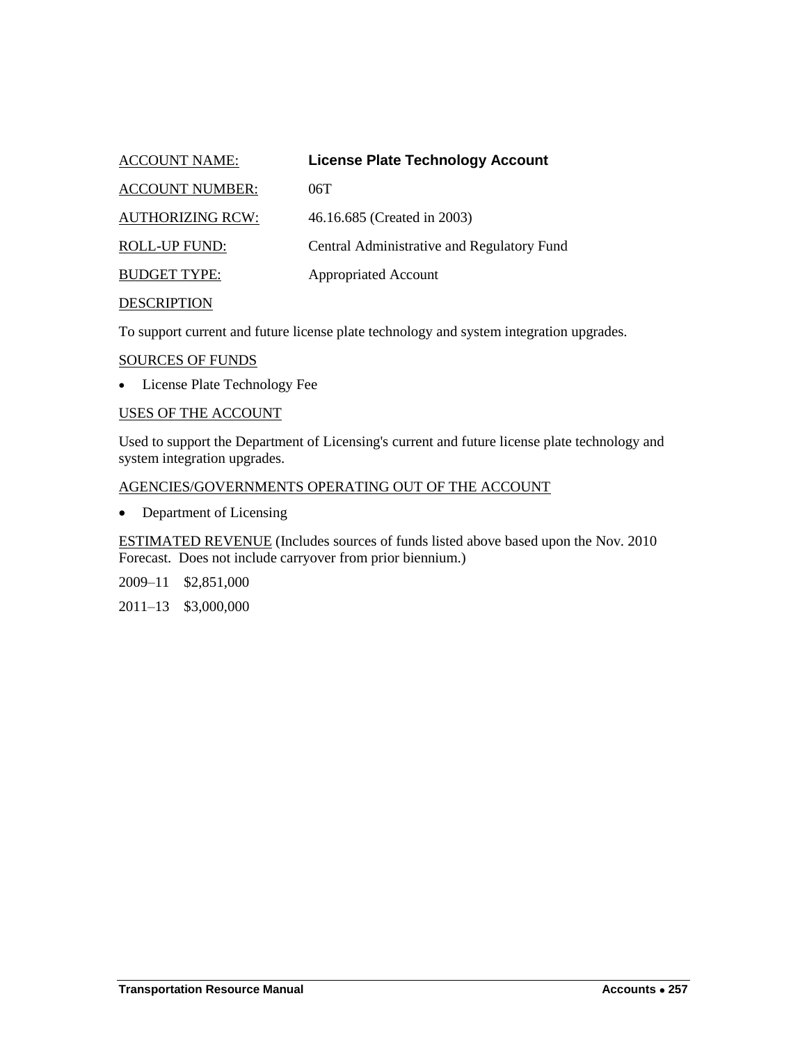ACCOUNT NAME: **License Plate Technology Account**

ACCOUNT NUMBER: 06T

AUTHORIZING RCW: 46.16.685 (Created in 2003)

ROLL-UP FUND: Central Administrative and Regulatory Fund

BUDGET TYPE: Appropriated Account

DESCRIPTION

To support current and future license plate technology and system integration upgrades.

SOURCES OF FUNDS

- License Plate Technology Fee

USES OF THE ACCOUNT

Used to support the Department of Licensing's current and future license plate technology and system integration upgrades.

AGENCIES/GOVERNMENTS OPERATING OUT OF THE ACCOUNT

- Department of Licensing

ESTIMATED REVENUE (Includes sources of funds listed above based upon the Nov. 2010 Forecast. Does not include carryover from prior biennium.)

2009–11 $2,851,000

2011–13 $3,000,000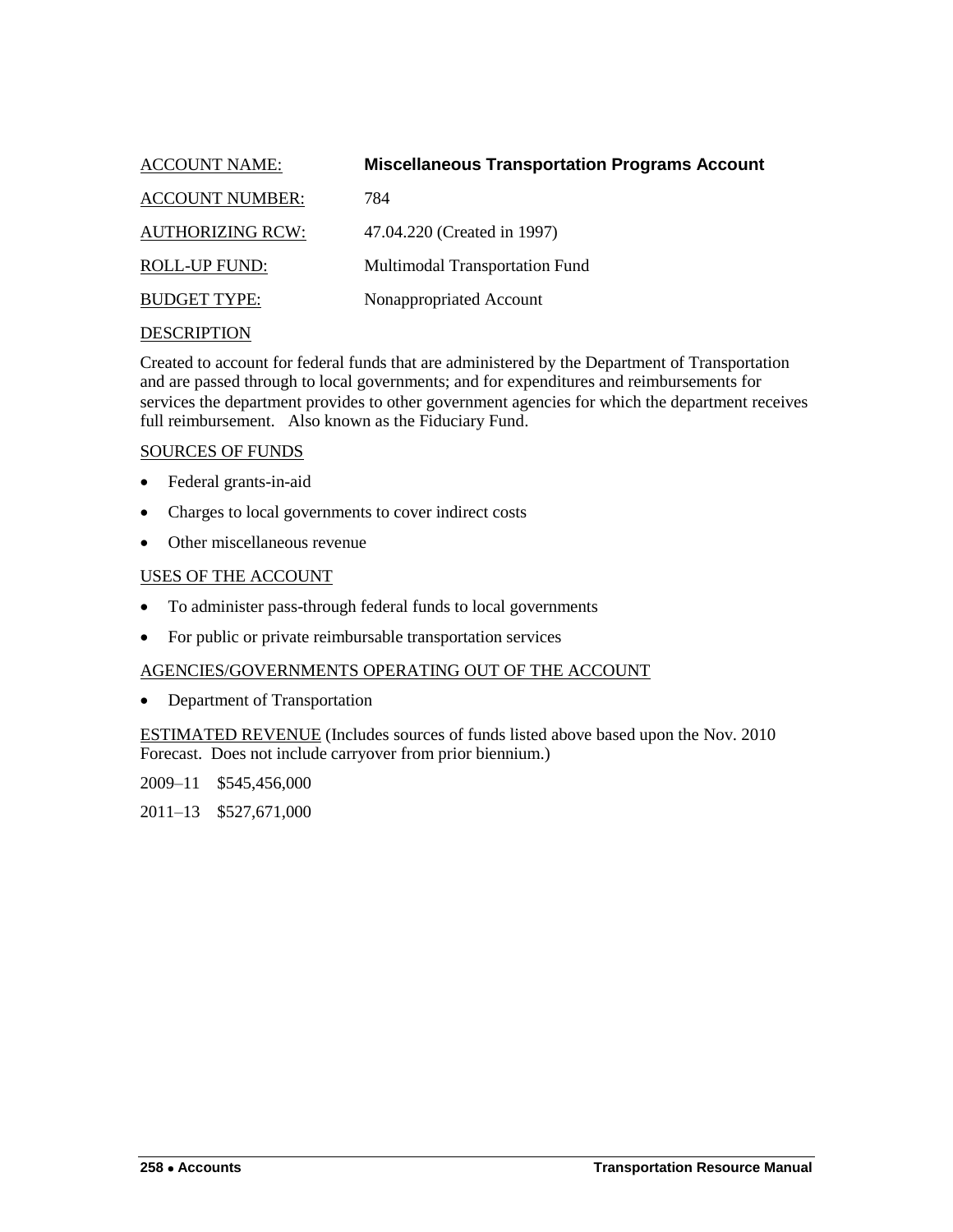ACCOUNT NAME: **Miscellaneous Transportation Programs Account**

ACCOUNT NUMBER: 784

AUTHORIZING RCW: 47.04.220 (Created in 1997)

ROLL-UP FUND: Multimodal Transportation Fund

BUDGET TYPE: Nonappropriated Account

DESCRIPTION

Created to account for federal funds that are administered by the Department of Transportation and are passed through to local governments; and for expenditures and reimbursements for services the department provides to other government agencies for which the department receives full reimbursement. Also known as the Fiduciary Fund.

SOURCES OF FUNDS

- Federal grants-in-aid
- Charges to local governments to cover indirect costs
- Other miscellaneous revenue

USES OF THE ACCOUNT

- To administer pass-through federal funds to local governments
- For public or private reimbursable transportation services

AGENCIES/GOVERNMENTS OPERATING OUT OF THE ACCOUNT

- Department of Transportation

ESTIMATED REVENUE (Includes sources of funds listed above based upon the Nov. 2010 Forecast. Does not include carryover from prior biennium.)

2009–11 $545,456,000

2011–13 $527,671,000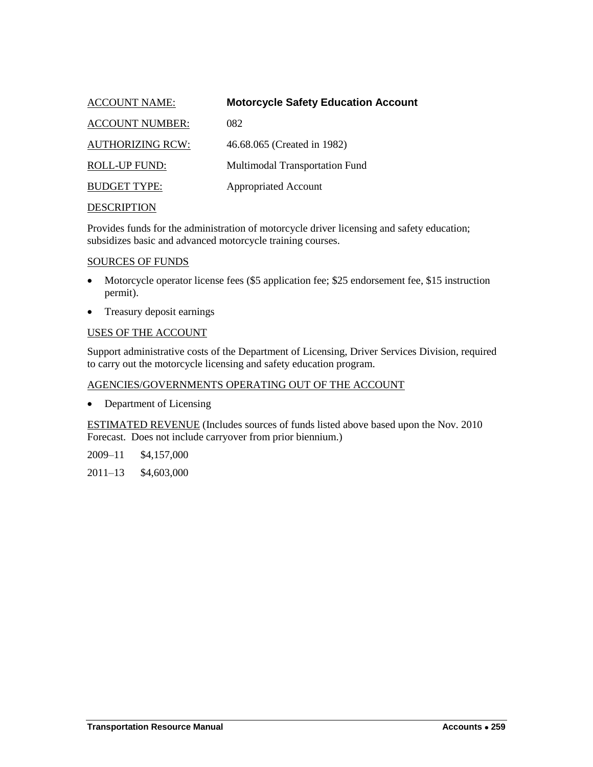ACCOUNT NAME: **Motorcycle Safety Education Account**

ACCOUNT NUMBER: 082

AUTHORIZING RCW: 46.68.065 (Created in 1982)

ROLL-UP FUND: Multimodal Transportation Fund

BUDGET TYPE: Appropriated Account

DESCRIPTION

Provides funds for the administration of motorcycle driver licensing and safety education; subsidizes basic and advanced motorcycle training courses.

SOURCES OF FUNDS

- Motorcycle operator license fees ($5 application fee; $25 endorsement fee, $15 instruction permit).
- Treasury deposit earnings

USES OF THE ACCOUNT

Support administrative costs of the Department of Licensing, Driver Services Division, required to carry out the motorcycle licensing and safety education program.

AGENCIES/GOVERNMENTS OPERATING OUT OF THE ACCOUNT

- Department of Licensing

ESTIMATED REVENUE (Includes sources of funds listed above based upon the Nov. 2010 Forecast. Does not include carryover from prior biennium.)

2009–11 $4,157,000

2011–13 $4,603,000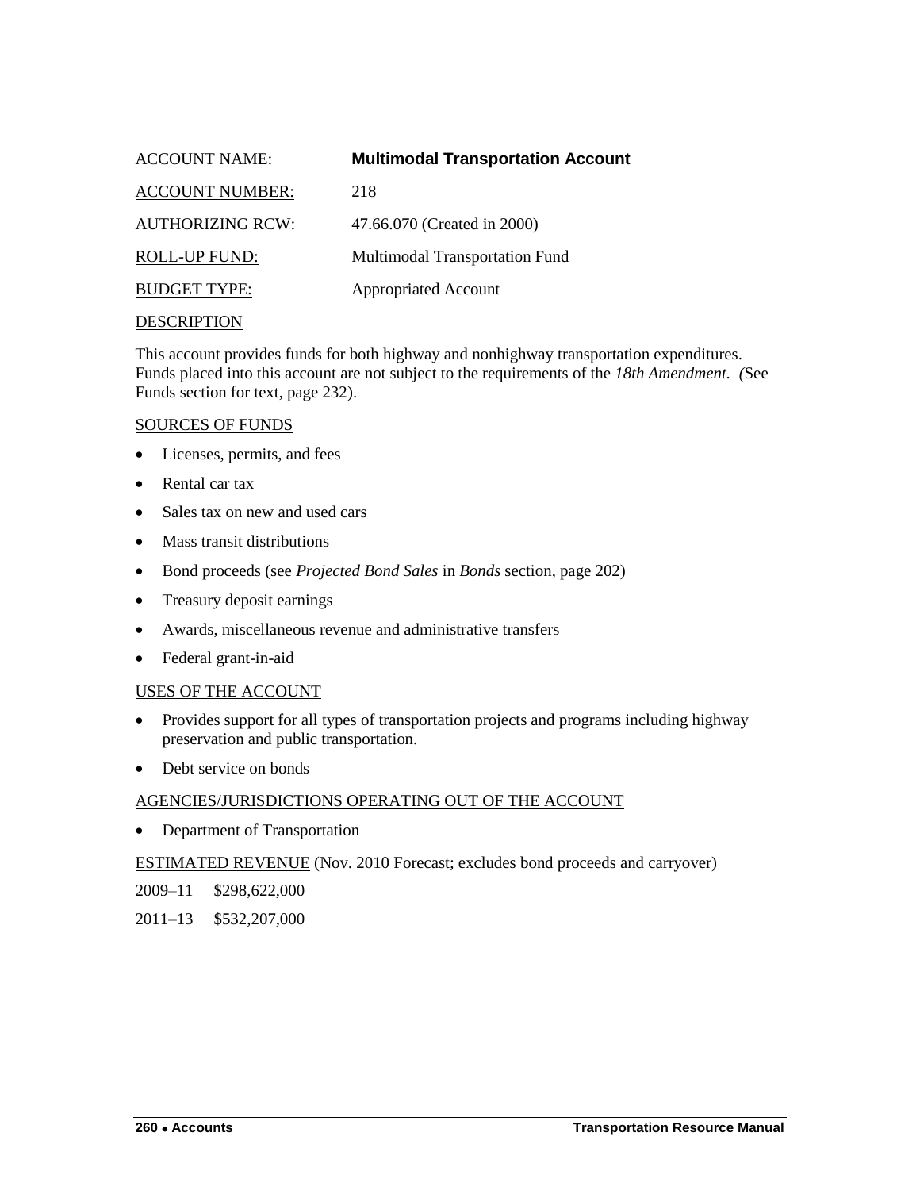ACCOUNT NAME: **Multimodal Transportation Account**

ACCOUNT NUMBER: 218

AUTHORIZING RCW: 47.66.070 (Created in 2000)

ROLL-UP FUND: Multimodal Transportation Fund

BUDGET TYPE: Appropriated Account

DESCRIPTION

This account provides funds for both highway and nonhighway transportation expenditures. Funds placed into this account are not subject to the requirements of the *18th Amendment*. (See Funds section for text, page 232).

SOURCES OF FUNDS

- Licenses, permits, and fees
- Rental car tax
- Sales tax on new and used cars
- Mass transit distributions
- Bond proceeds (see *Projected Bond Sales* in *Bonds* section, page 202)
- Treasury deposit earnings
- Awards, miscellaneous revenue and administrative transfers
- Federal grant-in-aid

USES OF THE ACCOUNT

- Provides support for all types of transportation projects and programs including highway preservation and public transportation.
- Debt service on bonds

AGENCIES/JURISDICTIONS OPERATING OUT OF THE ACCOUNT

- Department of Transportation

ESTIMATED REVENUE (Nov. 2010 Forecast; excludes bond proceeds and carryover)

2009–11 $298,622,000

2011–13 $532,207,000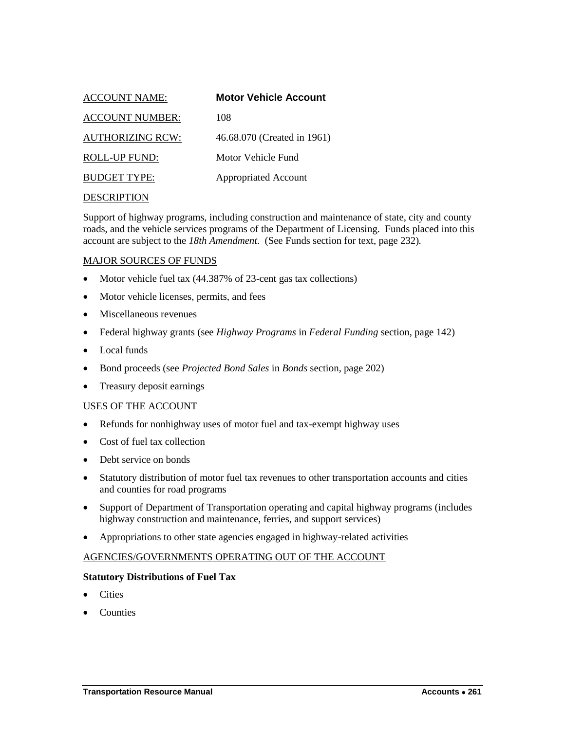ACCOUNT NAME: **Motor Vehicle Account**

ACCOUNT NUMBER: 108

AUTHORIZING RCW: 46.68.070 (Created in 1961)

ROLL-UP FUND: Motor Vehicle Fund

BUDGET TYPE: Appropriated Account

DESCRIPTION

Support of highway programs, including construction and maintenance of state, city and county roads, and the vehicle services programs of the Department of Licensing. Funds placed into this account are subject to the *18th Amendment*. (See Funds section for text, page 232).

MAJOR SOURCES OF FUNDS

- Motor vehicle fuel tax (44.387% of 23-cent gas tax collections)
- Motor vehicle licenses, permits, and fees
- Miscellaneous revenues
- Federal highway grants (see *Highway Programs* in *Federal Funding* section, page 142)
- Local funds
- Bond proceeds (see *Projected Bond Sales* in *Bonds* section, page 202)
- Treasury deposit earnings

USES OF THE ACCOUNT

- Refunds for nonhighway uses of motor fuel and tax-exempt highway uses
- Cost of fuel tax collection
- Debt service on bonds
- Statutory distribution of motor fuel tax revenues to other transportation accounts and cities and counties for road programs
- Support of Department of Transportation operating and capital highway programs (includes highway construction and maintenance, ferries, and support services)
- Appropriations to other state agencies engaged in highway-related activities

AGENCIES/GOVERNMENTS OPERATING OUT OF THE ACCOUNT

**Statutory Distributions of Fuel Tax**

- Cities
- Counties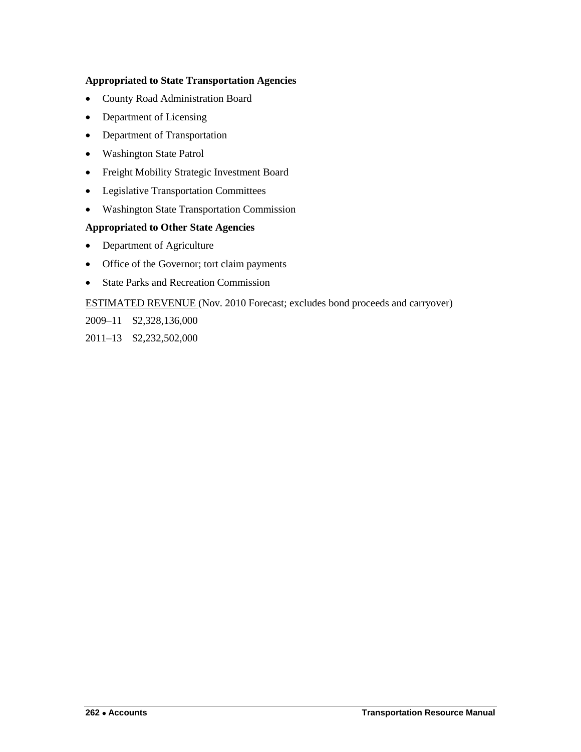**Appropriated to State Transportation Agencies**

- County Road Administration Board
- Department of Licensing
- Department of Transportation
- Washington State Patrol
- Freight Mobility Strategic Investment Board
- Legislative Transportation Committees
- Washington State Transportation Commission

**Appropriated to Other State Agencies**

- Department of Agriculture
- Office of the Governor; tort claim payments
- State Parks and Recreation Commission

ESTIMATED REVENUE (Nov. 2010 Forecast; excludes bond proceeds and carryover)

2009–11 $2,328,136,000

2011–13 $2,232,502,000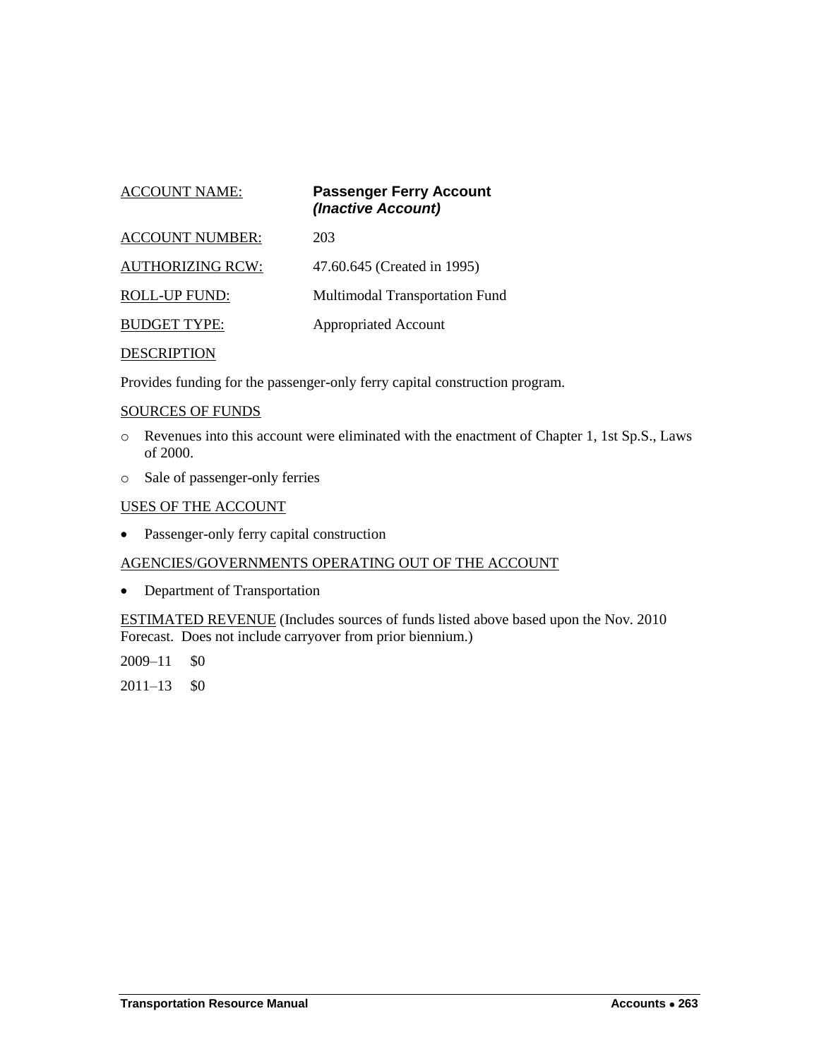ACCOUNT NAME: **Passenger Ferry Account** ***(Inactive Account)***

ACCOUNT NUMBER: 203

AUTHORIZING RCW: 47.60.645 (Created in 1995)

ROLL-UP FUND: Multimodal Transportation Fund

BUDGET TYPE: Appropriated Account

DESCRIPTION

Provides funding for the passenger-only ferry capital construction program.

SOURCES OF FUNDS

- Revenues into this account were eliminated with the enactment of Chapter 1, 1st Sp.S., Laws of 2000.
- Sale of passenger-only ferries

USES OF THE ACCOUNT

- Passenger-only ferry capital construction

AGENCIES/GOVERNMENTS OPERATING OUT OF THE ACCOUNT

- Department of Transportation

ESTIMATED REVENUE (Includes sources of funds listed above based upon the Nov. 2010 Forecast. Does not include carryover from prior biennium.)

2009–11 $0

2011–13 $0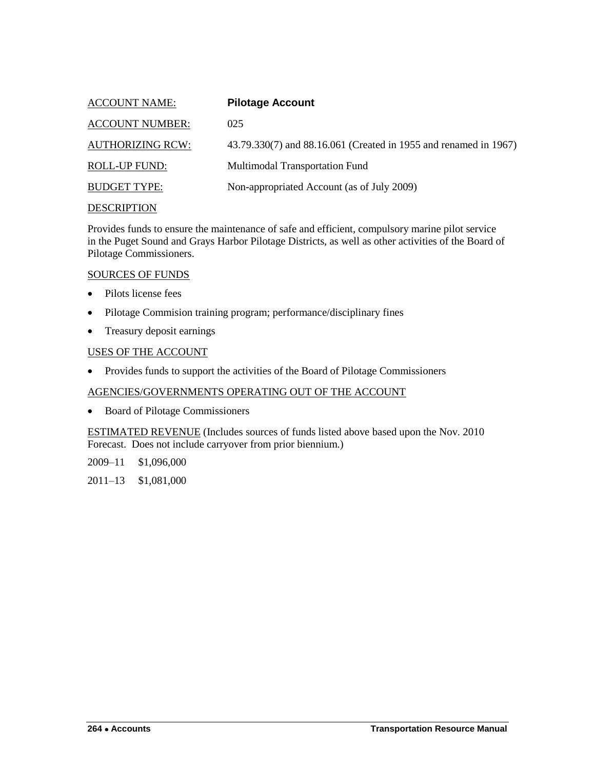ACCOUNT NAME: **Pilotage Account**

ACCOUNT NUMBER: 025

AUTHORIZING RCW: 43.79.330(7) and 88.16.061 (Created in 1955 and renamed in 1967)

ROLL-UP FUND: Multimodal Transportation Fund

BUDGET TYPE: Non-appropriated Account (as of July 2009)

DESCRIPTION

Provides funds to ensure the maintenance of safe and efficient, compulsory marine pilot service in the Puget Sound and Grays Harbor Pilotage Districts, as well as other activities of the Board of Pilotage Commissioners.

SOURCES OF FUNDS

- Pilots license fees
- Pilotage Commision training program; performance/disciplinary fines
- Treasury deposit earnings

USES OF THE ACCOUNT

- Provides funds to support the activities of the Board of Pilotage Commissioners

AGENCIES/GOVERNMENTS OPERATING OUT OF THE ACCOUNT

- Board of Pilotage Commissioners

ESTIMATED REVENUE (Includes sources of funds listed above based upon the Nov. 2010 Forecast. Does not include carryover from prior biennium.)

2009–11 $1,096,000

2011–13 $1,081,000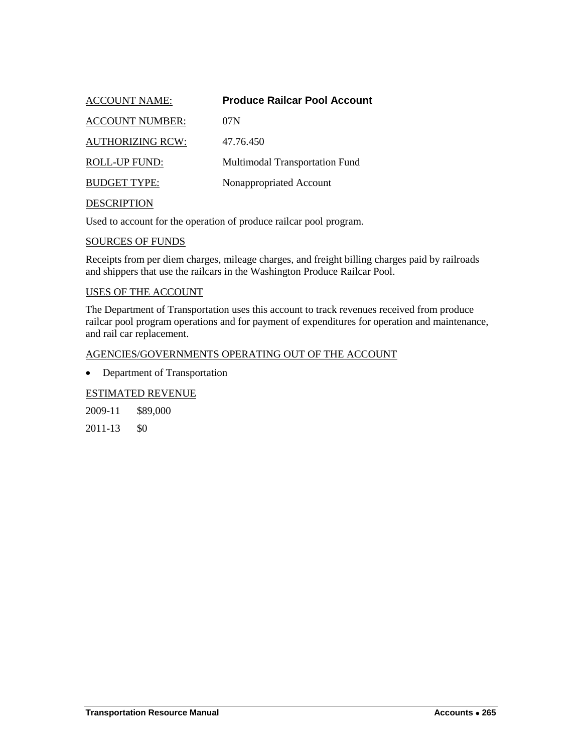ACCOUNT NAME: **Produce Railcar Pool Account**

ACCOUNT NUMBER: 07N

AUTHORIZING RCW: 47.76.450

ROLL-UP FUND: Multimodal Transportation Fund

BUDGET TYPE: Nonappropriated Account

DESCRIPTION

Used to account for the operation of produce railcar pool program.

SOURCES OF FUNDS

Receipts from per diem charges, mileage charges, and freight billing charges paid by railroads and shippers that use the railcars in the Washington Produce Railcar Pool.

USES OF THE ACCOUNT

The Department of Transportation uses this account to track revenues received from produce railcar pool program operations and for payment of expenditures for operation and maintenance, and rail car replacement.

AGENCIES/GOVERNMENTS OPERATING OUT OF THE ACCOUNT

- Department of Transportation

ESTIMATED REVENUE

2009-11 $89,000

2011-13 $0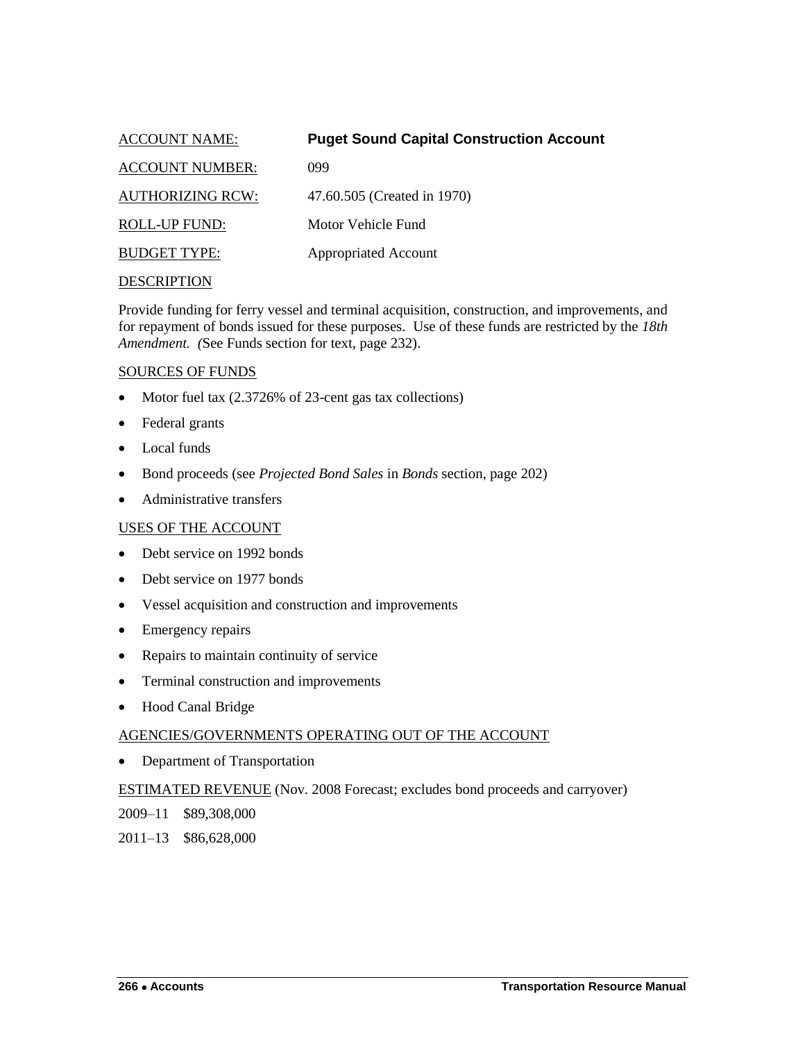ACCOUNT NAME: **Puget Sound Capital Construction Account**

ACCOUNT NUMBER: 099

AUTHORIZING RCW: 47.60.505 (Created in 1970)

ROLL-UP FUND: Motor Vehicle Fund

BUDGET TYPE: Appropriated Account

DESCRIPTION

Provide funding for ferry vessel and terminal acquisition, construction, and improvements, and for repayment of bonds issued for these purposes. Use of these funds are restricted by the *18th Amendment. (*See Funds section for text, page 232).

SOURCES OF FUNDS

- Motor fuel tax (2.3726% of 23-cent gas tax collections)
- Federal grants
- Local funds
- Bond proceeds (see *Projected Bond Sales* in *Bonds* section, page 202)
- Administrative transfers

USES OF THE ACCOUNT

- Debt service on 1992 bonds
- Debt service on 1977 bonds
- Vessel acquisition and construction and improvements
- Emergency repairs
- Repairs to maintain continuity of service
- Terminal construction and improvements
- Hood Canal Bridge

AGENCIES/GOVERNMENTS OPERATING OUT OF THE ACCOUNT

- Department of Transportation

ESTIMATED REVENUE (Nov. 2008 Forecast; excludes bond proceeds and carryover)

2009–11 $89,308,000

2011–13 $86,628,000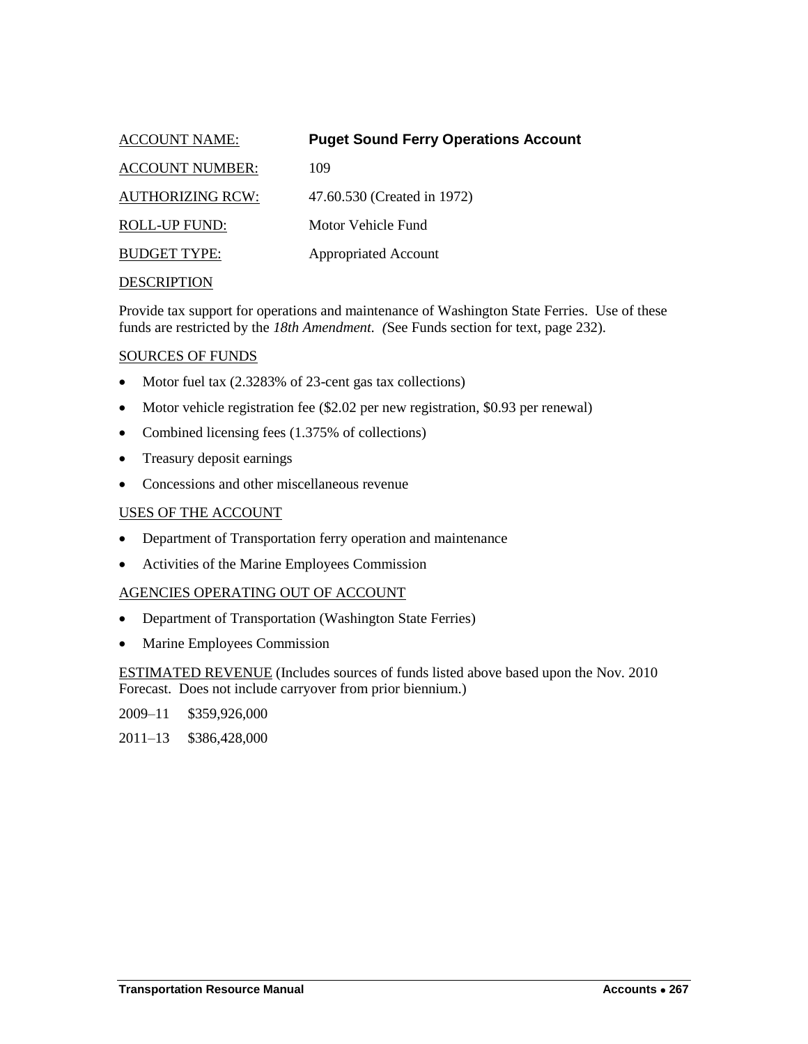ACCOUNT NAME: **Puget Sound Ferry Operations Account**

ACCOUNT NUMBER: 109

AUTHORIZING RCW: 47.60.530 (Created in 1972)

ROLL-UP FUND: Motor Vehicle Fund

BUDGET TYPE: Appropriated Account

DESCRIPTION

Provide tax support for operations and maintenance of Washington State Ferries. Use of these funds are restricted by the *18th Amendment*. *(*See Funds section for text, page 232).

SOURCES OF FUNDS

- Motor fuel tax (2.3283% of 23-cent gas tax collections)
- Motor vehicle registration fee ($2.02 per new registration, $0.93 per renewal)
- Combined licensing fees (1.375% of collections)
- Treasury deposit earnings
- Concessions and other miscellaneous revenue

USES OF THE ACCOUNT

- Department of Transportation ferry operation and maintenance
- Activities of the Marine Employees Commission

AGENCIES OPERATING OUT OF ACCOUNT

- Department of Transportation (Washington State Ferries)
- Marine Employees Commission

ESTIMATED REVENUE (Includes sources of funds listed above based upon the Nov. 2010 Forecast. Does not include carryover from prior biennium.)

2009–11 $359,926,000

2011–13 $386,428,000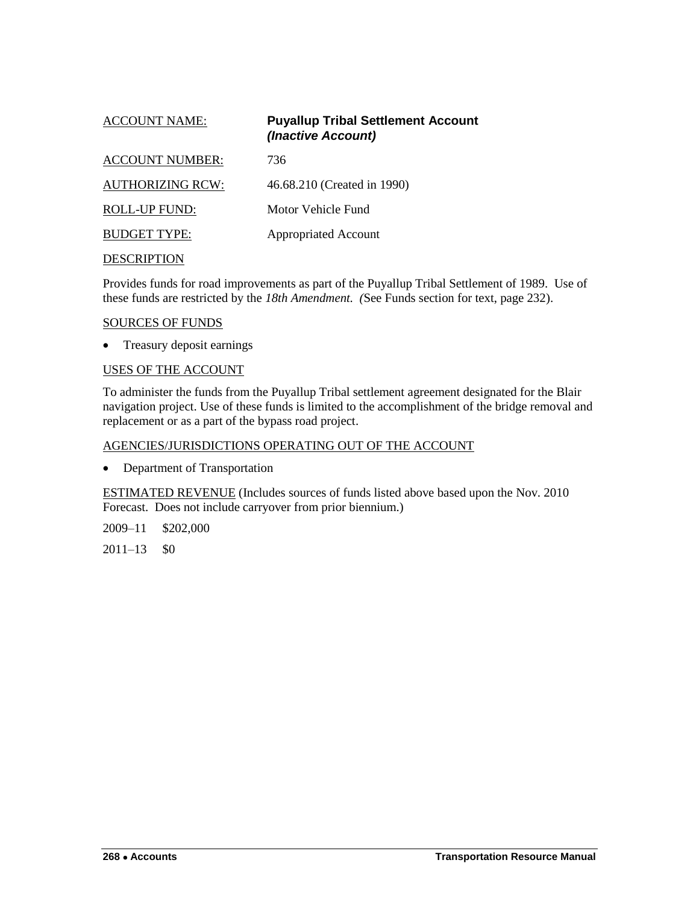ACCOUNT NAME: **Puyallup Tribal Settlement Account**
***(Inactive Account)***

ACCOUNT NUMBER: 736

AUTHORIZING RCW: 46.68.210 (Created in 1990)

ROLL-UP FUND: Motor Vehicle Fund

BUDGET TYPE: Appropriated Account

DESCRIPTION

Provides funds for road improvements as part of the Puyallup Tribal Settlement of 1989. Use of these funds are restricted by the *18th Amendment. (*See Funds section for text, page 232).

SOURCES OF FUNDS

- Treasury deposit earnings

USES OF THE ACCOUNT

To administer the funds from the Puyallup Tribal settlement agreement designated for the Blair navigation project. Use of these funds is limited to the accomplishment of the bridge removal and replacement or as a part of the bypass road project.

AGENCIES/JURISDICTIONS OPERATING OUT OF THE ACCOUNT

- Department of Transportation

ESTIMATED REVENUE (Includes sources of funds listed above based upon the Nov. 2010 Forecast. Does not include carryover from prior biennium.)

2009–11 $202,000

2011–13 $0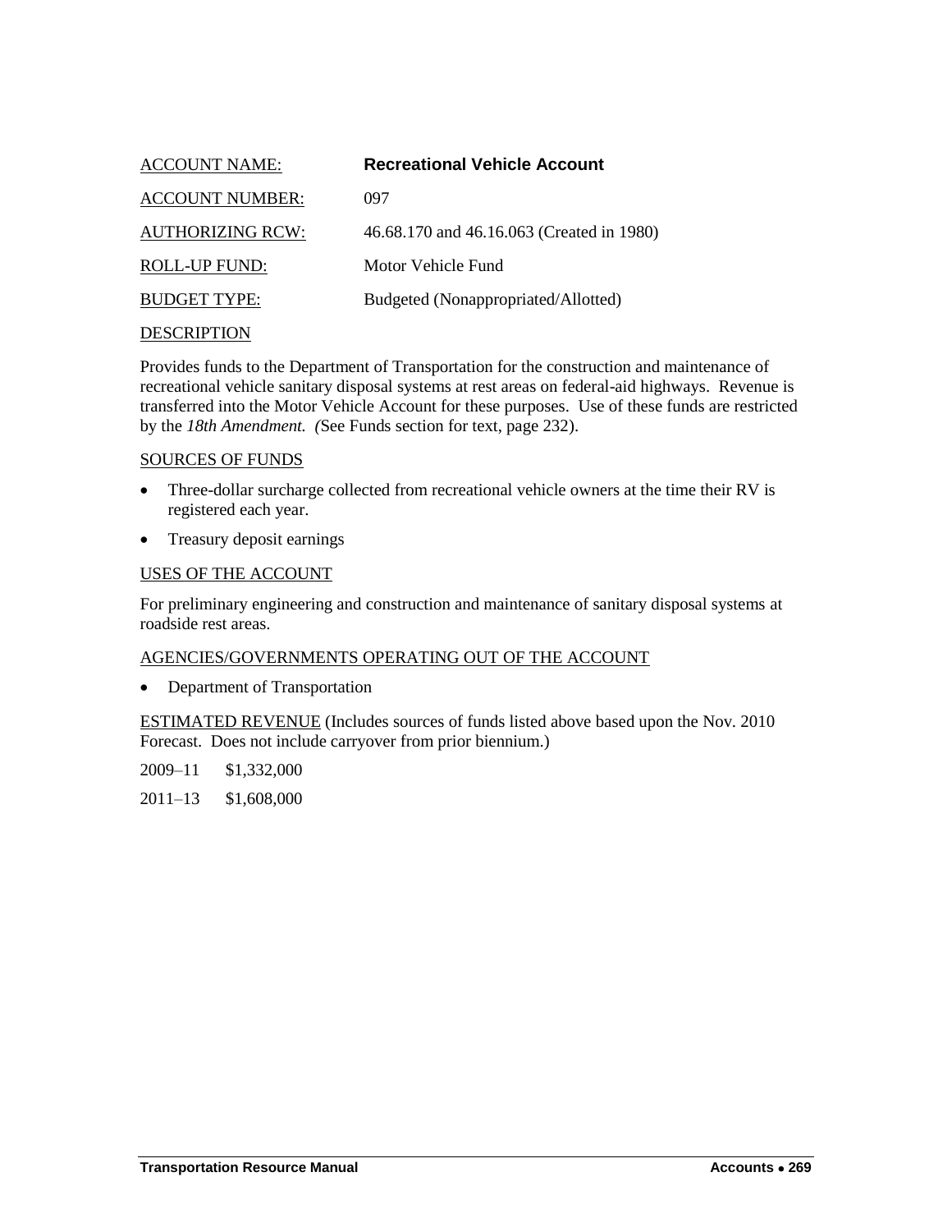ACCOUNT NAME: **Recreational Vehicle Account**

ACCOUNT NUMBER: 097

AUTHORIZING RCW: 46.68.170 and 46.16.063 (Created in 1980)

ROLL-UP FUND: Motor Vehicle Fund

BUDGET TYPE: Budgeted (Nonappropriated/Allotted)

DESCRIPTION

Provides funds to the Department of Transportation for the construction and maintenance of recreational vehicle sanitary disposal systems at rest areas on federal-aid highways. Revenue is transferred into the Motor Vehicle Account for these purposes. Use of these funds are restricted by the *18th Amendment. (*See Funds section for text, page 232).

SOURCES OF FUNDS

- Three-dollar surcharge collected from recreational vehicle owners at the time their RV is registered each year.
- Treasury deposit earnings

USES OF THE ACCOUNT

For preliminary engineering and construction and maintenance of sanitary disposal systems at roadside rest areas.

AGENCIES/GOVERNMENTS OPERATING OUT OF THE ACCOUNT

- Department of Transportation

ESTIMATED REVENUE (Includes sources of funds listed above based upon the Nov. 2010 Forecast. Does not include carryover from prior biennium.)

2009–11 $1,332,000

2011–13 $1,608,000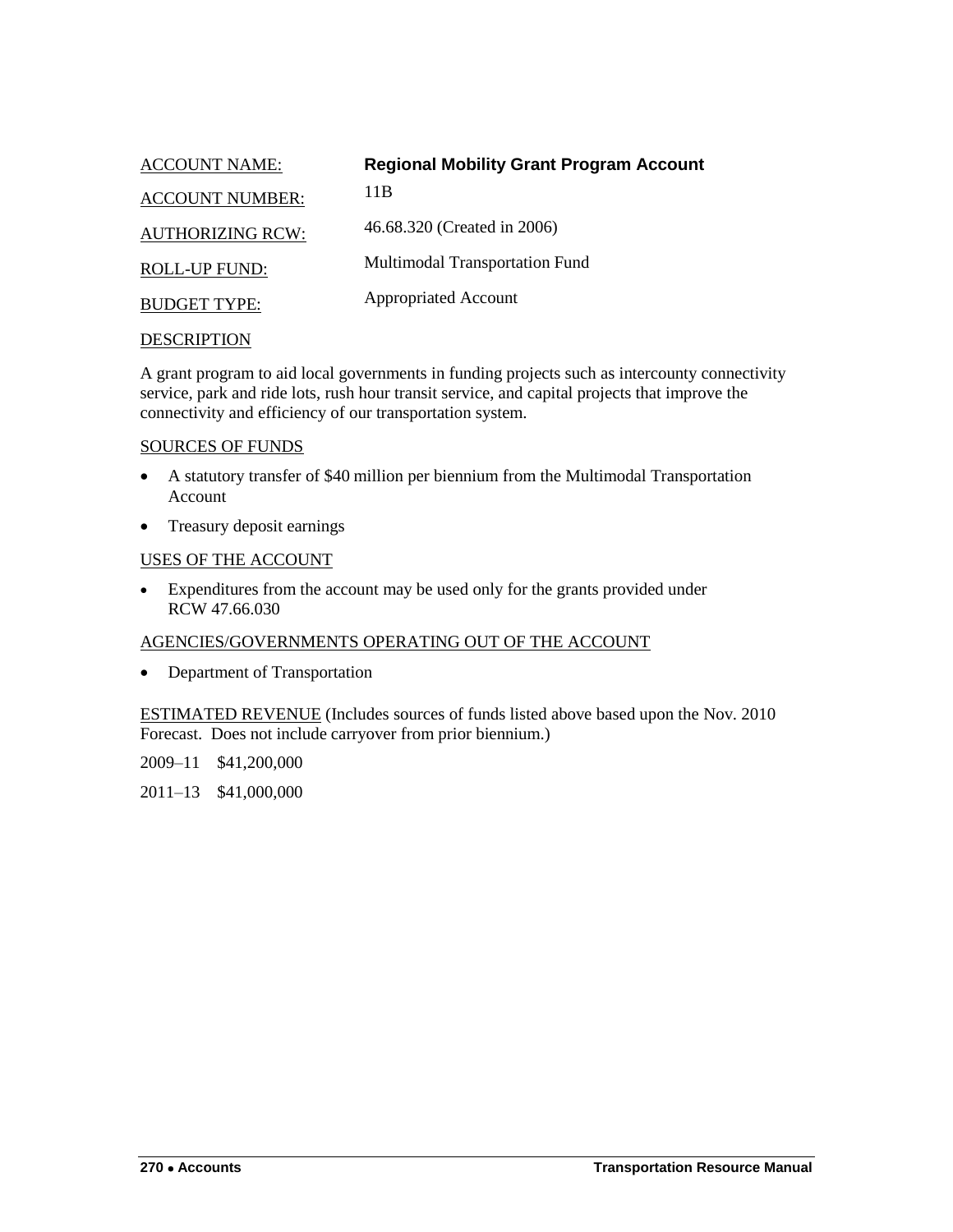ACCOUNT NAME: **Regional Mobility Grant Program Account**

ACCOUNT NUMBER: 11B

AUTHORIZING RCW: 46.68.320 (Created in 2006)

ROLL-UP FUND: Multimodal Transportation Fund

BUDGET TYPE: Appropriated Account

DESCRIPTION

A grant program to aid local governments in funding projects such as intercounty connectivity service, park and ride lots, rush hour transit service, and capital projects that improve the connectivity and efficiency of our transportation system.

SOURCES OF FUNDS

- A statutory transfer of $40 million per biennium from the Multimodal Transportation Account
- Treasury deposit earnings

USES OF THE ACCOUNT

- Expenditures from the account may be used only for the grants provided under RCW 47.66.030

AGENCIES/GOVERNMENTS OPERATING OUT OF THE ACCOUNT

- Department of Transportation

ESTIMATED REVENUE (Includes sources of funds listed above based upon the Nov. 2010 Forecast. Does not include carryover from prior biennium.)

2009–11 $41,200,000

2011–13 $41,000,000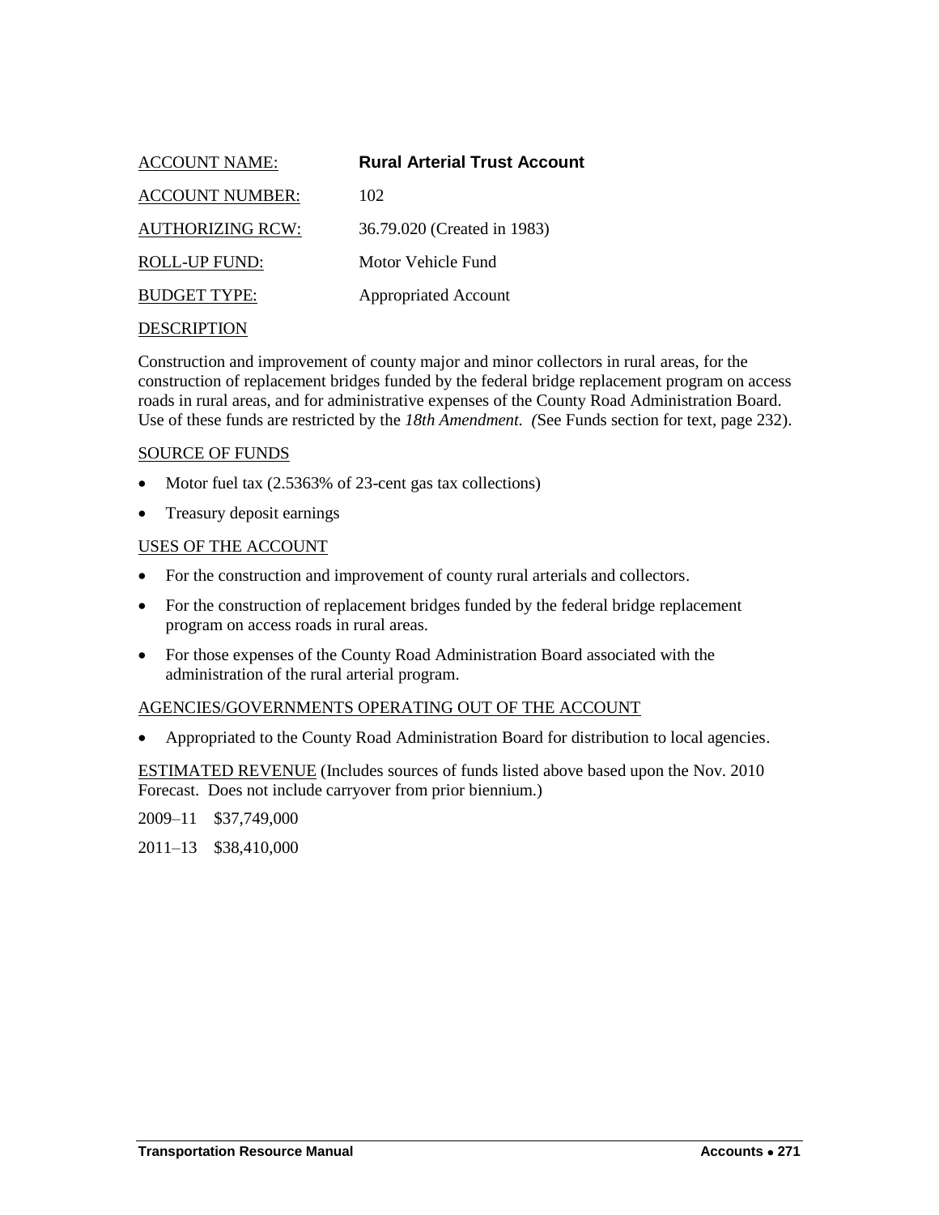ACCOUNT NAME: **Rural Arterial Trust Account**

ACCOUNT NUMBER: 102

AUTHORIZING RCW: 36.79.020 (Created in 1983)

ROLL-UP FUND: Motor Vehicle Fund

BUDGET TYPE: Appropriated Account

DESCRIPTION

Construction and improvement of county major and minor collectors in rural areas, for the construction of replacement bridges funded by the federal bridge replacement program on access roads in rural areas, and for administrative expenses of the County Road Administration Board. Use of these funds are restricted by the *18th Amendment. (*See Funds section for text, page 232).

SOURCE OF FUNDS

- Motor fuel tax (2.5363% of 23-cent gas tax collections)
- Treasury deposit earnings

USES OF THE ACCOUNT

- For the construction and improvement of county rural arterials and collectors.
- For the construction of replacement bridges funded by the federal bridge replacement program on access roads in rural areas.
- For those expenses of the County Road Administration Board associated with the administration of the rural arterial program.

AGENCIES/GOVERNMENTS OPERATING OUT OF THE ACCOUNT

- Appropriated to the County Road Administration Board for distribution to local agencies.

ESTIMATED REVENUE (Includes sources of funds listed above based upon the Nov. 2010 Forecast. Does not include carryover from prior biennium.)

2009–11 $37,749,000

2011–13 $38,410,000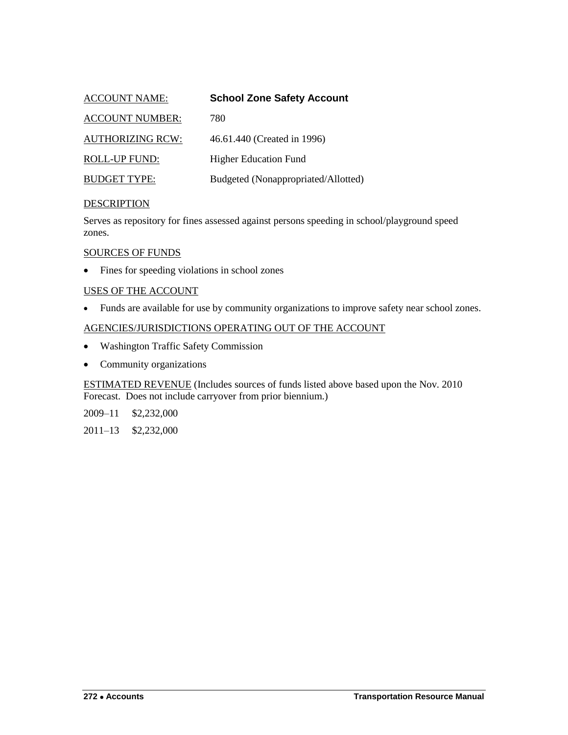ACCOUNT NAME: **School Zone Safety Account**

ACCOUNT NUMBER: 780

AUTHORIZING RCW: 46.61.440 (Created in 1996)

ROLL-UP FUND: Higher Education Fund

BUDGET TYPE: Budgeted (Nonappropriated/Allotted)

DESCRIPTION

Serves as repository for fines assessed against persons speeding in school/playground speed zones.

SOURCES OF FUNDS

- Fines for speeding violations in school zones

USES OF THE ACCOUNT

- Funds are available for use by community organizations to improve safety near school zones.

AGENCIES/JURISDICTIONS OPERATING OUT OF THE ACCOUNT

- Washington Traffic Safety Commission
- Community organizations

ESTIMATED REVENUE (Includes sources of funds listed above based upon the Nov. 2010 Forecast. Does not include carryover from prior biennium.)

2009–11 $2,232,000

2011–13 $2,232,000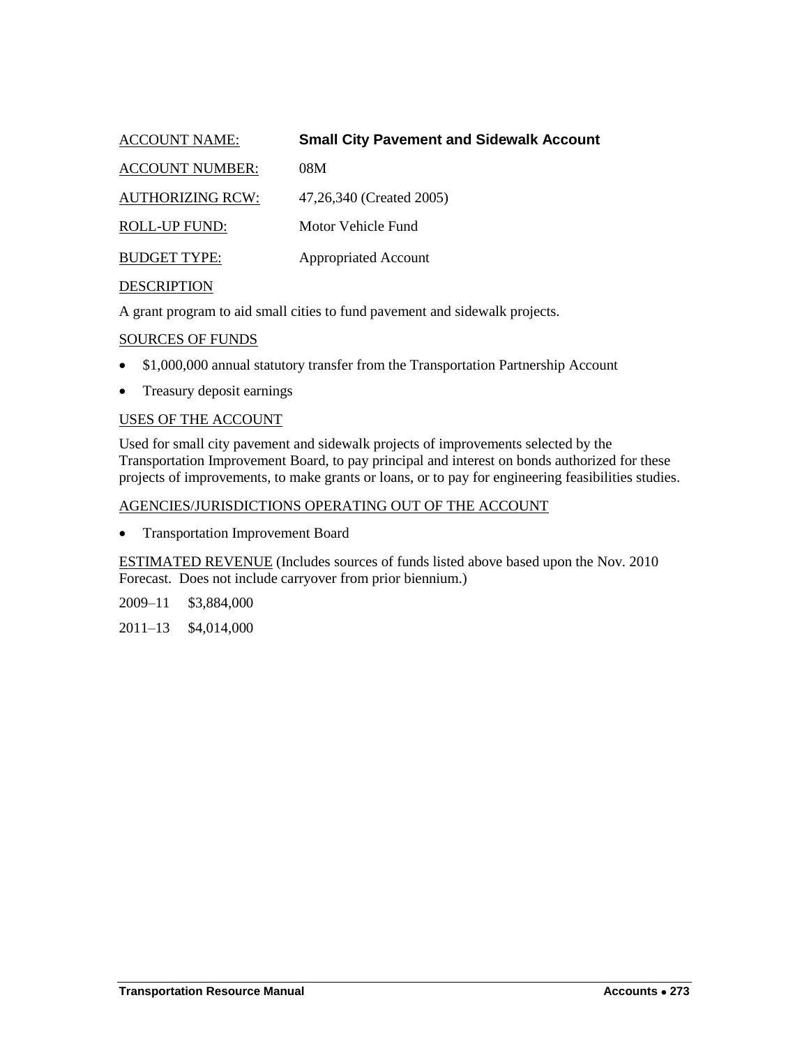ACCOUNT NAME: **Small City Pavement and Sidewalk Account**

ACCOUNT NUMBER: 08M

AUTHORIZING RCW: 47,26,340 (Created 2005)

ROLL-UP FUND: Motor Vehicle Fund

BUDGET TYPE: Appropriated Account

DESCRIPTION

A grant program to aid small cities to fund pavement and sidewalk projects.

SOURCES OF FUNDS

- $1,000,000 annual statutory transfer from the Transportation Partnership Account
- Treasury deposit earnings

USES OF THE ACCOUNT

Used for small city pavement and sidewalk projects of improvements selected by the Transportation Improvement Board, to pay principal and interest on bonds authorized for these projects of improvements, to make grants or loans, or to pay for engineering feasibilities studies.

AGENCIES/JURISDICTIONS OPERATING OUT OF THE ACCOUNT

- Transportation Improvement Board

ESTIMATED REVENUE (Includes sources of funds listed above based upon the Nov. 2010 Forecast. Does not include carryover from prior biennium.)

2009–11 $3,884,000

2011–13 $4,014,000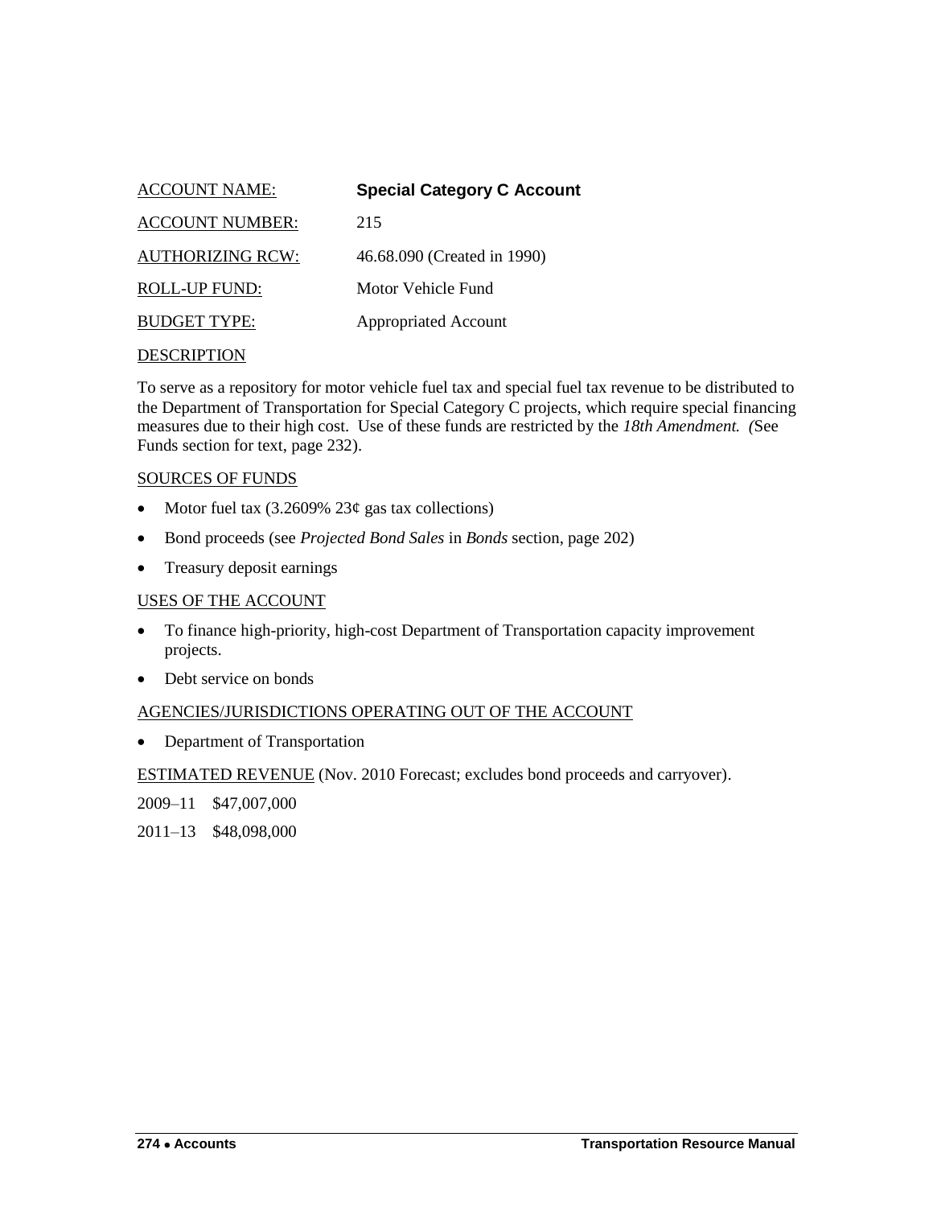ACCOUNT NAME: **Special Category C Account**

ACCOUNT NUMBER: 215

AUTHORIZING RCW: 46.68.090 (Created in 1990)

ROLL-UP FUND: Motor Vehicle Fund

BUDGET TYPE: Appropriated Account

DESCRIPTION

To serve as a repository for motor vehicle fuel tax and special fuel tax revenue to be distributed to the Department of Transportation for Special Category C projects, which require special financing measures due to their high cost. Use of these funds are restricted by the *18th Amendment. (*See Funds section for text, page 232).

SOURCES OF FUNDS

- Motor fuel tax (3.2609% 23¢ gas tax collections)
- Bond proceeds (see *Projected Bond Sales* in *Bonds* section, page 202)
- Treasury deposit earnings

USES OF THE ACCOUNT

- To finance high-priority, high-cost Department of Transportation capacity improvement projects.
- Debt service on bonds

AGENCIES/JURISDICTIONS OPERATING OUT OF THE ACCOUNT

- Department of Transportation

ESTIMATED REVENUE (Nov. 2010 Forecast; excludes bond proceeds and carryover).

2009–11 $47,007,000

2011–13 $48,098,000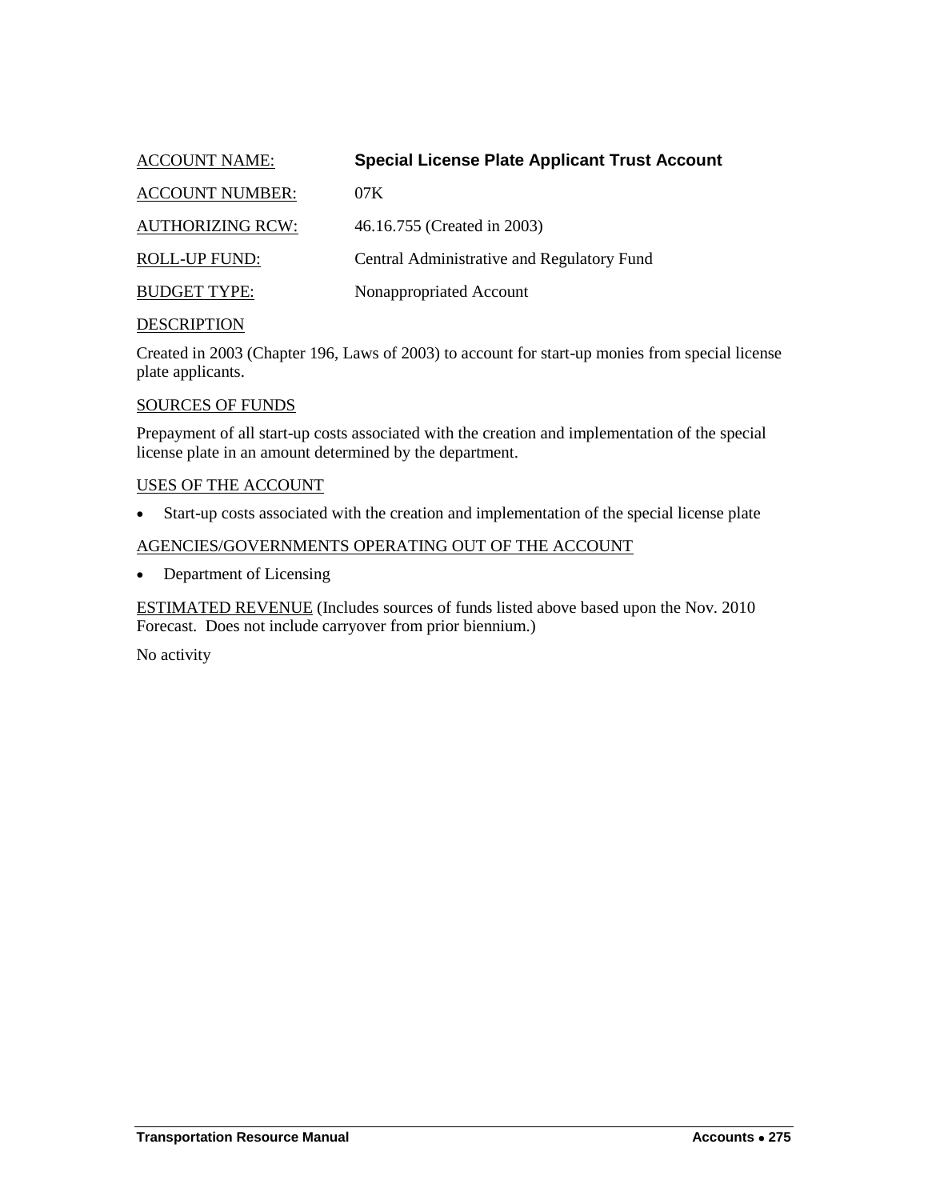ACCOUNT NAME: **Special License Plate Applicant Trust Account**

ACCOUNT NUMBER: 07K

AUTHORIZING RCW: 46.16.755 (Created in 2003)

ROLL-UP FUND: Central Administrative and Regulatory Fund

BUDGET TYPE: Nonappropriated Account

DESCRIPTION

Created in 2003 (Chapter 196, Laws of 2003) to account for start-up monies from special license plate applicants.

SOURCES OF FUNDS

Prepayment of all start-up costs associated with the creation and implementation of the special license plate in an amount determined by the department.

USES OF THE ACCOUNT

- Start-up costs associated with the creation and implementation of the special license plate

AGENCIES/GOVERNMENTS OPERATING OUT OF THE ACCOUNT

- Department of Licensing

ESTIMATED REVENUE (Includes sources of funds listed above based upon the Nov. 2010 Forecast. Does not include carryover from prior biennium.)

No activity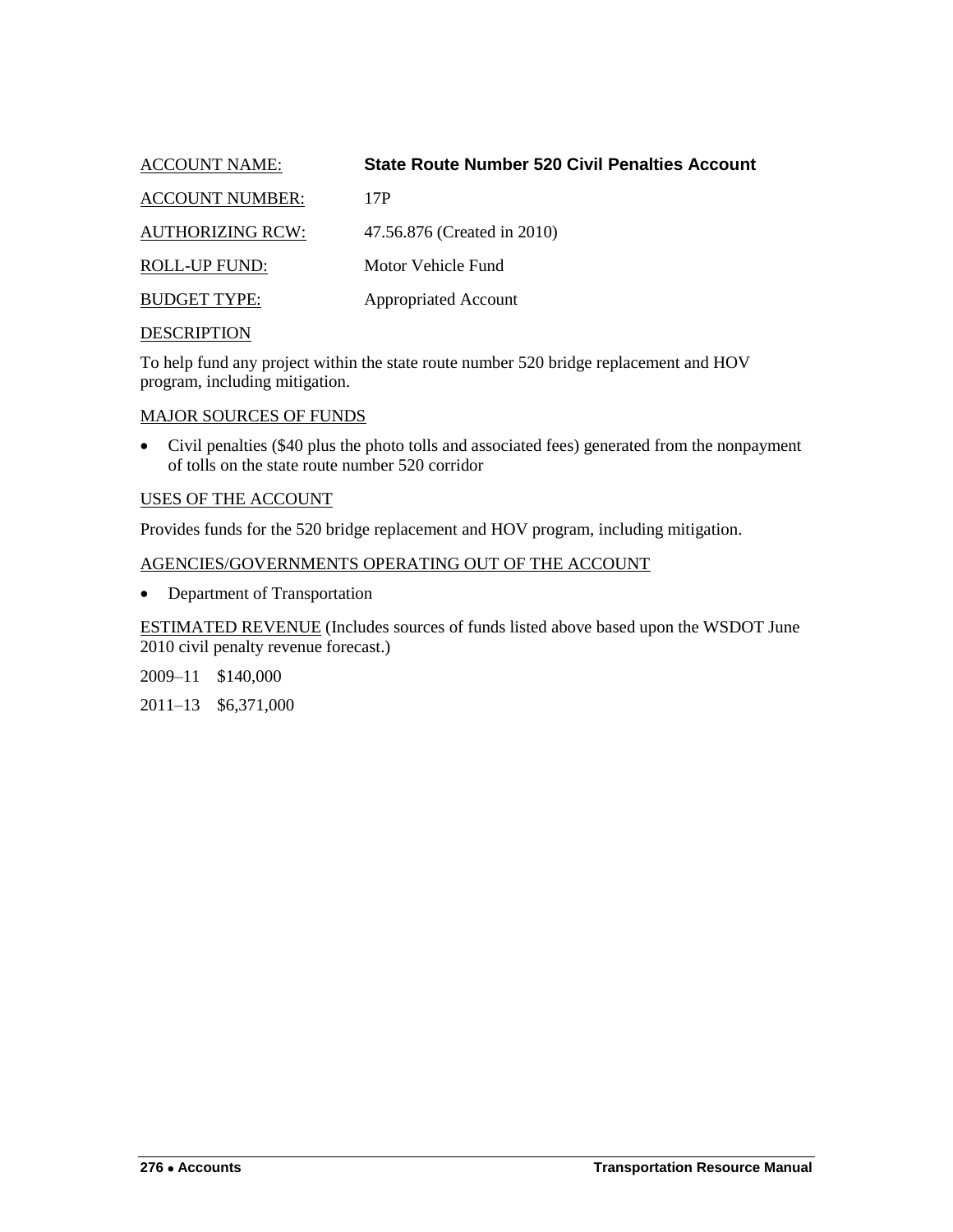ACCOUNT NAME: **State Route Number 520 Civil Penalties Account**

ACCOUNT NUMBER: 17P

AUTHORIZING RCW: 47.56.876 (Created in 2010)

ROLL-UP FUND: Motor Vehicle Fund

BUDGET TYPE: Appropriated Account

DESCRIPTION

To help fund any project within the state route number 520 bridge replacement and HOV program, including mitigation.

MAJOR SOURCES OF FUNDS

- Civil penalties ($40 plus the photo tolls and associated fees) generated from the nonpayment of tolls on the state route number 520 corridor

USES OF THE ACCOUNT

Provides funds for the 520 bridge replacement and HOV program, including mitigation.

AGENCIES/GOVERNMENTS OPERATING OUT OF THE ACCOUNT

- Department of Transportation

ESTIMATED REVENUE (Includes sources of funds listed above based upon the WSDOT June 2010 civil penalty revenue forecast.)

2009–11 $140,000

2011–13 $6,371,000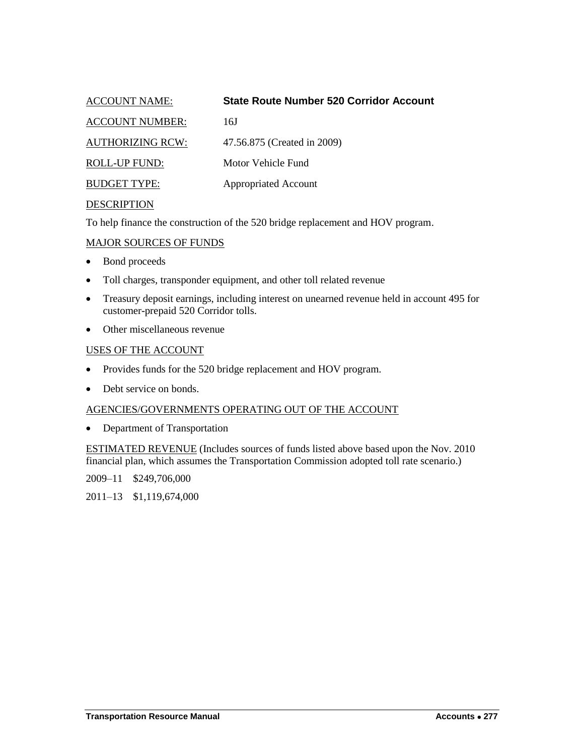ACCOUNT NAME: **State Route Number 520 Corridor Account**

ACCOUNT NUMBER: 16J

AUTHORIZING RCW: 47.56.875 (Created in 2009)

ROLL-UP FUND: Motor Vehicle Fund

BUDGET TYPE: Appropriated Account

DESCRIPTION

To help finance the construction of the 520 bridge replacement and HOV program.

MAJOR SOURCES OF FUNDS

- Bond proceeds
- Toll charges, transponder equipment, and other toll related revenue
- Treasury deposit earnings, including interest on unearned revenue held in account 495 for customer-prepaid 520 Corridor tolls.
- Other miscellaneous revenue

USES OF THE ACCOUNT

- Provides funds for the 520 bridge replacement and HOV program.
- Debt service on bonds.

AGENCIES/GOVERNMENTS OPERATING OUT OF THE ACCOUNT

- Department of Transportation

ESTIMATED REVENUE (Includes sources of funds listed above based upon the Nov. 2010 financial plan, which assumes the Transportation Commission adopted toll rate scenario.)

2009–11 $249,706,000

2011–13 $1,119,674,000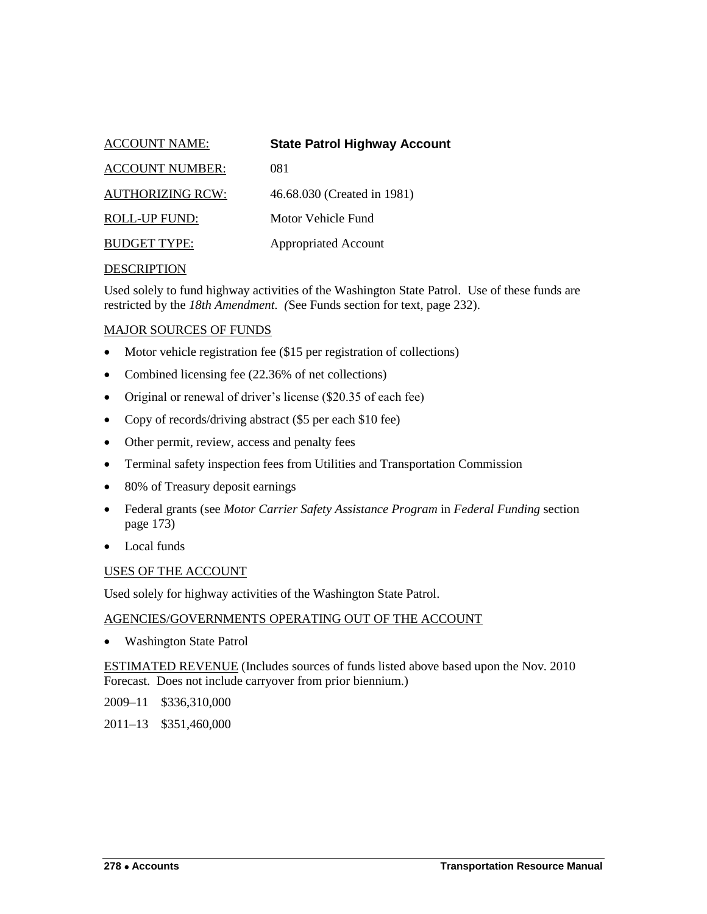ACCOUNT NAME: **State Patrol Highway Account**

ACCOUNT NUMBER: 081

AUTHORIZING RCW: 46.68.030 (Created in 1981)

ROLL-UP FUND: Motor Vehicle Fund

BUDGET TYPE: Appropriated Account

DESCRIPTION

Used solely to fund highway activities of the Washington State Patrol. Use of these funds are restricted by the *18th Amendment*. (See Funds section for text, page 232).

MAJOR SOURCES OF FUNDS

- Motor vehicle registration fee ($15 per registration of collections)
- Combined licensing fee (22.36% of net collections)
- Original or renewal of driver's license ($20.35 of each fee)
- Copy of records/driving abstract ($5 per each $10 fee)
- Other permit, review, access and penalty fees
- Terminal safety inspection fees from Utilities and Transportation Commission
- 80% of Treasury deposit earnings
- Federal grants (see *Motor Carrier Safety Assistance Program* in *Federal Funding* section page 173)
- Local funds

USES OF THE ACCOUNT

Used solely for highway activities of the Washington State Patrol.

AGENCIES/GOVERNMENTS OPERATING OUT OF THE ACCOUNT

- Washington State Patrol

ESTIMATED REVENUE (Includes sources of funds listed above based upon the Nov. 2010 Forecast. Does not include carryover from prior biennium.)

2009–11 $336,310,000

2011–13 $351,460,000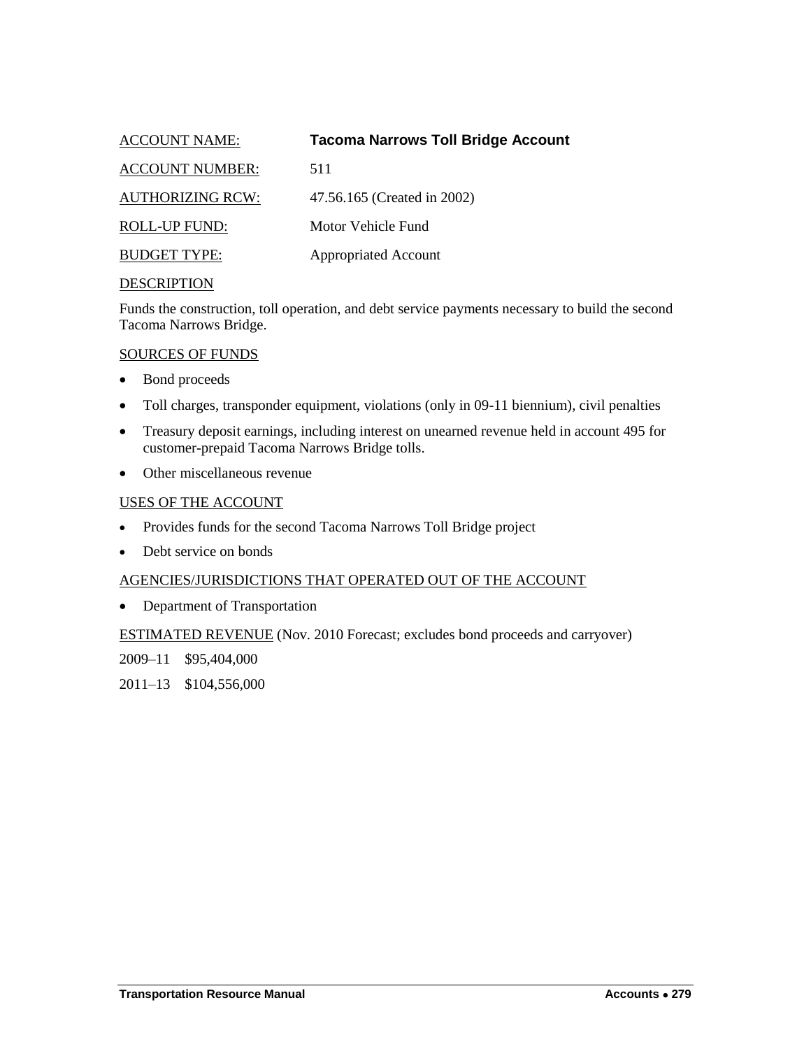ACCOUNT NAME: **Tacoma Narrows Toll Bridge Account**

ACCOUNT NUMBER: 511

AUTHORIZING RCW: 47.56.165 (Created in 2002)

ROLL-UP FUND: Motor Vehicle Fund

BUDGET TYPE: Appropriated Account

DESCRIPTION

Funds the construction, toll operation, and debt service payments necessary to build the second Tacoma Narrows Bridge.

SOURCES OF FUNDS

- Bond proceeds
- Toll charges, transponder equipment, violations (only in 09-11 biennium), civil penalties
- Treasury deposit earnings, including interest on unearned revenue held in account 495 for customer-prepaid Tacoma Narrows Bridge tolls.
- Other miscellaneous revenue

USES OF THE ACCOUNT

- Provides funds for the second Tacoma Narrows Toll Bridge project
- Debt service on bonds

AGENCIES/JURISDICTIONS THAT OPERATED OUT OF THE ACCOUNT

- Department of Transportation

ESTIMATED REVENUE (Nov. 2010 Forecast; excludes bond proceeds and carryover)

2009–11 $95,404,000

2011–13 $104,556,000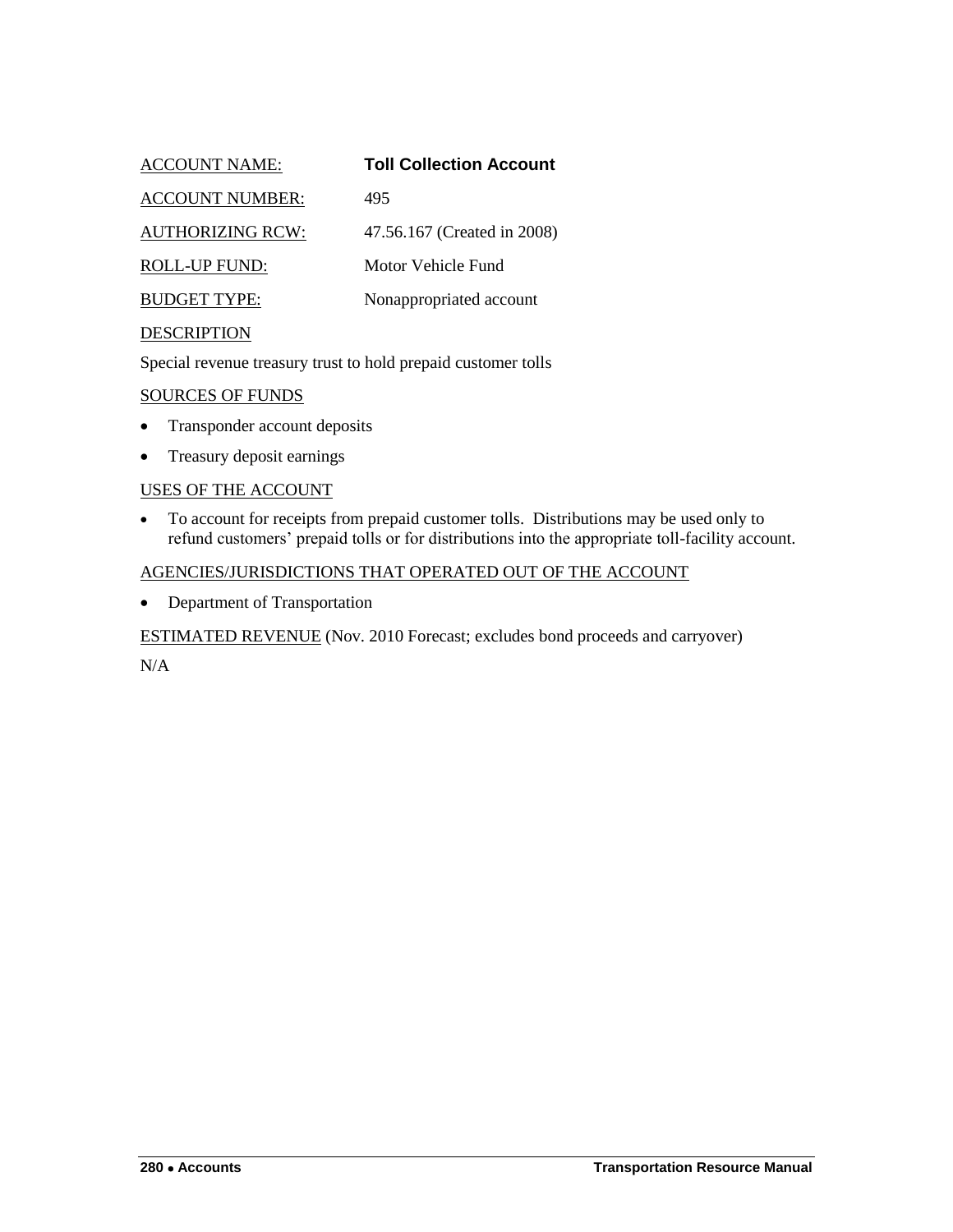ACCOUNT NAME: **Toll Collection Account**

ACCOUNT NUMBER: 495

AUTHORIZING RCW: 47.56.167 (Created in 2008)

ROLL-UP FUND: Motor Vehicle Fund

BUDGET TYPE: Nonappropriated account

DESCRIPTION

Special revenue treasury trust to hold prepaid customer tolls

SOURCES OF FUNDS

- Transponder account deposits
- Treasury deposit earnings

USES OF THE ACCOUNT

- To account for receipts from prepaid customer tolls. Distributions may be used only to refund customers' prepaid tolls or for distributions into the appropriate toll-facility account.

AGENCIES/JURISDICTIONS THAT OPERATED OUT OF THE ACCOUNT

- Department of Transportation

ESTIMATED REVENUE (Nov. 2010 Forecast; excludes bond proceeds and carryover)

N/A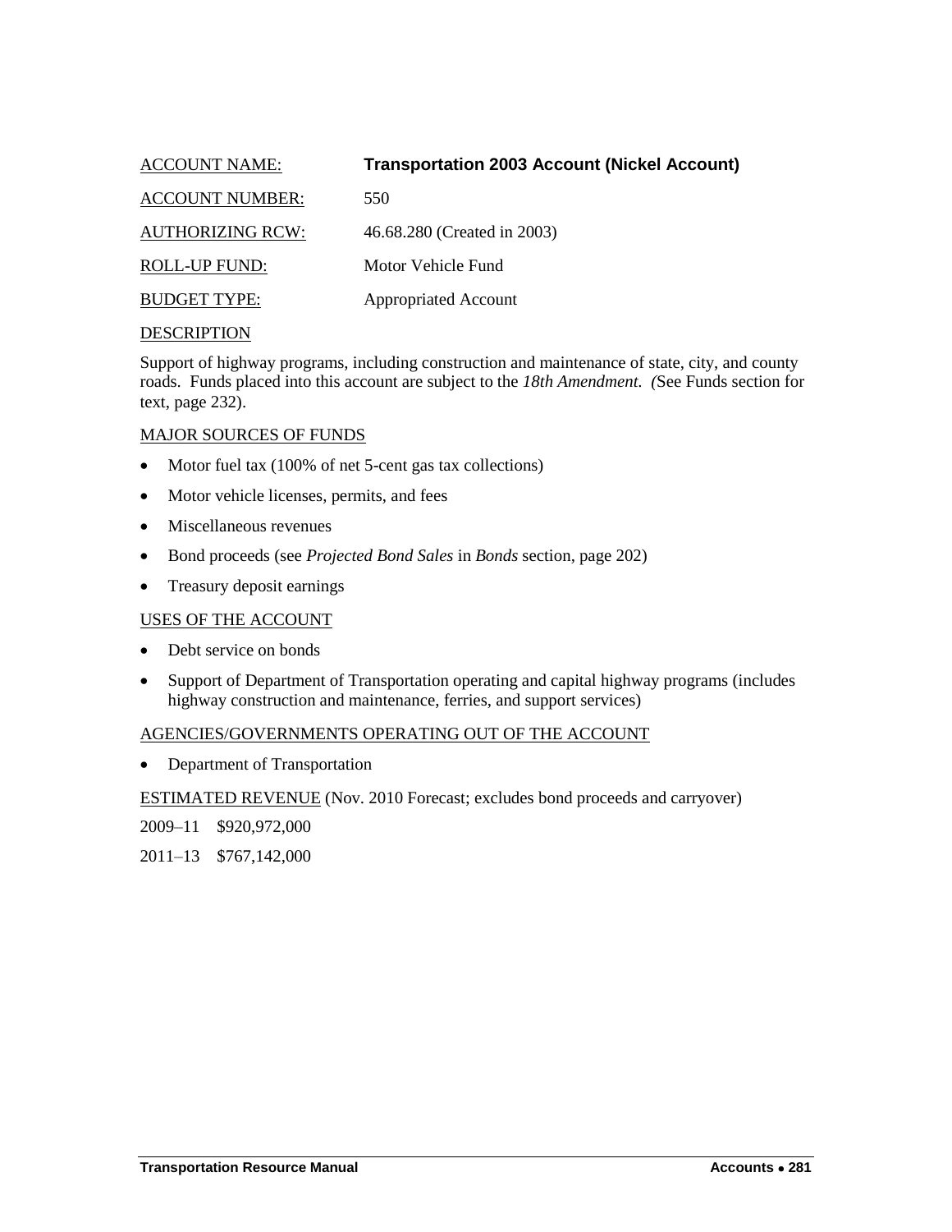ACCOUNT NAME: **Transportation 2003 Account (Nickel Account)**

ACCOUNT NUMBER: 550

AUTHORIZING RCW: 46.68.280 (Created in 2003)

ROLL-UP FUND: Motor Vehicle Fund

BUDGET TYPE: Appropriated Account

DESCRIPTION

Support of highway programs, including construction and maintenance of state, city, and county roads. Funds placed into this account are subject to the *18th Amendment. (*See Funds section for text, page 232).

MAJOR SOURCES OF FUNDS

- Motor fuel tax (100% of net 5-cent gas tax collections)
- Motor vehicle licenses, permits, and fees
- Miscellaneous revenues
- Bond proceeds (see *Projected Bond Sales* in *Bonds* section, page 202)
- Treasury deposit earnings

USES OF THE ACCOUNT

- Debt service on bonds
- Support of Department of Transportation operating and capital highway programs (includes highway construction and maintenance, ferries, and support services)

AGENCIES/GOVERNMENTS OPERATING OUT OF THE ACCOUNT

- Department of Transportation

ESTIMATED REVENUE (Nov. 2010 Forecast; excludes bond proceeds and carryover)

2009–11 $920,972,000

2011–13 $767,142,000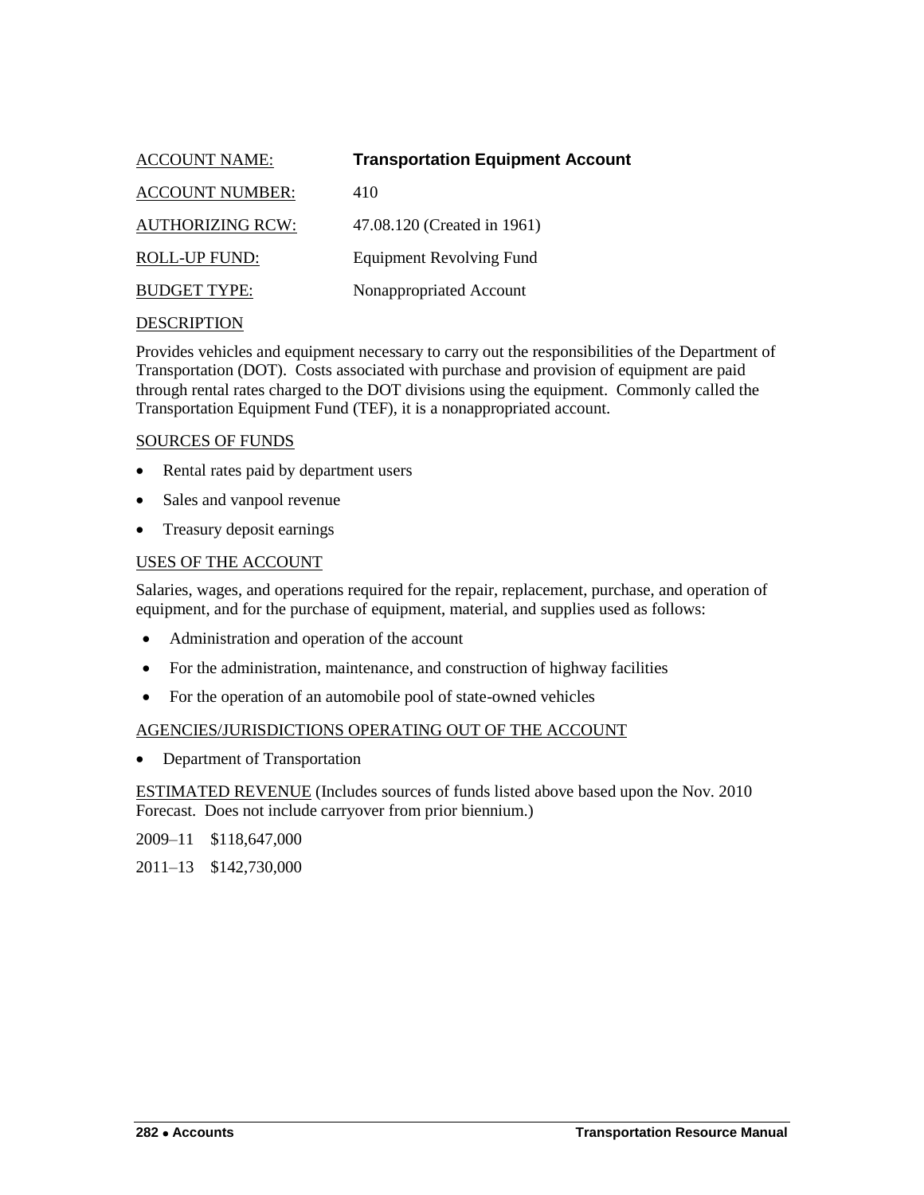ACCOUNT NAME: **Transportation Equipment Account**

ACCOUNT NUMBER: 410

AUTHORIZING RCW: 47.08.120 (Created in 1961)

ROLL-UP FUND: Equipment Revolving Fund

BUDGET TYPE: Nonappropriated Account

DESCRIPTION

Provides vehicles and equipment necessary to carry out the responsibilities of the Department of Transportation (DOT). Costs associated with purchase and provision of equipment are paid through rental rates charged to the DOT divisions using the equipment. Commonly called the Transportation Equipment Fund (TEF), it is a nonappropriated account.

SOURCES OF FUNDS

- Rental rates paid by department users
- Sales and vanpool revenue
- Treasury deposit earnings

USES OF THE ACCOUNT

Salaries, wages, and operations required for the repair, replacement, purchase, and operation of equipment, and for the purchase of equipment, material, and supplies used as follows:

- Administration and operation of the account
- For the administration, maintenance, and construction of highway facilities
- For the operation of an automobile pool of state-owned vehicles

AGENCIES/JURISDICTIONS OPERATING OUT OF THE ACCOUNT

- Department of Transportation

ESTIMATED REVENUE (Includes sources of funds listed above based upon the Nov. 2010 Forecast. Does not include carryover from prior biennium.)

2009–11 $118,647,000

2011–13 $142,730,000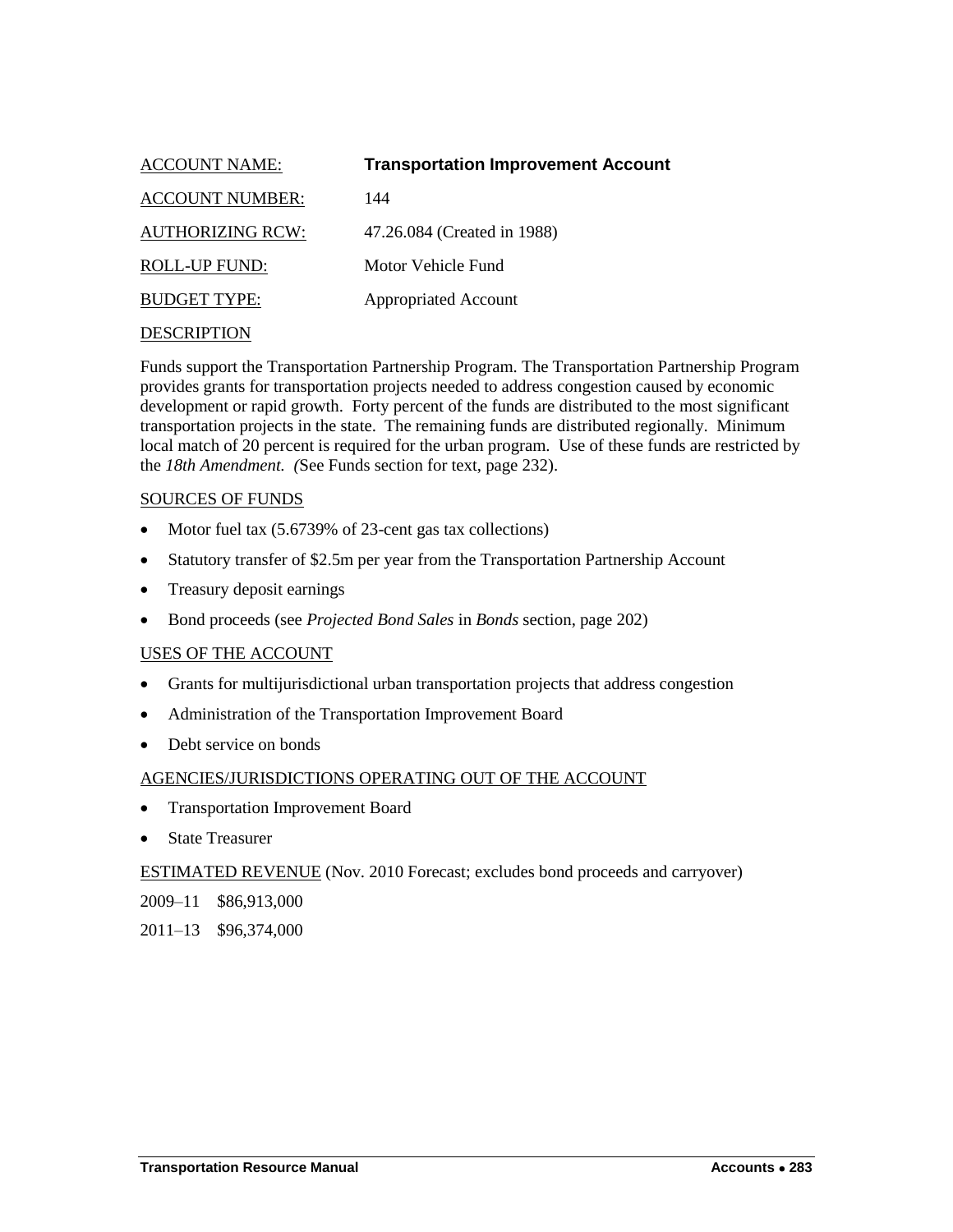ACCOUNT NAME: **Transportation Improvement Account**

ACCOUNT NUMBER: 144

AUTHORIZING RCW: 47.26.084 (Created in 1988)

ROLL-UP FUND: Motor Vehicle Fund

BUDGET TYPE: Appropriated Account

DESCRIPTION

Funds support the Transportation Partnership Program. The Transportation Partnership Program provides grants for transportation projects needed to address congestion caused by economic development or rapid growth. Forty percent of the funds are distributed to the most significant transportation projects in the state. The remaining funds are distributed regionally. Minimum local match of 20 percent is required for the urban program. Use of these funds are restricted by the *18th Amendment.* (See Funds section for text, page 232).

SOURCES OF FUNDS

- Motor fuel tax (5.6739% of 23-cent gas tax collections)
- Statutory transfer of $2.5m per year from the Transportation Partnership Account
- Treasury deposit earnings
- Bond proceeds (see *Projected Bond Sales* in *Bonds* section, page 202)

USES OF THE ACCOUNT

- Grants for multijurisdictional urban transportation projects that address congestion
- Administration of the Transportation Improvement Board
- Debt service on bonds

AGENCIES/JURISDICTIONS OPERATING OUT OF THE ACCOUNT

- Transportation Improvement Board
- State Treasurer

ESTIMATED REVENUE (Nov. 2010 Forecast; excludes bond proceeds and carryover)

2009–11 $86,913,000

2011–13 $96,374,000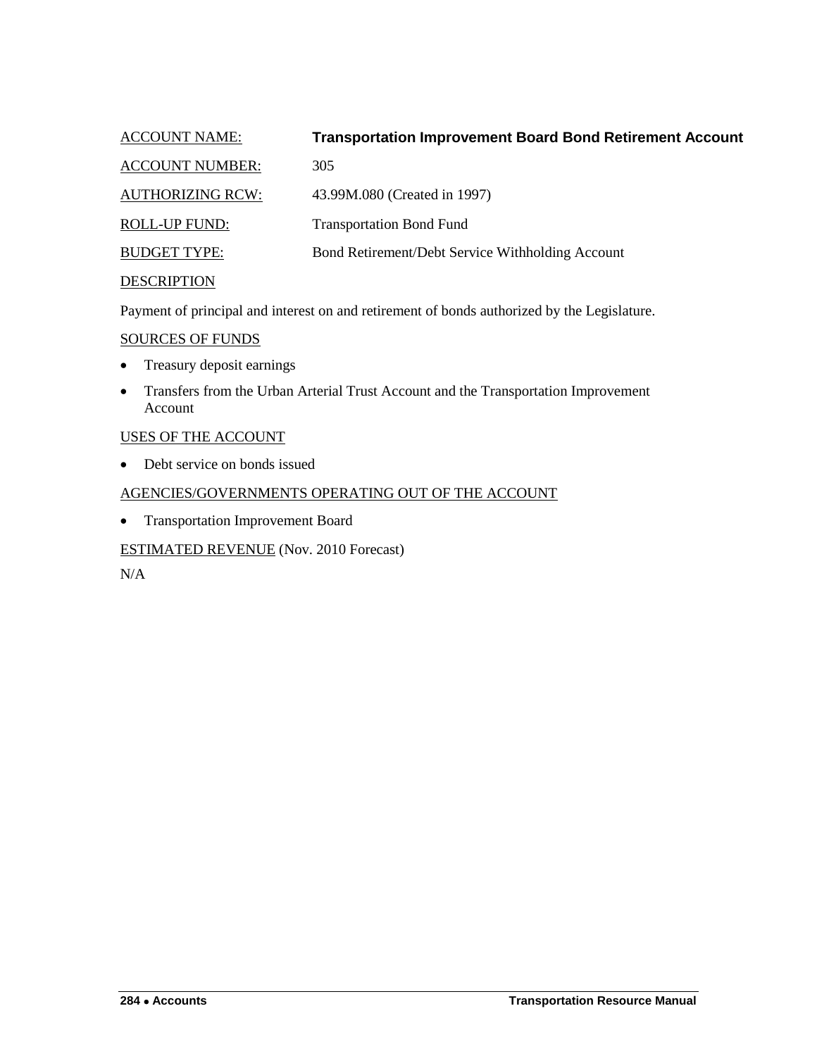ACCOUNT NAME: **Transportation Improvement Board Bond Retirement Account**

ACCOUNT NUMBER: 305

AUTHORIZING RCW: 43.99M.080 (Created in 1997)

ROLL-UP FUND: Transportation Bond Fund

BUDGET TYPE: Bond Retirement/Debt Service Withholding Account

DESCRIPTION

Payment of principal and interest on and retirement of bonds authorized by the Legislature.

SOURCES OF FUNDS

- Treasury deposit earnings
- Transfers from the Urban Arterial Trust Account and the Transportation Improvement Account

USES OF THE ACCOUNT

- Debt service on bonds issued

AGENCIES/GOVERNMENTS OPERATING OUT OF THE ACCOUNT

- Transportation Improvement Board

ESTIMATED REVENUE (Nov. 2010 Forecast)

N/A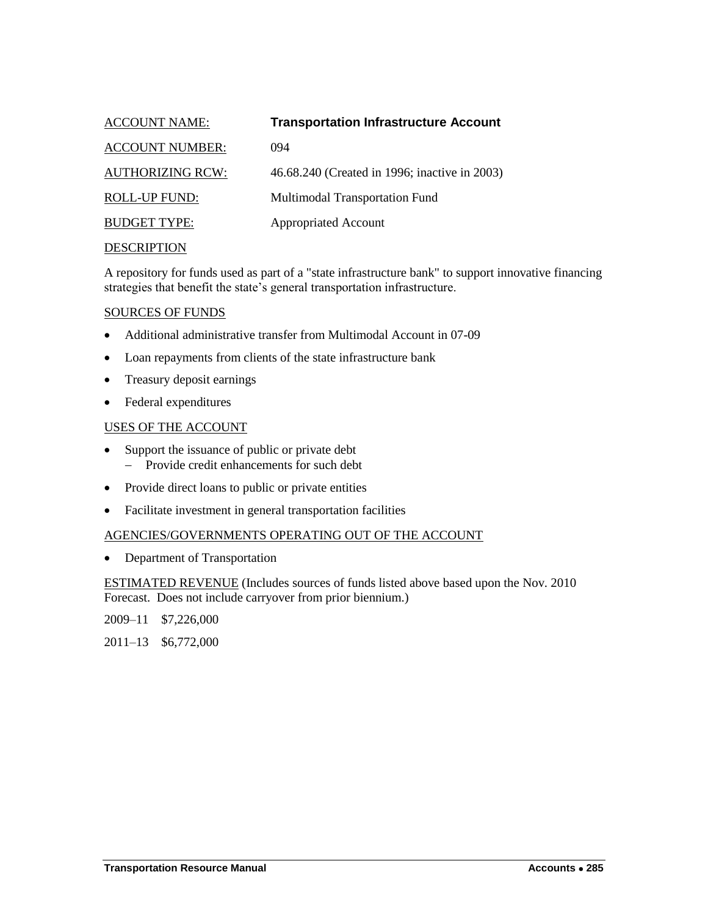ACCOUNT NAME: **Transportation Infrastructure Account**

ACCOUNT NUMBER: 094

AUTHORIZING RCW: 46.68.240 (Created in 1996; inactive in 2003)

ROLL-UP FUND: Multimodal Transportation Fund

BUDGET TYPE: Appropriated Account

DESCRIPTION

A repository for funds used as part of a "state infrastructure bank" to support innovative financing strategies that benefit the state's general transportation infrastructure.

SOURCES OF FUNDS

- Additional administrative transfer from Multimodal Account in 07-09
- Loan repayments from clients of the state infrastructure bank
- Treasury deposit earnings
- Federal expenditures

USES OF THE ACCOUNT

- Support the issuance of public or private debt
  - Provide credit enhancements for such debt
- Provide direct loans to public or private entities
- Facilitate investment in general transportation facilities

AGENCIES/GOVERNMENTS OPERATING OUT OF THE ACCOUNT

- Department of Transportation

ESTIMATED REVENUE (Includes sources of funds listed above based upon the Nov. 2010 Forecast. Does not include carryover from prior biennium.)

2009–11 $7,226,000

2011–13 $6,772,000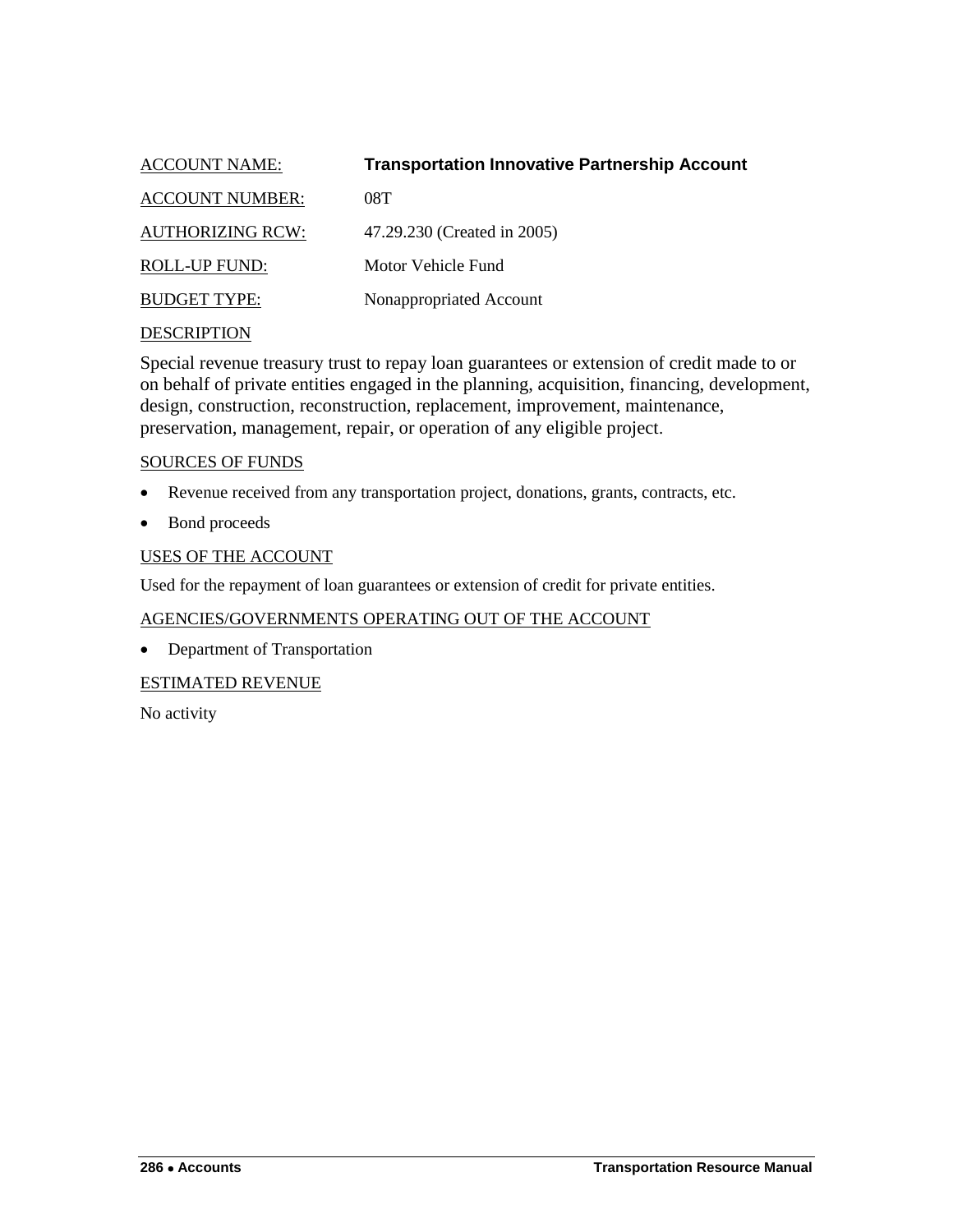ACCOUNT NAME: **Transportation Innovative Partnership Account**

ACCOUNT NUMBER: 08T

AUTHORIZING RCW: 47.29.230 (Created in 2005)

ROLL-UP FUND: Motor Vehicle Fund

BUDGET TYPE: Nonappropriated Account

DESCRIPTION

Special revenue treasury trust to repay loan guarantees or extension of credit made to or on behalf of private entities engaged in the planning, acquisition, financing, development, design, construction, reconstruction, replacement, improvement, maintenance, preservation, management, repair, or operation of any eligible project.

SOURCES OF FUNDS

- Revenue received from any transportation project, donations, grants, contracts, etc.
- Bond proceeds

USES OF THE ACCOUNT

Used for the repayment of loan guarantees or extension of credit for private entities.

AGENCIES/GOVERNMENTS OPERATING OUT OF THE ACCOUNT

- Department of Transportation

ESTIMATED REVENUE

No activity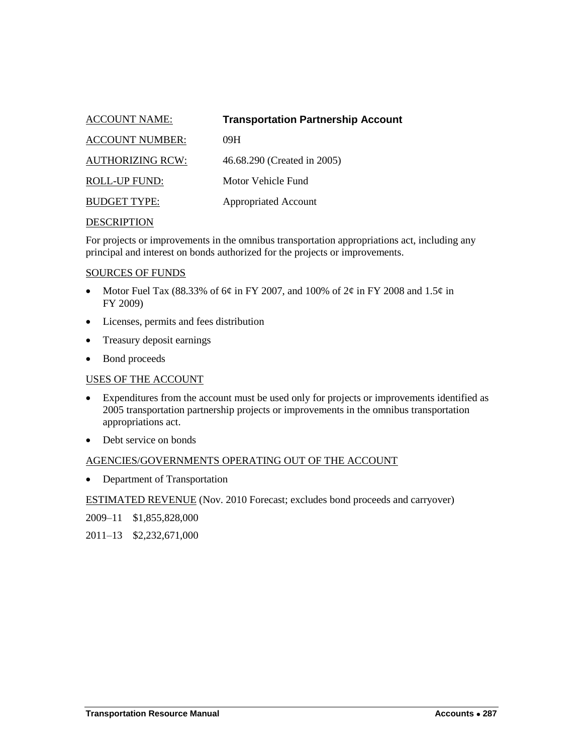ACCOUNT NAME: **Transportation Partnership Account**

ACCOUNT NUMBER: 09H

AUTHORIZING RCW: 46.68.290 (Created in 2005)

ROLL-UP FUND: Motor Vehicle Fund

BUDGET TYPE: Appropriated Account

DESCRIPTION

For projects or improvements in the omnibus transportation appropriations act, including any principal and interest on bonds authorized for the projects or improvements.

SOURCES OF FUNDS

- Motor Fuel Tax (88.33% of 6¢ in FY 2007, and 100% of 2¢ in FY 2008 and 1.5¢ in FY 2009)
- Licenses, permits and fees distribution
- Treasury deposit earnings
- Bond proceeds

USES OF THE ACCOUNT

- Expenditures from the account must be used only for projects or improvements identified as 2005 transportation partnership projects or improvements in the omnibus transportation appropriations act.
- Debt service on bonds

AGENCIES/GOVERNMENTS OPERATING OUT OF THE ACCOUNT

- Department of Transportation

ESTIMATED REVENUE (Nov. 2010 Forecast; excludes bond proceeds and carryover)

2009–11 $1,855,828,000

2011–13 $2,232,671,000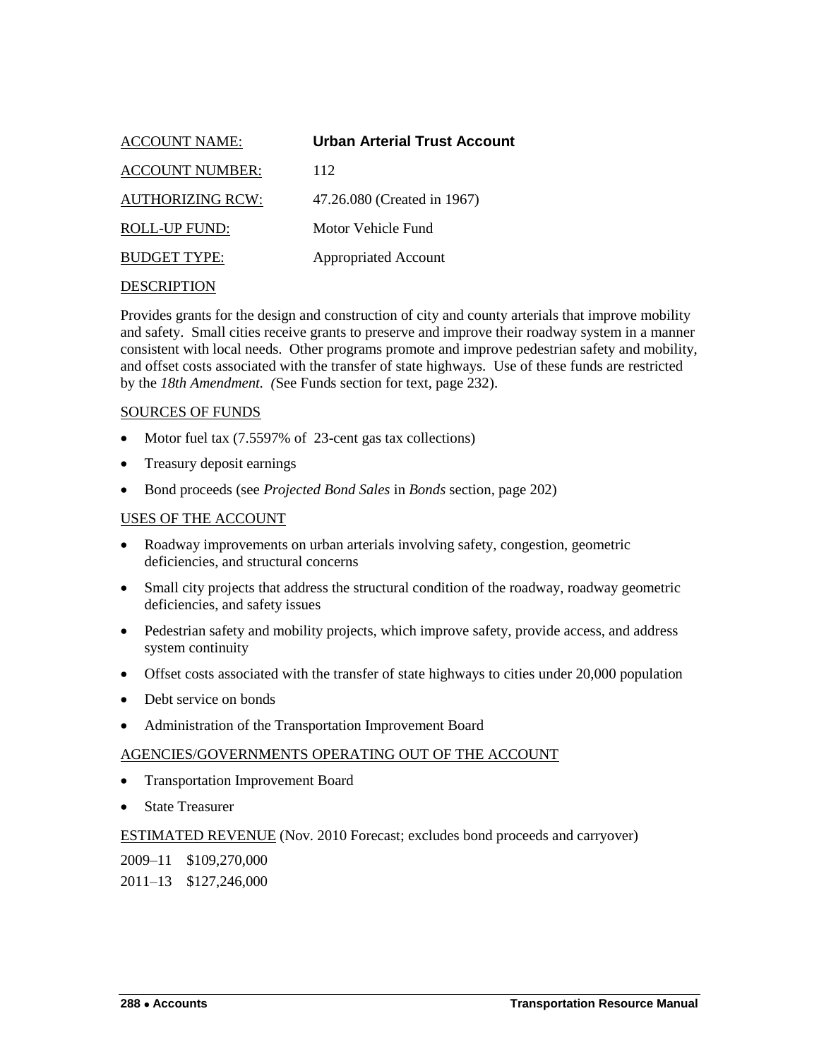ACCOUNT NAME: **Urban Arterial Trust Account**

ACCOUNT NUMBER: 112

AUTHORIZING RCW: 47.26.080 (Created in 1967)

ROLL-UP FUND: Motor Vehicle Fund

BUDGET TYPE: Appropriated Account

DESCRIPTION

Provides grants for the design and construction of city and county arterials that improve mobility and safety. Small cities receive grants to preserve and improve their roadway system in a manner consistent with local needs. Other programs promote and improve pedestrian safety and mobility, and offset costs associated with the transfer of state highways. Use of these funds are restricted by the *18th Amendment. (*See Funds section for text, page 232).

SOURCES OF FUNDS

- Motor fuel tax (7.5597% of 23-cent gas tax collections)
- Treasury deposit earnings
- Bond proceeds (see *Projected Bond Sales* in *Bonds* section, page 202)

USES OF THE ACCOUNT

- Roadway improvements on urban arterials involving safety, congestion, geometric deficiencies, and structural concerns
- Small city projects that address the structural condition of the roadway, roadway geometric deficiencies, and safety issues
- Pedestrian safety and mobility projects, which improve safety, provide access, and address system continuity
- Offset costs associated with the transfer of state highways to cities under 20,000 population
- Debt service on bonds
- Administration of the Transportation Improvement Board

AGENCIES/GOVERNMENTS OPERATING OUT OF THE ACCOUNT

- Transportation Improvement Board
- State Treasurer

ESTIMATED REVENUE (Nov. 2010 Forecast; excludes bond proceeds and carryover)

2009–11 $109,270,000

2011–13 $127,246,000